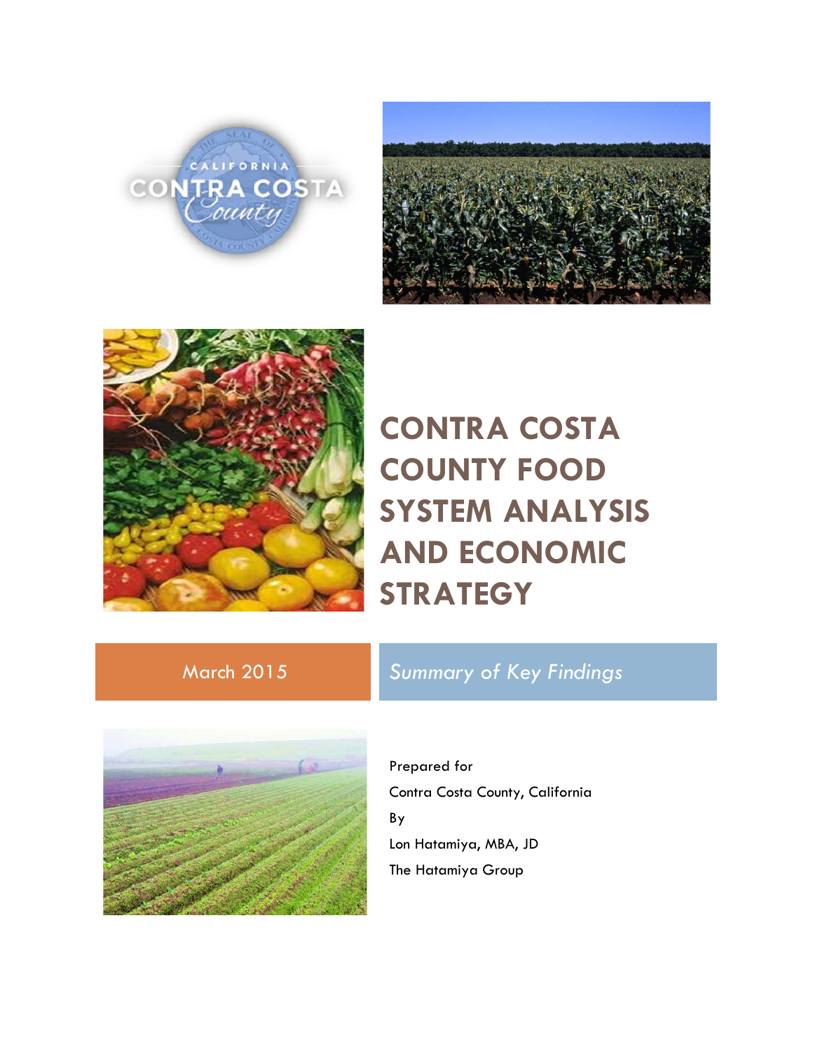# CONTRA COSTA COUNTY FOOD SYSTEM ANALYSIS AND ECONOMIC STRATEGY

March 2015

*Summary of Key Findings*

Prepared for

Contra Costa County, California

By

Lon Hatamiya, MBA, JD

The Hatamiya Group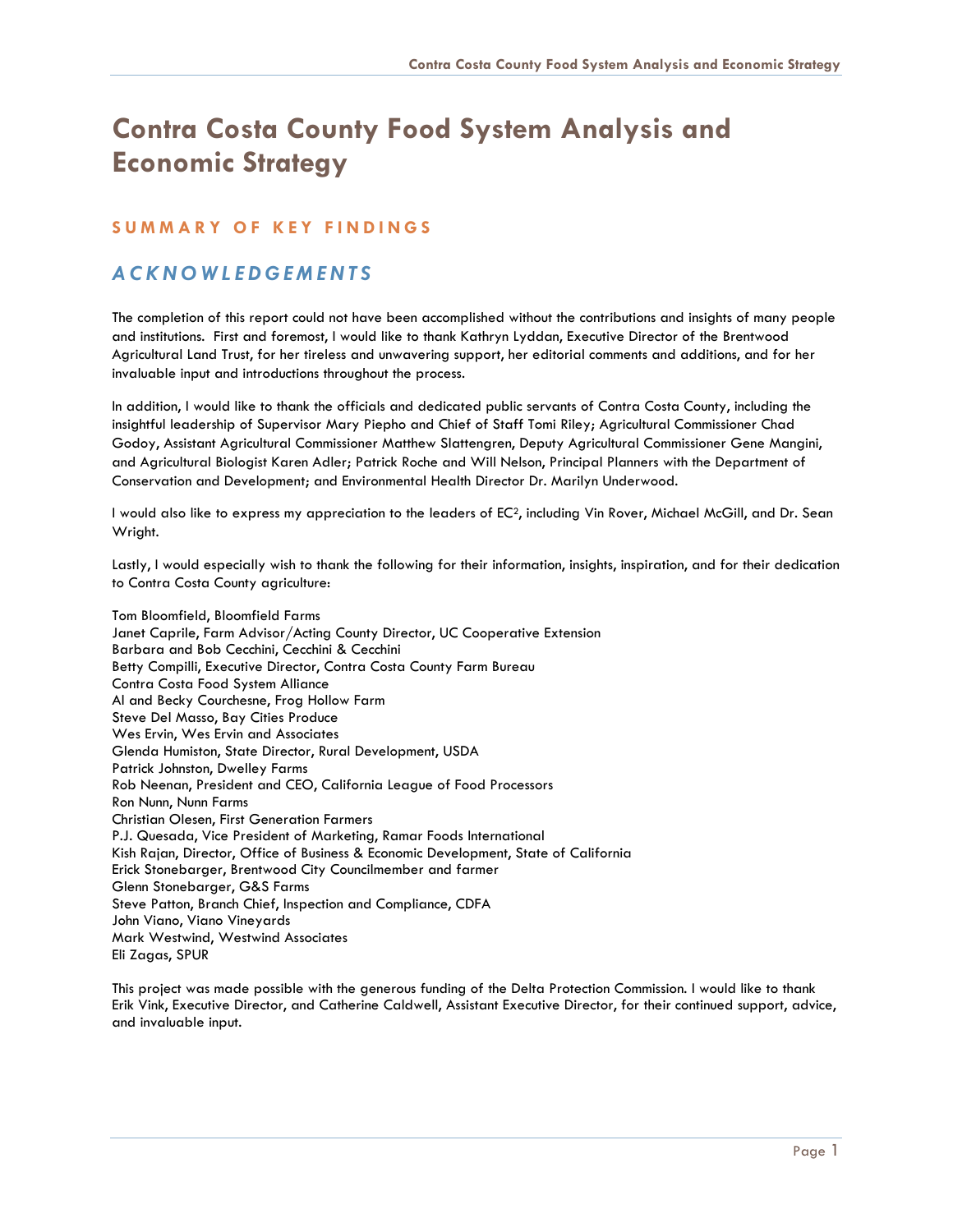# Contra Costa County Food System Analysis and Economic Strategy

## SUMMARY OF KEY FINDINGS

## *ACKNOWLEDGEMENTS*

The completion of this report could not have been accomplished without the contributions and insights of many people and institutions. First and foremost, I would like to thank Kathryn Lyddan, Executive Director of the Brentwood Agricultural Land Trust, for her tireless and unwavering support, her editorial comments and additions, and for her invaluable input and introductions throughout the process.

In addition, I would like to thank the officials and dedicated public servants of Contra Costa County, including the insightful leadership of Supervisor Mary Piepho and Chief of Staff Tomi Riley; Agricultural Commissioner Chad Godoy, Assistant Agricultural Commissioner Matthew Slattengren, Deputy Agricultural Commissioner Gene Mangini, and Agricultural Biologist Karen Adler; Patrick Roche and Will Nelson, Principal Planners with the Department of Conservation and Development; and Environmental Health Director Dr. Marilyn Underwood.

I would also like to express my appreciation to the leaders of EC², including Vin Rover, Michael McGill, and Dr. Sean Wright.

Lastly, I would especially wish to thank the following for their information, insights, inspiration, and for their dedication to Contra Costa County agriculture:

Tom Bloomfield, Bloomfield Farms
Janet Caprile, Farm Advisor/Acting County Director, UC Cooperative Extension
Barbara and Bob Cecchini, Cecchini & Cecchini
Betty Compilli, Executive Director, Contra Costa County Farm Bureau
Contra Costa Food System Alliance
Al and Becky Courchesne, Frog Hollow Farm
Steve Del Masso, Bay Cities Produce
Wes Ervin, Wes Ervin and Associates
Glenda Humiston, State Director, Rural Development, USDA
Patrick Johnston, Dwelley Farms
Rob Neenan, President and CEO, California League of Food Processors
Ron Nunn, Nunn Farms
Christian Olesen, First Generation Farmers
P.J. Quesada, Vice President of Marketing, Ramar Foods International
Kish Rajan, Director, Office of Business & Economic Development, State of California
Erick Stonebarger, Brentwood City Councilmember and farmer
Glenn Stonebarger, G&S Farms
Steve Patton, Branch Chief, Inspection and Compliance, CDFA
John Viano, Viano Vineyards
Mark Westwind, Westwind Associates
Eli Zagas, SPUR

This project was made possible with the generous funding of the Delta Protection Commission. I would like to thank Erik Vink, Executive Director, and Catherine Caldwell, Assistant Executive Director, for their continued support, advice, and invaluable input.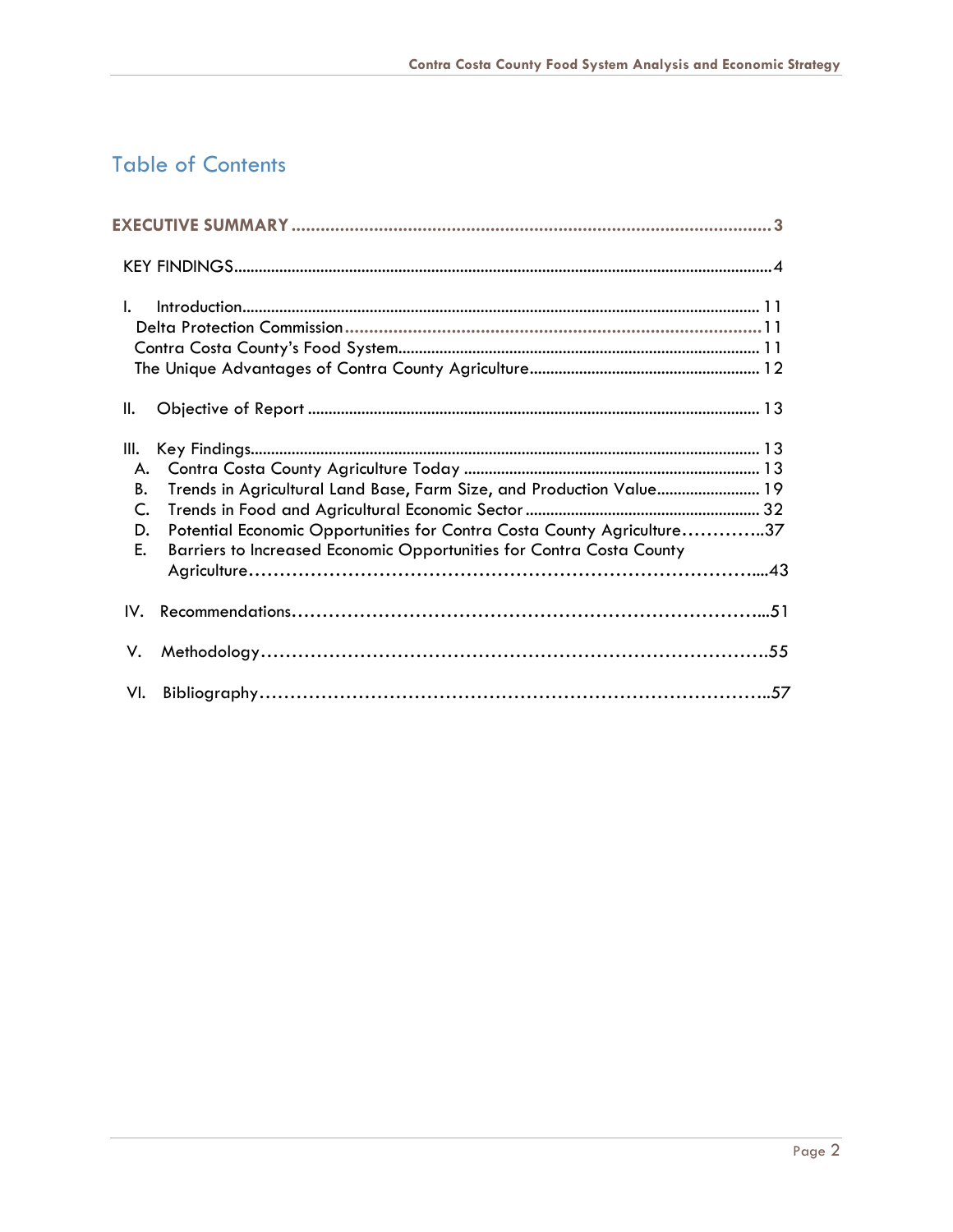# Table of Contents

**EXECUTIVE SUMMARY** .......... **3**

KEY FINDINGS .......... 4

I. Introduction .......... 11
- Delta Protection Commission .......... 11
- Contra Costa County's Food System .......... 11
- The Unique Advantages of Contra County Agriculture .......... 12

II. Objective of Report .......... 13

III. Key Findings .......... 13
- A. Contra Costa County Agriculture Today .......... 13
- B. Trends in Agricultural Land Base, Farm Size, and Production Value .......... 19
- C. Trends in Food and Agricultural Economic Sector .......... 32
- D. Potential Economic Opportunities for Contra Costa County Agriculture .......... 37
- E. Barriers to Increased Economic Opportunities for Contra Costa County Agriculture .......... 43

IV. Recommendations .......... 51

V. Methodology .......... 55

VI. Bibliography .......... 57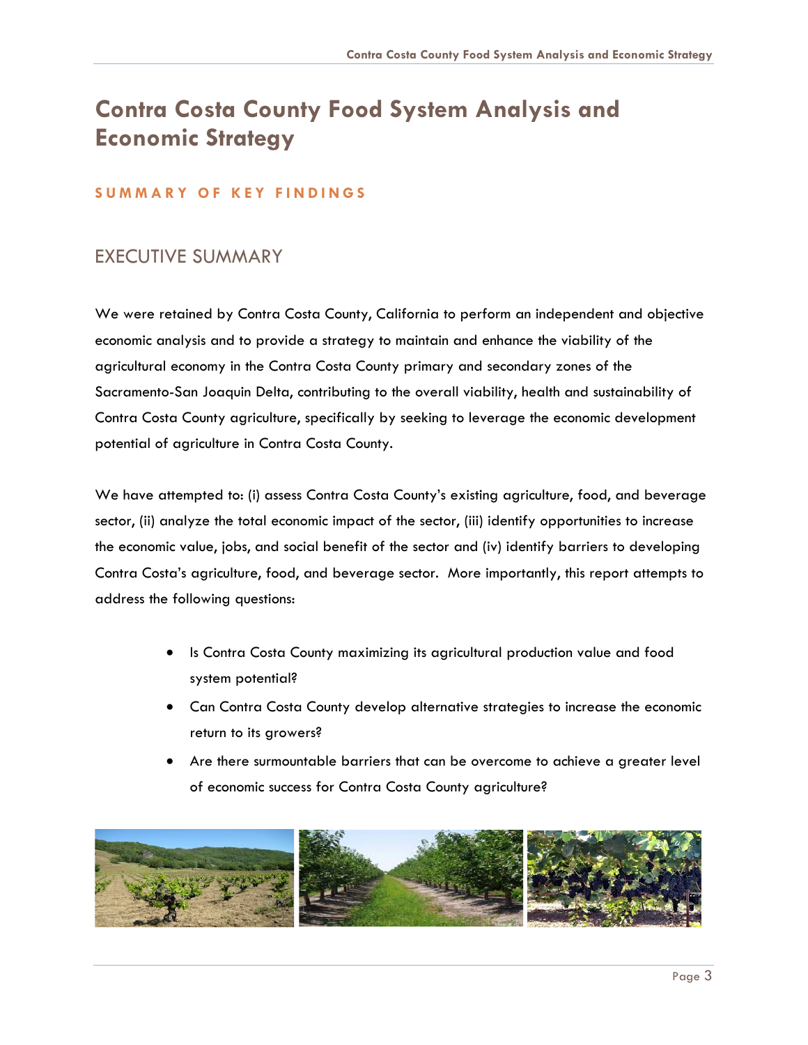# Contra Costa County Food System Analysis and Economic Strategy

## SUMMARY OF KEY FINDINGS

## EXECUTIVE SUMMARY

We were retained by Contra Costa County, California to perform an independent and objective economic analysis and to provide a strategy to maintain and enhance the viability of the agricultural economy in the Contra Costa County primary and secondary zones of the Sacramento-San Joaquin Delta, contributing to the overall viability, health and sustainability of Contra Costa County agriculture, specifically by seeking to leverage the economic development potential of agriculture in Contra Costa County.

We have attempted to: (i) assess Contra Costa County's existing agriculture, food, and beverage sector, (ii) analyze the total economic impact of the sector, (iii) identify opportunities to increase the economic value, jobs, and social benefit of the sector and (iv) identify barriers to developing Contra Costa's agriculture, food, and beverage sector. More importantly, this report attempts to address the following questions:

- Is Contra Costa County maximizing its agricultural production value and food system potential?
- Can Contra Costa County develop alternative strategies to increase the economic return to its growers?
- Are there surmountable barriers that can be overcome to achieve a greater level of economic success for Contra Costa County agriculture?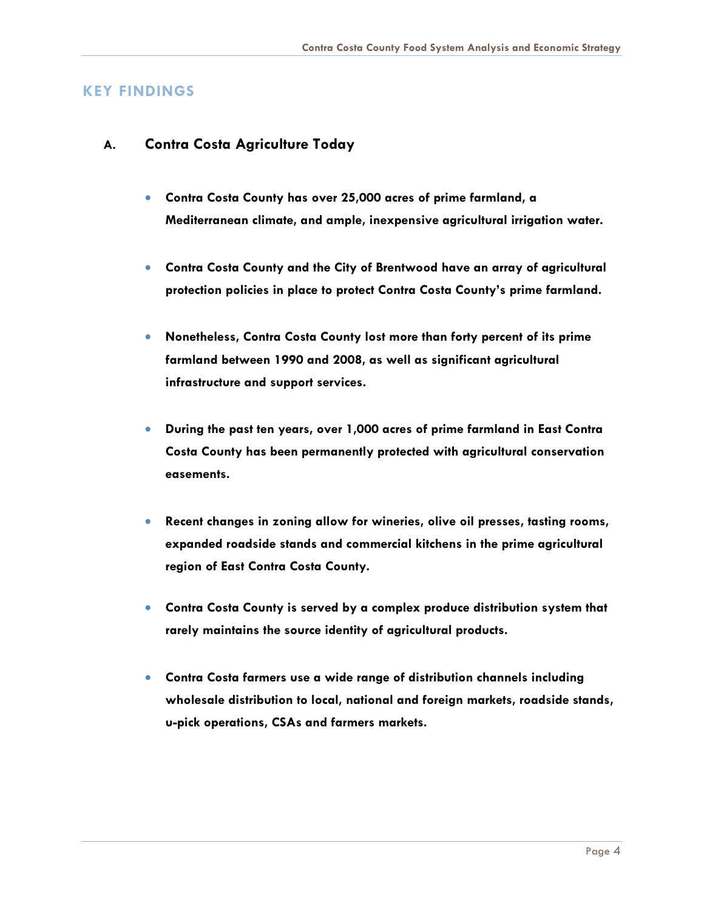## KEY FINDINGS

### A. Contra Costa Agriculture Today

- **Contra Costa County has over 25,000 acres of prime farmland, a Mediterranean climate, and ample, inexpensive agricultural irrigation water.**

- **Contra Costa County and the City of Brentwood have an array of agricultural protection policies in place to protect Contra Costa County's prime farmland.**

- **Nonetheless, Contra Costa County lost more than forty percent of its prime farmland between 1990 and 2008, as well as significant agricultural infrastructure and support services.**

- **During the past ten years, over 1,000 acres of prime farmland in East Contra Costa County has been permanently protected with agricultural conservation easements.**

- **Recent changes in zoning allow for wineries, olive oil presses, tasting rooms, expanded roadside stands and commercial kitchens in the prime agricultural region of East Contra Costa County.**

- **Contra Costa County is served by a complex produce distribution system that rarely maintains the source identity of agricultural products.**

- **Contra Costa farmers use a wide range of distribution channels including wholesale distribution to local, national and foreign markets, roadside stands, u-pick operations, CSAs and farmers markets.**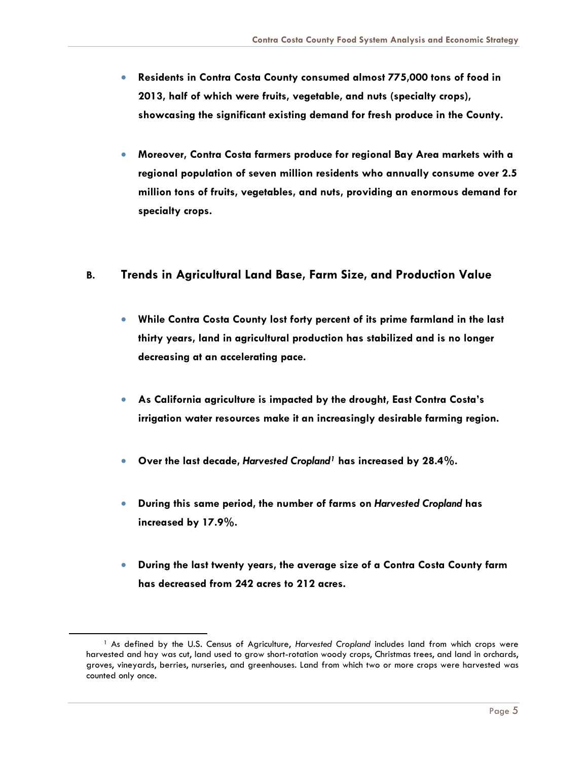- **Residents in Contra Costa County consumed almost 775,000 tons of food in 2013, half of which were fruits, vegetable, and nuts (specialty crops), showcasing the significant existing demand for fresh produce in the County.**

- **Moreover, Contra Costa farmers produce for regional Bay Area markets with a regional population of seven million residents who annually consume over 2.5 million tons of fruits, vegetables, and nuts, providing an enormous demand for specialty crops.**

## B. Trends in Agricultural Land Base, Farm Size, and Production Value

- **While Contra Costa County lost forty percent of its prime farmland in the last thirty years, land in agricultural production has stabilized and is no longer decreasing at an accelerating pace.**

- **As California agriculture is impacted by the drought, East Contra Costa's irrigation water resources make it an increasingly desirable farming region.**

- **Over the last decade, *Harvested Cropland*[1] has increased by 28.4%.**

- **During this same period, the number of farms on *Harvested Cropland* has increased by 17.9%.**

- **During the last twenty years, the average size of a Contra Costa County farm has decreased from 242 acres to 212 acres.**

---

[1] As defined by the U.S. Census of Agriculture, *Harvested Cropland* includes land from which crops were harvested and hay was cut, land used to grow short-rotation woody crops, Christmas trees, and land in orchards, groves, vineyards, berries, nurseries, and greenhouses. Land from which two or more crops were harvested was counted only once.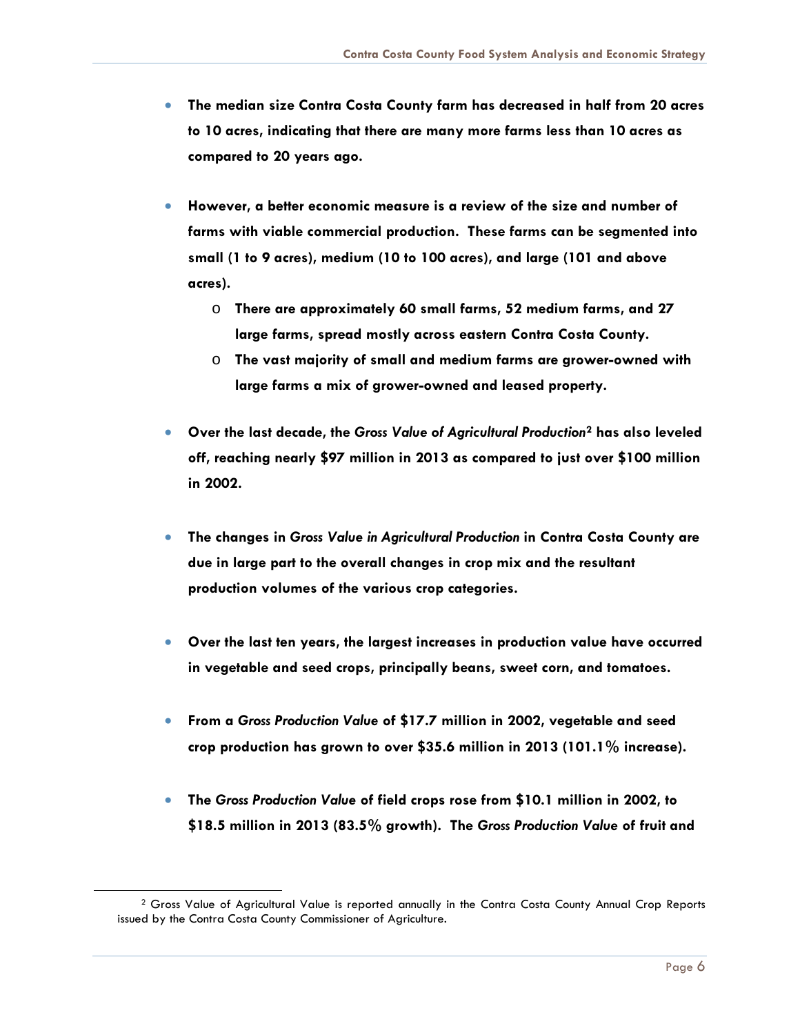- **The median size Contra Costa County farm has decreased in half from 20 acres to 10 acres, indicating that there are many more farms less than 10 acres as compared to 20 years ago.**

- **However, a better economic measure is a review of the size and number of farms with viable commercial production. These farms can be segmented into small (1 to 9 acres), medium (10 to 100 acres), and large (101 and above acres).**
  - **There are approximately 60 small farms, 52 medium farms, and 27 large farms, spread mostly across eastern Contra Costa County.**
  - **The vast majority of small and medium farms are grower-owned with large farms a mix of grower-owned and leased property.**

- **Over the last decade, the *Gross Value of Agricultural Production*[2] has also leveled off, reaching nearly $97 million in 2013 as compared to just over $100 million in 2002.**

- **The changes in *Gross Value in Agricultural Production* in Contra Costa County are due in large part to the overall changes in crop mix and the resultant production volumes of the various crop categories.**

- **Over the last ten years, the largest increases in production value have occurred in vegetable and seed crops, principally beans, sweet corn, and tomatoes.**

- **From a *Gross Production Value* of $17.7 million in 2002, vegetable and seed crop production has grown to over $35.6 million in 2013 (101.1% increase).**

- **The *Gross Production Value* of field crops rose from $10.1 million in 2002, to $18.5 million in 2013 (83.5% growth). The *Gross Production Value* of fruit and**

[2] Gross Value of Agricultural Value is reported annually in the Contra Costa County Annual Crop Reports issued by the Contra Costa County Commissioner of Agriculture.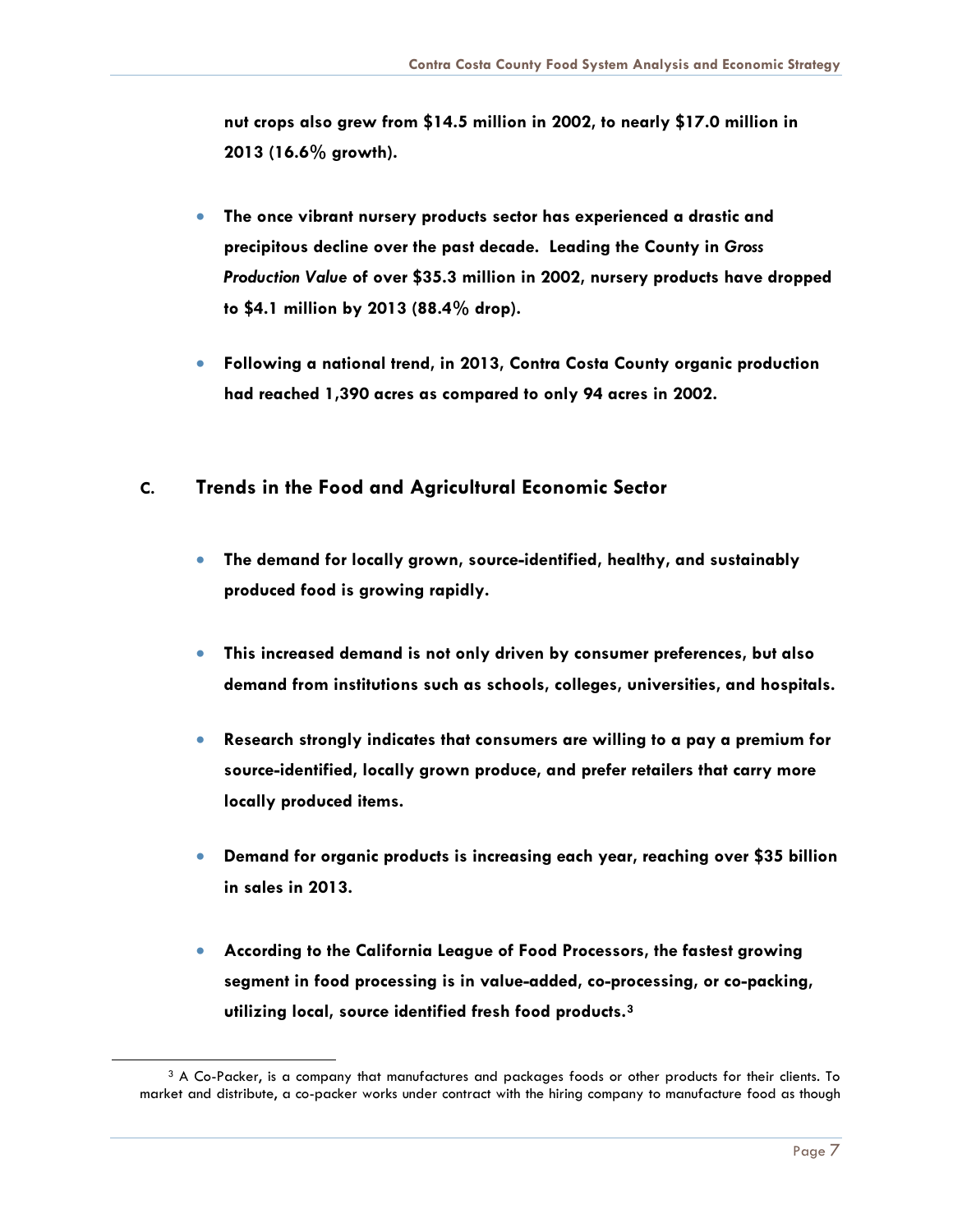**nut crops also grew from $14.5 million in 2002, to nearly $17.0 million in 2013 (16.6% growth).**

- **The once vibrant nursery products sector has experienced a drastic and precipitous decline over the past decade. Leading the County in *Gross Production Value* of over $35.3 million in 2002, nursery products have dropped to $4.1 million by 2013 (88.4% drop).**

- **Following a national trend, in 2013, Contra Costa County organic production had reached 1,390 acres as compared to only 94 acres in 2002.**

## C. Trends in the Food and Agricultural Economic Sector

- **The demand for locally grown, source-identified, healthy, and sustainably produced food is growing rapidly.**

- **This increased demand is not only driven by consumer preferences, but also demand from institutions such as schools, colleges, universities, and hospitals.**

- **Research strongly indicates that consumers are willing to a pay a premium for source-identified, locally grown produce, and prefer retailers that carry more locally produced items.**

- **Demand for organic products is increasing each year, reaching over $35 billion in sales in 2013.**

- **According to the California League of Food Processors, the fastest growing segment in food processing is in value-added, co-processing, or co-packing, utilizing local, source identified fresh food products.[3]**

[3] A Co-Packer, is a company that manufactures and packages foods or other products for their clients. To market and distribute, a co-packer works under contract with the hiring company to manufacture food as though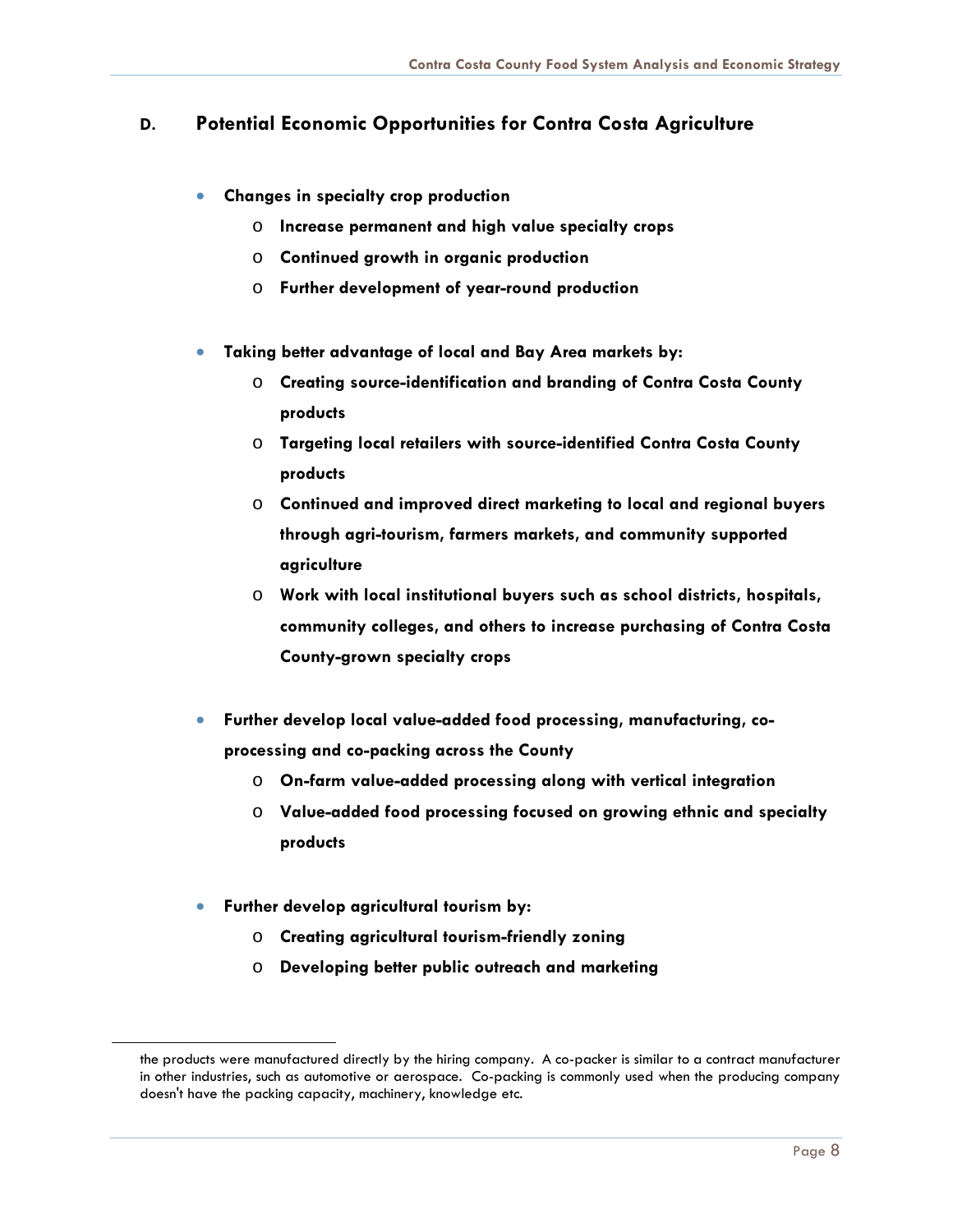## D. Potential Economic Opportunities for Contra Costa Agriculture

- **Changes in specialty crop production**
    - **Increase permanent and high value specialty crops**
    - **Continued growth in organic production**
    - **Further development of year-round production**

- **Taking better advantage of local and Bay Area markets by:**
    - **Creating source-identification and branding of Contra Costa County products**
    - **Targeting local retailers with source-identified Contra Costa County products**
    - **Continued and improved direct marketing to local and regional buyers through agri-tourism, farmers markets, and community supported agriculture**
    - **Work with local institutional buyers such as school districts, hospitals, community colleges, and others to increase purchasing of Contra Costa County-grown specialty crops**

- **Further develop local value-added food processing, manufacturing, co-processing and co-packing across the County**
    - **On-farm value-added processing along with vertical integration**
    - **Value-added food processing focused on growing ethnic and specialty products**

- **Further develop agricultural tourism by:**
    - **Creating agricultural tourism-friendly zoning**
    - **Developing better public outreach and marketing**

---

the products were manufactured directly by the hiring company. A co-packer is similar to a contract manufacturer in other industries, such as automotive or aerospace. Co-packing is commonly used when the producing company doesn't have the packing capacity, machinery, knowledge etc.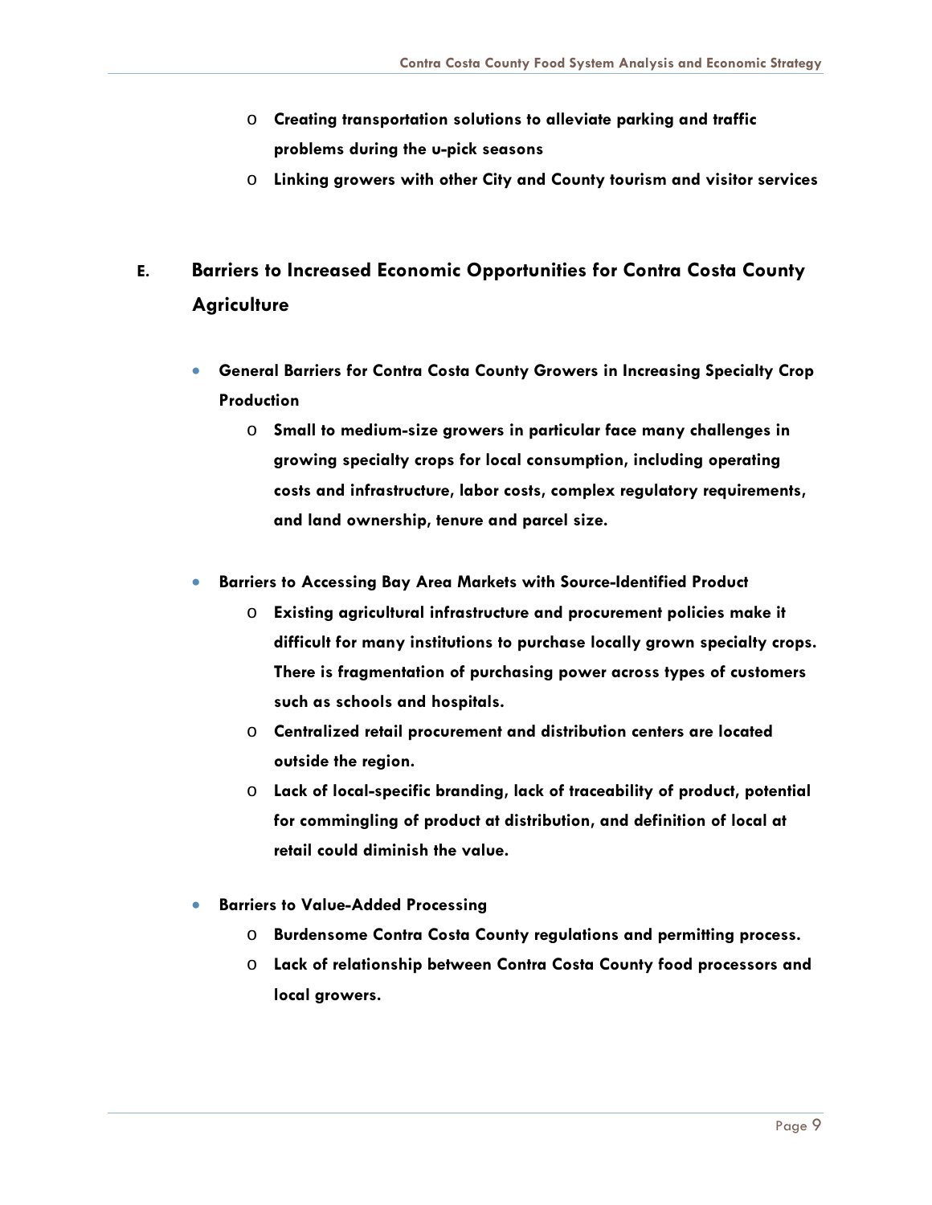- **Creating transportation solutions to alleviate parking and traffic problems during the u-pick seasons**
- **Linking growers with other City and County tourism and visitor services**

## E. Barriers to Increased Economic Opportunities for Contra Costa County Agriculture

- **General Barriers for Contra Costa County Growers in Increasing Specialty Crop Production**
  - **Small to medium-size growers in particular face many challenges in growing specialty crops for local consumption, including operating costs and infrastructure, labor costs, complex regulatory requirements, and land ownership, tenure and parcel size.**

- **Barriers to Accessing Bay Area Markets with Source-Identified Product**
  - **Existing agricultural infrastructure and procurement policies make it difficult for many institutions to purchase locally grown specialty crops. There is fragmentation of purchasing power across types of customers such as schools and hospitals.**
  - **Centralized retail procurement and distribution centers are located outside the region.**
  - **Lack of local-specific branding, lack of traceability of product, potential for commingling of product at distribution, and definition of local at retail could diminish the value.**

- **Barriers to Value-Added Processing**
  - **Burdensome Contra Costa County regulations and permitting process.**
  - **Lack of relationship between Contra Costa County food processors and local growers.**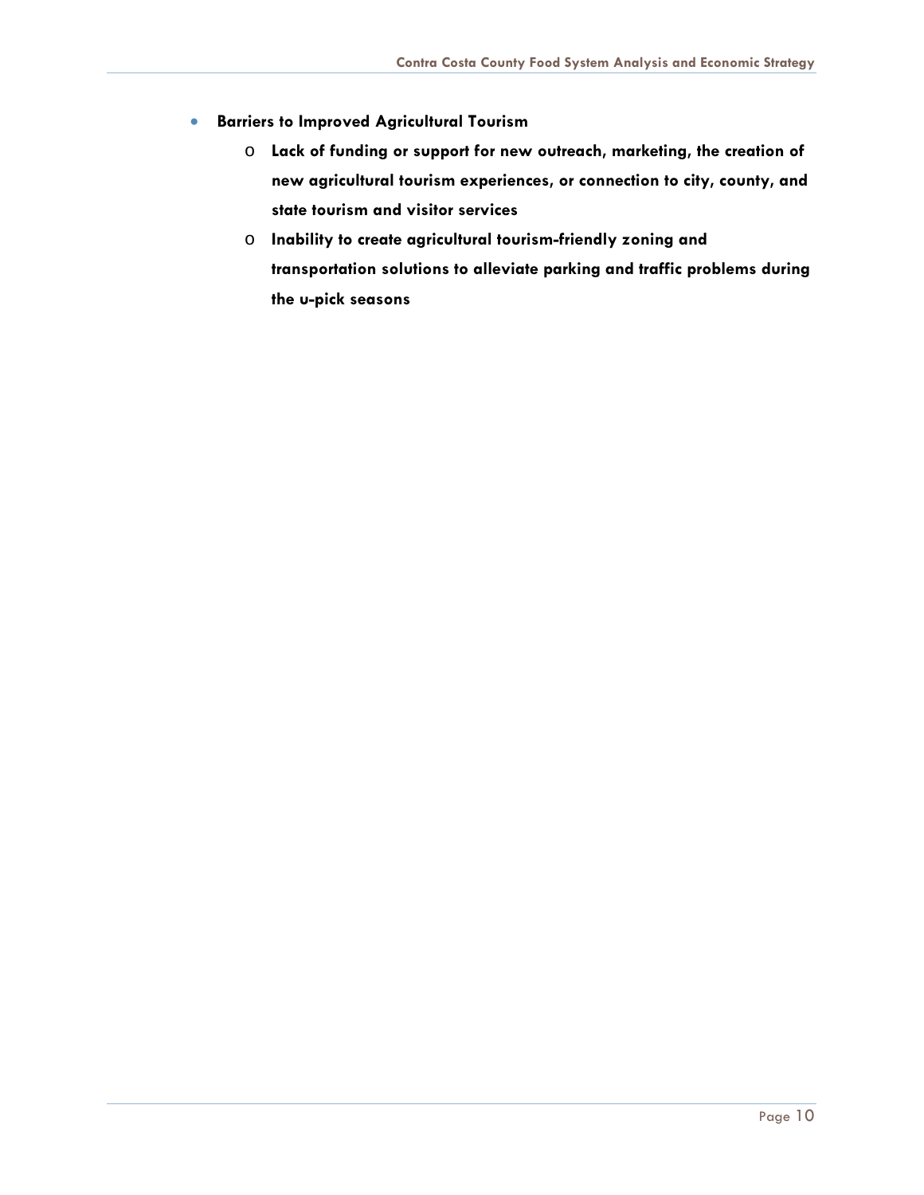- **Barriers to Improved Agricultural Tourism**
  - **Lack of funding or support for new outreach, marketing, the creation of new agricultural tourism experiences, or connection to city, county, and state tourism and visitor services**
  - **Inability to create agricultural tourism-friendly zoning and transportation solutions to alleviate parking and traffic problems during the u-pick seasons**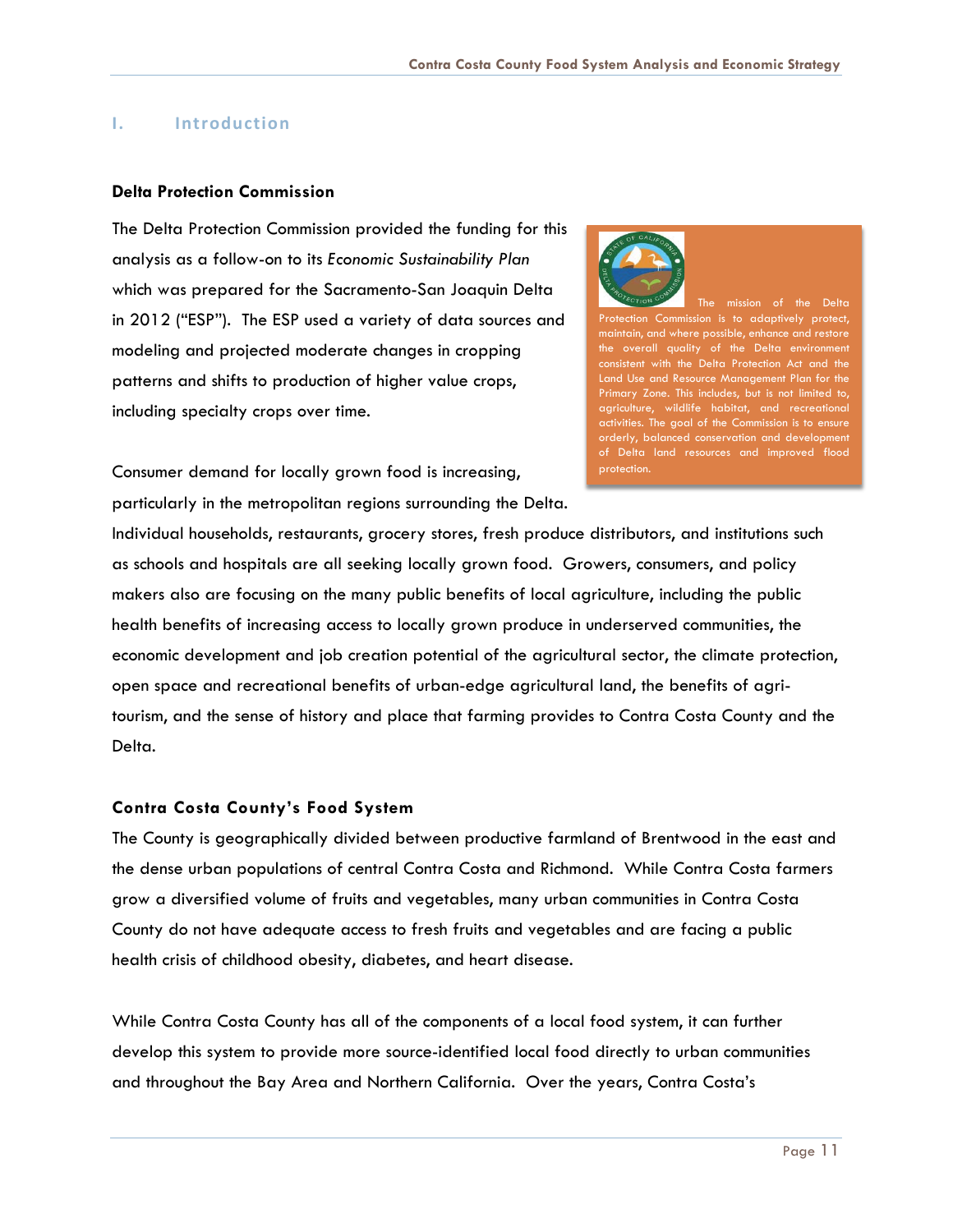## I. Introduction

### Delta Protection Commission

The Delta Protection Commission provided the funding for this analysis as a follow-on to its *Economic Sustainability Plan* which was prepared for the Sacramento-San Joaquin Delta in 2012 ("ESP"). The ESP used a variety of data sources and modeling and projected moderate changes in cropping patterns and shifts to production of higher value crops, including specialty crops over time.

> The mission of the Delta Protection Commission is to adaptively protect, maintain, and where possible, enhance and restore the overall quality of the Delta environment consistent with the Delta Protection Act and the Land Use and Resource Management Plan for the Primary Zone. This includes, but is not limited to, agriculture, wildlife habitat, and recreational activities. The goal of the Commission is to ensure orderly, balanced conservation and development of Delta land resources and improved flood protection.

Consumer demand for locally grown food is increasing, particularly in the metropolitan regions surrounding the Delta. Individual households, restaurants, grocery stores, fresh produce distributors, and institutions such as schools and hospitals are all seeking locally grown food. Growers, consumers, and policy makers also are focusing on the many public benefits of local agriculture, including the public health benefits of increasing access to locally grown produce in underserved communities, the economic development and job creation potential of the agricultural sector, the climate protection, open space and recreational benefits of urban-edge agricultural land, the benefits of agri-tourism, and the sense of history and place that farming provides to Contra Costa County and the Delta.

### Contra Costa County's Food System

The County is geographically divided between productive farmland of Brentwood in the east and the dense urban populations of central Contra Costa and Richmond. While Contra Costa farmers grow a diversified volume of fruits and vegetables, many urban communities in Contra Costa County do not have adequate access to fresh fruits and vegetables and are facing a public health crisis of childhood obesity, diabetes, and heart disease.

While Contra Costa County has all of the components of a local food system, it can further develop this system to provide more source-identified local food directly to urban communities and throughout the Bay Area and Northern California. Over the years, Contra Costa's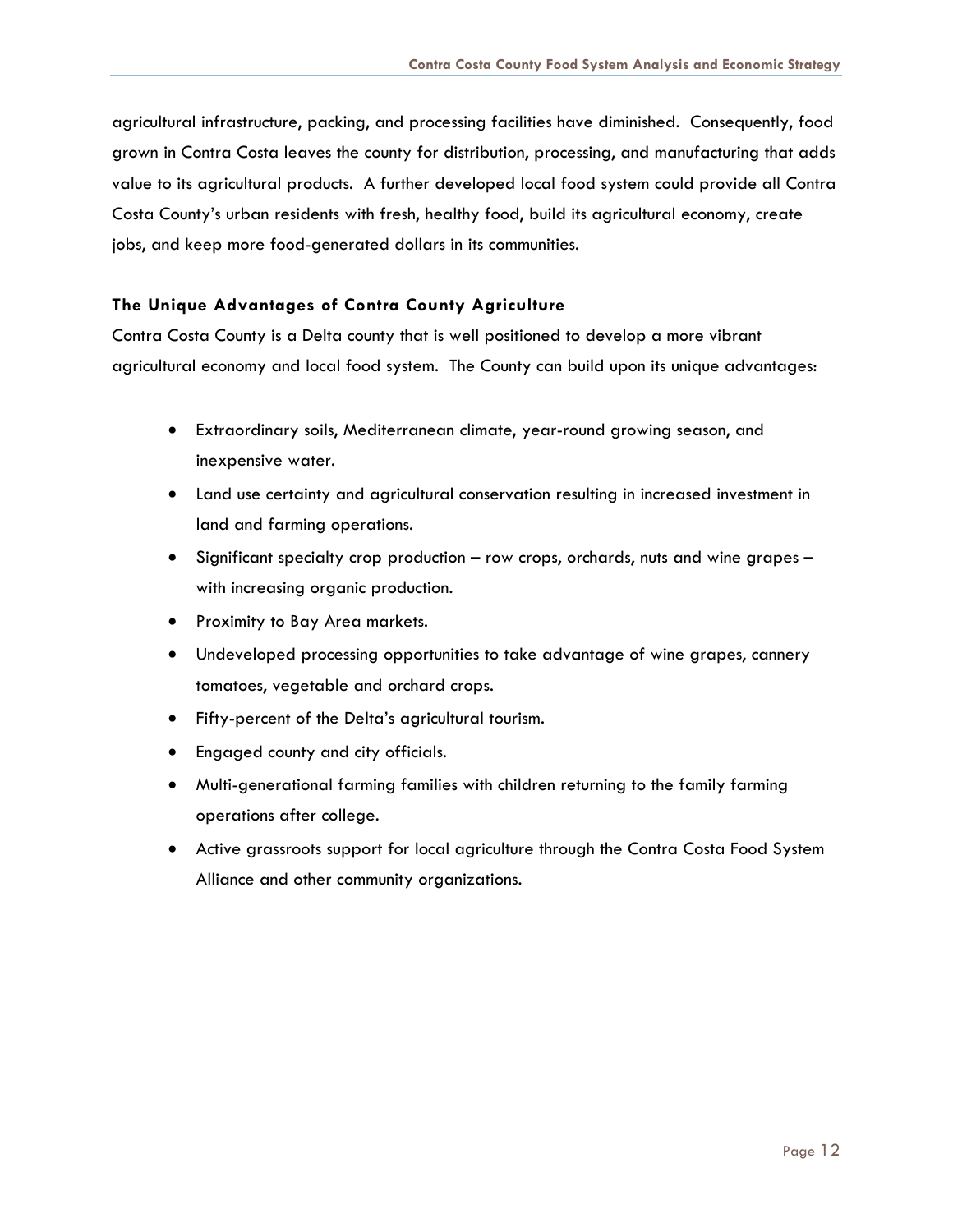agricultural infrastructure, packing, and processing facilities have diminished. Consequently, food grown in Contra Costa leaves the county for distribution, processing, and manufacturing that adds value to its agricultural products. A further developed local food system could provide all Contra Costa County's urban residents with fresh, healthy food, build its agricultural economy, create jobs, and keep more food-generated dollars in its communities.

### The Unique Advantages of Contra County Agriculture

Contra Costa County is a Delta county that is well positioned to develop a more vibrant agricultural economy and local food system. The County can build upon its unique advantages:

- Extraordinary soils, Mediterranean climate, year-round growing season, and inexpensive water.
- Land use certainty and agricultural conservation resulting in increased investment in land and farming operations.
- Significant specialty crop production – row crops, orchards, nuts and wine grapes – with increasing organic production.
- Proximity to Bay Area markets.
- Undeveloped processing opportunities to take advantage of wine grapes, cannery tomatoes, vegetable and orchard crops.
- Fifty-percent of the Delta's agricultural tourism.
- Engaged county and city officials.
- Multi-generational farming families with children returning to the family farming operations after college.
- Active grassroots support for local agriculture through the Contra Costa Food System Alliance and other community organizations.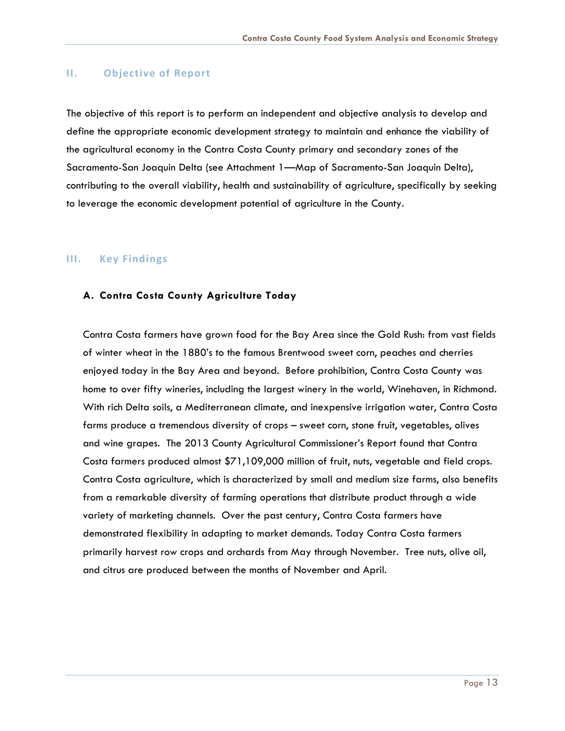## II. Objective of Report

The objective of this report is to perform an independent and objective analysis to develop and define the appropriate economic development strategy to maintain and enhance the viability of the agricultural economy in the Contra Costa County primary and secondary zones of the Sacramento-San Joaquin Delta (see Attachment 1—Map of Sacramento-San Joaquin Delta), contributing to the overall viability, health and sustainability of agriculture, specifically by seeking to leverage the economic development potential of agriculture in the County.

## III. Key Findings

### A. Contra Costa County Agriculture Today

Contra Costa farmers have grown food for the Bay Area since the Gold Rush: from vast fields of winter wheat in the 1880's to the famous Brentwood sweet corn, peaches and cherries enjoyed today in the Bay Area and beyond. Before prohibition, Contra Costa County was home to over fifty wineries, including the largest winery in the world, Winehaven, in Richmond. With rich Delta soils, a Mediterranean climate, and inexpensive irrigation water, Contra Costa farms produce a tremendous diversity of crops – sweet corn, stone fruit, vegetables, olives and wine grapes. The 2013 County Agricultural Commissioner's Report found that Contra Costa farmers produced almost $71,109,000 million of fruit, nuts, vegetable and field crops. Contra Costa agriculture, which is characterized by small and medium size farms, also benefits from a remarkable diversity of farming operations that distribute product through a wide variety of marketing channels. Over the past century, Contra Costa farmers have demonstrated flexibility in adapting to market demands. Today Contra Costa farmers primarily harvest row crops and orchards from May through November. Tree nuts, olive oil, and citrus are produced between the months of November and April.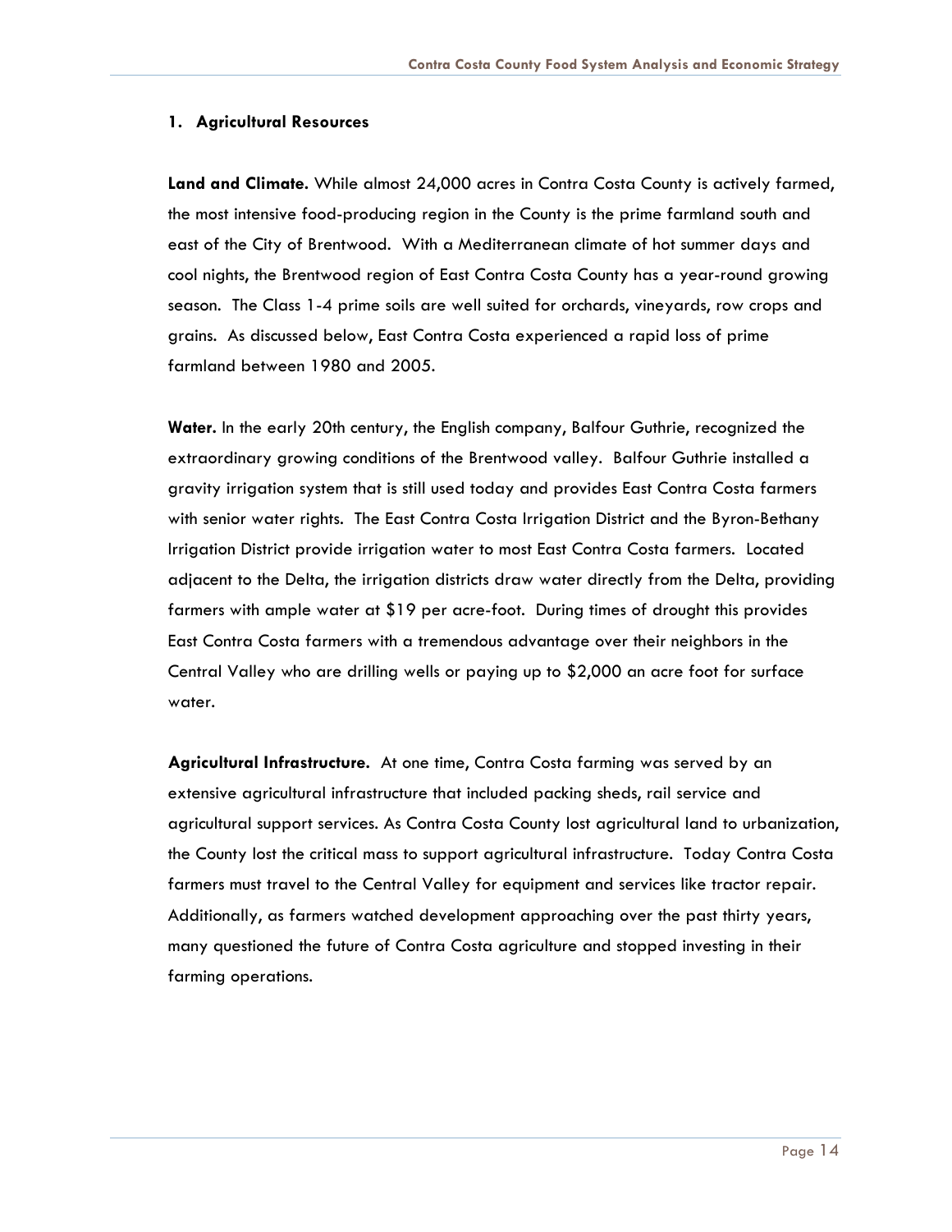### 1. Agricultural Resources

**Land and Climate.** While almost 24,000 acres in Contra Costa County is actively farmed, the most intensive food-producing region in the County is the prime farmland south and east of the City of Brentwood. With a Mediterranean climate of hot summer days and cool nights, the Brentwood region of East Contra Costa County has a year-round growing season. The Class 1-4 prime soils are well suited for orchards, vineyards, row crops and grains. As discussed below, East Contra Costa experienced a rapid loss of prime farmland between 1980 and 2005.

**Water.** In the early 20th century, the English company, Balfour Guthrie, recognized the extraordinary growing conditions of the Brentwood valley. Balfour Guthrie installed a gravity irrigation system that is still used today and provides East Contra Costa farmers with senior water rights. The East Contra Costa Irrigation District and the Byron-Bethany Irrigation District provide irrigation water to most East Contra Costa farmers. Located adjacent to the Delta, the irrigation districts draw water directly from the Delta, providing farmers with ample water at $19 per acre-foot. During times of drought this provides East Contra Costa farmers with a tremendous advantage over their neighbors in the Central Valley who are drilling wells or paying up to $2,000 an acre foot for surface water.

**Agricultural Infrastructure.** At one time, Contra Costa farming was served by an extensive agricultural infrastructure that included packing sheds, rail service and agricultural support services. As Contra Costa County lost agricultural land to urbanization, the County lost the critical mass to support agricultural infrastructure. Today Contra Costa farmers must travel to the Central Valley for equipment and services like tractor repair. Additionally, as farmers watched development approaching over the past thirty years, many questioned the future of Contra Costa agriculture and stopped investing in their farming operations.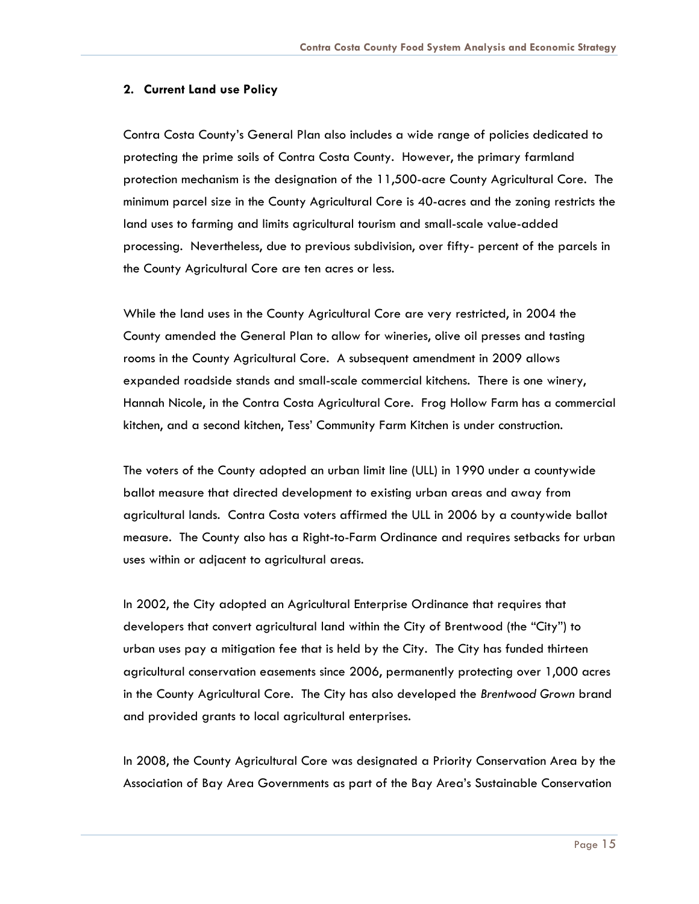## 2. Current Land use Policy

Contra Costa County's General Plan also includes a wide range of policies dedicated to protecting the prime soils of Contra Costa County. However, the primary farmland protection mechanism is the designation of the 11,500-acre County Agricultural Core. The minimum parcel size in the County Agricultural Core is 40-acres and the zoning restricts the land uses to farming and limits agricultural tourism and small-scale value-added processing. Nevertheless, due to previous subdivision, over fifty- percent of the parcels in the County Agricultural Core are ten acres or less.

While the land uses in the County Agricultural Core are very restricted, in 2004 the County amended the General Plan to allow for wineries, olive oil presses and tasting rooms in the County Agricultural Core. A subsequent amendment in 2009 allows expanded roadside stands and small-scale commercial kitchens. There is one winery, Hannah Nicole, in the Contra Costa Agricultural Core. Frog Hollow Farm has a commercial kitchen, and a second kitchen, Tess' Community Farm Kitchen is under construction.

The voters of the County adopted an urban limit line (ULL) in 1990 under a countywide ballot measure that directed development to existing urban areas and away from agricultural lands. Contra Costa voters affirmed the ULL in 2006 by a countywide ballot measure. The County also has a Right-to-Farm Ordinance and requires setbacks for urban uses within or adjacent to agricultural areas.

In 2002, the City adopted an Agricultural Enterprise Ordinance that requires that developers that convert agricultural land within the City of Brentwood (the "City") to urban uses pay a mitigation fee that is held by the City. The City has funded thirteen agricultural conservation easements since 2006, permanently protecting over 1,000 acres in the County Agricultural Core. The City has also developed the *Brentwood Grown* brand and provided grants to local agricultural enterprises.

In 2008, the County Agricultural Core was designated a Priority Conservation Area by the Association of Bay Area Governments as part of the Bay Area's Sustainable Conservation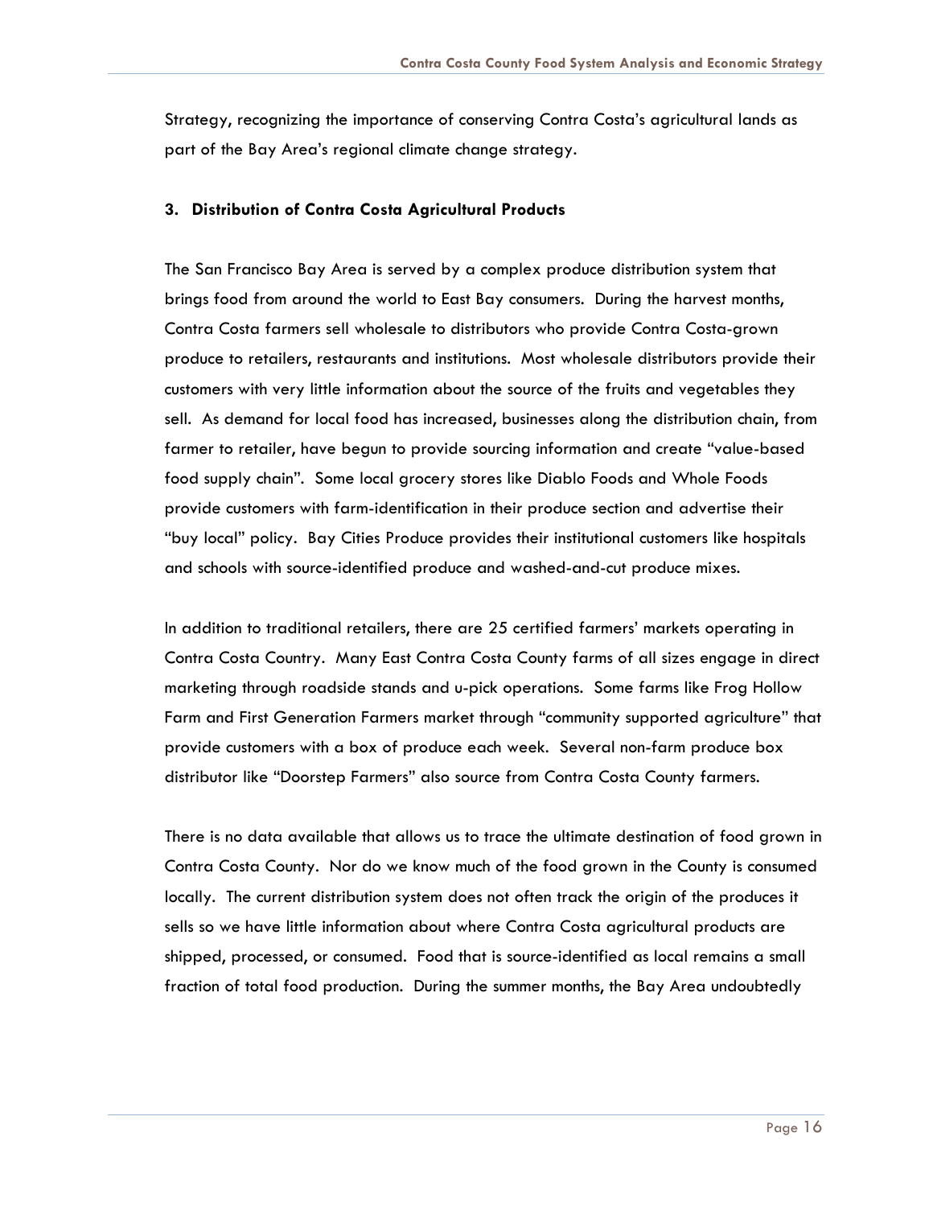Strategy, recognizing the importance of conserving Contra Costa's agricultural lands as part of the Bay Area's regional climate change strategy.

### 3. Distribution of Contra Costa Agricultural Products

The San Francisco Bay Area is served by a complex produce distribution system that brings food from around the world to East Bay consumers. During the harvest months, Contra Costa farmers sell wholesale to distributors who provide Contra Costa-grown produce to retailers, restaurants and institutions. Most wholesale distributors provide their customers with very little information about the source of the fruits and vegetables they sell. As demand for local food has increased, businesses along the distribution chain, from farmer to retailer, have begun to provide sourcing information and create "value-based food supply chain". Some local grocery stores like Diablo Foods and Whole Foods provide customers with farm-identification in their produce section and advertise their "buy local" policy. Bay Cities Produce provides their institutional customers like hospitals and schools with source-identified produce and washed-and-cut produce mixes.

In addition to traditional retailers, there are 25 certified farmers' markets operating in Contra Costa Country. Many East Contra Costa County farms of all sizes engage in direct marketing through roadside stands and u-pick operations. Some farms like Frog Hollow Farm and First Generation Farmers market through "community supported agriculture" that provide customers with a box of produce each week. Several non-farm produce box distributor like "Doorstep Farmers" also source from Contra Costa County farmers.

There is no data available that allows us to trace the ultimate destination of food grown in Contra Costa County. Nor do we know much of the food grown in the County is consumed locally. The current distribution system does not often track the origin of the produces it sells so we have little information about where Contra Costa agricultural products are shipped, processed, or consumed. Food that is source-identified as local remains a small fraction of total food production. During the summer months, the Bay Area undoubtedly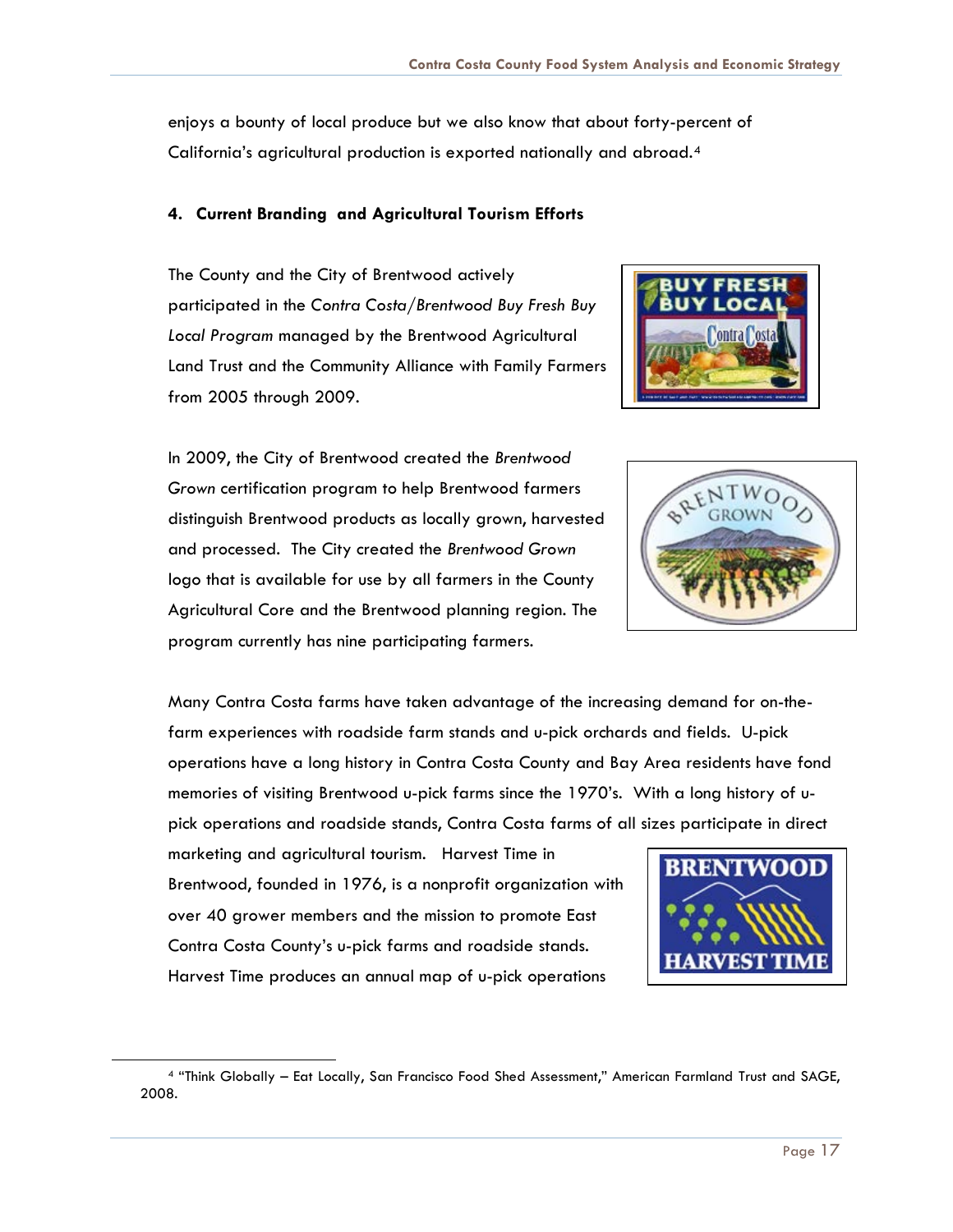enjoys a bounty of local produce but we also know that about forty-percent of California's agricultural production is exported nationally and abroad.[4]

### 4. Current Branding and Agricultural Tourism Efforts

The County and the City of Brentwood actively participated in the *Contra Costa/Brentwood Buy Fresh Buy Local Program* managed by the Brentwood Agricultural Land Trust and the Community Alliance with Family Farmers from 2005 through 2009.

In 2009, the City of Brentwood created the *Brentwood Grown* certification program to help Brentwood farmers distinguish Brentwood products as locally grown, harvested and processed. The City created the *Brentwood Grown* logo that is available for use by all farmers in the County Agricultural Core and the Brentwood planning region. The program currently has nine participating farmers.

Many Contra Costa farms have taken advantage of the increasing demand for on-the-farm experiences with roadside farm stands and u-pick orchards and fields. U-pick operations have a long history in Contra Costa County and Bay Area residents have fond memories of visiting Brentwood u-pick farms since the 1970's. With a long history of u-pick operations and roadside stands, Contra Costa farms of all sizes participate in direct marketing and agricultural tourism. Harvest Time in Brentwood, founded in 1976, is a nonprofit organization with over 40 grower members and the mission to promote East Contra Costa County's u-pick farms and roadside stands. Harvest Time produces an annual map of u-pick operations

[4] "Think Globally – Eat Locally, San Francisco Food Shed Assessment," American Farmland Trust and SAGE, 2008.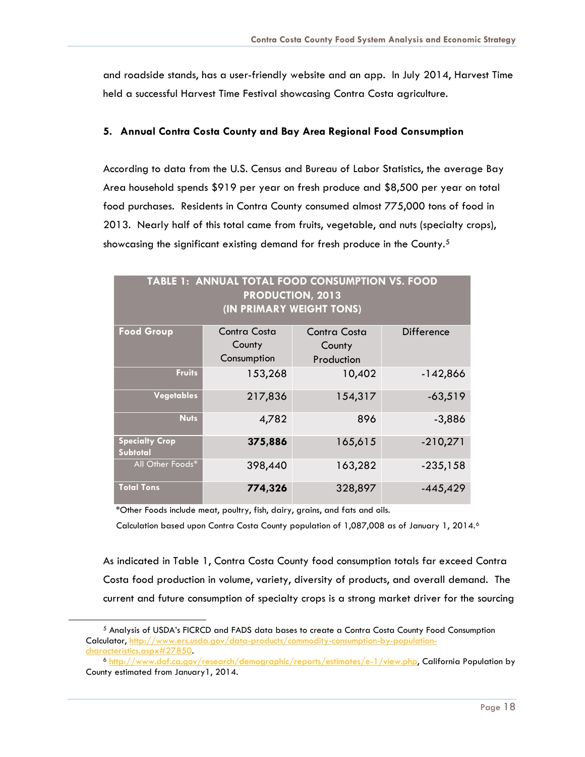and roadside stands, has a user-friendly website and an app. In July 2014, Harvest Time held a successful Harvest Time Festival showcasing Contra Costa agriculture.

### 5. Annual Contra Costa County and Bay Area Regional Food Consumption

According to data from the U.S. Census and Bureau of Labor Statistics, the average Bay Area household spends $919 per year on fresh produce and $8,500 per year on total food purchases. Residents in Contra County consumed almost 775,000 tons of food in 2013. Nearly half of this total came from fruits, vegetable, and nuts (specialty crops), showcasing the significant existing demand for fresh produce in the County.[5]

**TABLE 1: ANNUAL TOTAL FOOD CONSUMPTION VS. FOOD PRODUCTION, 2013 (IN PRIMARY WEIGHT TONS)**

| Food Group | Contra Costa County Consumption | Contra Costa County Production | Difference |
|---|---|---|---|
| Fruits | 153,268 | 10,402 | -142,866 |
| Vegetables | 217,836 | 154,317 | -63,519 |
| Nuts | 4,782 | 896 | -3,886 |
| **Specialty Crop Subtotal** | **375,886** | 165,615 | -210,271 |
| All Other Foods* | 398,440 | 163,282 | -235,158 |
| **Total Tons** | ***774,326*** | 328,897 | -445,429 |

*Other Foods include meat, poultry, fish, dairy, grains, and fats and oils.

Calculation based upon Contra Costa County population of 1,087,008 as of January 1, 2014.[6]

As indicated in Table 1, Contra Costa County food consumption totals far exceed Contra Costa food production in volume, variety, diversity of products, and overall demand. The current and future consumption of specialty crops is a strong market driver for the sourcing

[5] Analysis of USDA's FICRCD and FADS data bases to create a Contra Costa County Food Consumption Calculator, http://www.ers.usda.gov/data-products/commodity-consumption-by-population-characteristics.aspx#27850.

[6] http://www.dof.ca.gov/research/demographic/reports/estimates/e-1/view.php, California Population by County estimated from January1, 2014.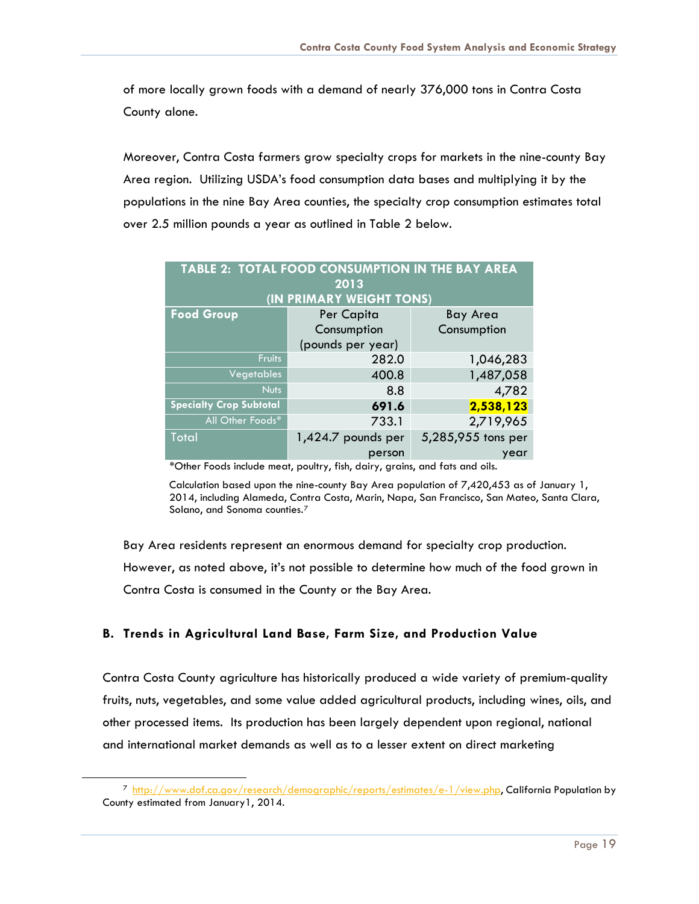of more locally grown foods with a demand of nearly 376,000 tons in Contra Costa County alone.

Moreover, Contra Costa farmers grow specialty crops for markets in the nine-county Bay Area region. Utilizing USDA's food consumption data bases and multiplying it by the populations in the nine Bay Area counties, the specialty crop consumption estimates total over 2.5 million pounds a year as outlined in Table 2 below.

| TABLE 2: TOTAL FOOD CONSUMPTION IN THE BAY AREA 2013 (IN PRIMARY WEIGHT TONS) | | |
|---|---|---|
| **Food Group** | Per Capita Consumption (pounds per year) | Bay Area Consumption |
| Fruits | 282.0 | 1,046,283 |
| Vegetables | 400.8 | 1,487,058 |
| Nuts | 8.8 | 4,782 |
| **Specialty Crop Subtotal** | **691.6** | **2,538,123** |
| All Other Foods* | 733.1 | 2,719,965 |
| Total | 1,424.7 pounds per person | 5,285,955 tons per year |

*Other Foods include meat, poultry, fish, dairy, grains, and fats and oils.

Calculation based upon the nine-county Bay Area population of 7,420,453 as of January 1, 2014, including Alameda, Contra Costa, Marin, Napa, San Francisco, San Mateo, Santa Clara, Solano, and Sonoma counties.[7]

Bay Area residents represent an enormous demand for specialty crop production. However, as noted above, it's not possible to determine how much of the food grown in Contra Costa is consumed in the County or the Bay Area.

### B. Trends in Agricultural Land Base, Farm Size, and Production Value

Contra Costa County agriculture has historically produced a wide variety of premium-quality fruits, nuts, vegetables, and some value added agricultural products, including wines, oils, and other processed items. Its production has been largely dependent upon regional, national and international market demands as well as to a lesser extent on direct marketing

[7] http://www.dof.ca.gov/research/demographic/reports/estimates/e-1/view.php, California Population by County estimated from January1, 2014.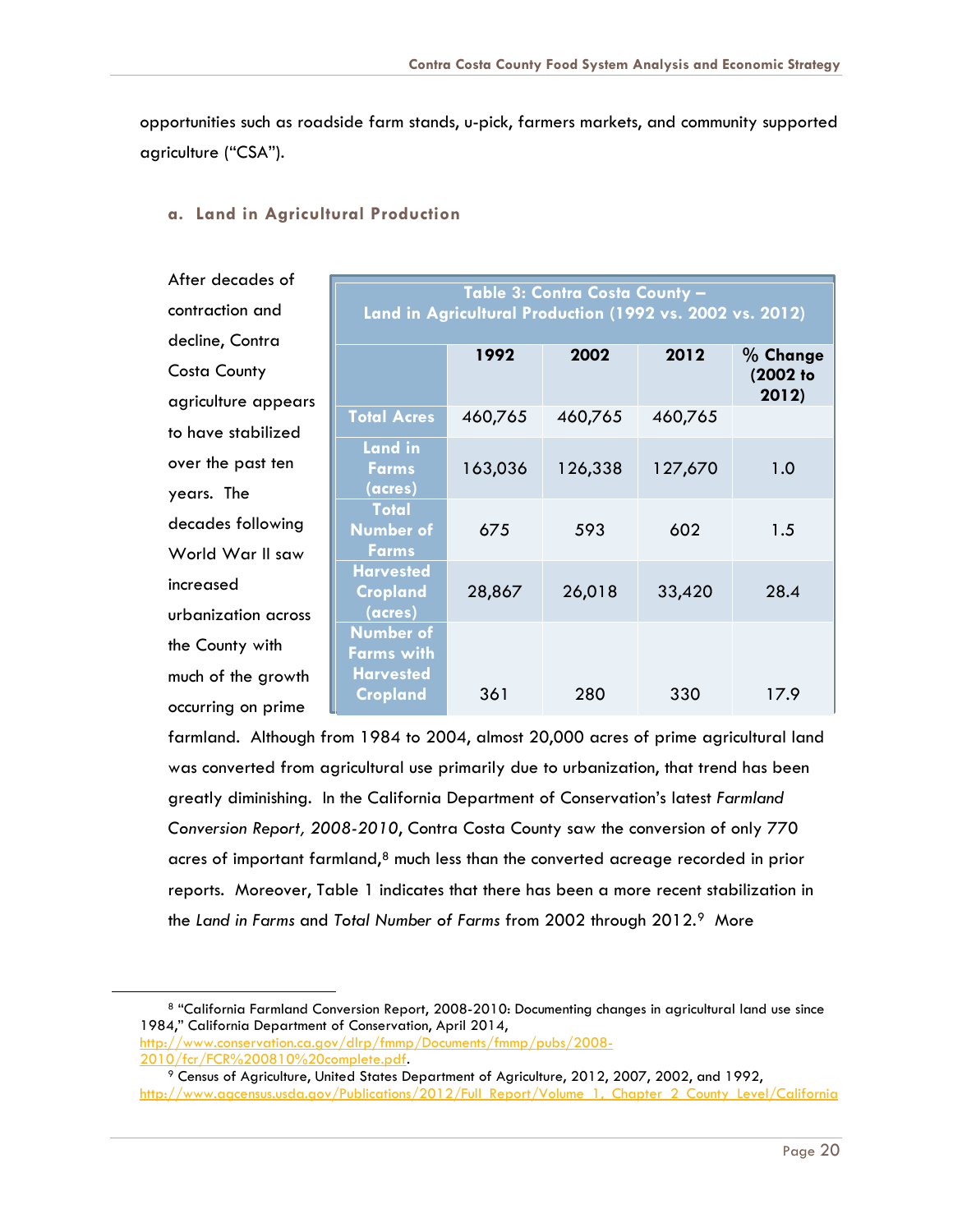opportunities such as roadside farm stands, u-pick, farmers markets, and community supported agriculture ("CSA").

### a. Land in Agricultural Production

After decades of contraction and decline, Contra Costa County agriculture appears to have stabilized over the past ten years. The decades following World War II saw increased urbanization across the County with much of the growth occurring on prime farmland. Although from 1984 to 2004, almost 20,000 acres of prime agricultural land was converted from agricultural use primarily due to urbanization, that trend has been greatly diminishing. In the California Department of Conservation's latest *Farmland Conversion Report, 2008-2010*, Contra Costa County saw the conversion of only 770 acres of important farmland,[8] much less than the converted acreage recorded in prior reports. Moreover, Table 1 indicates that there has been a more recent stabilization in the *Land in Farms* and *Total Number of Farms* from 2002 through 2012.[9] More

**Table 3: Contra Costa County – Land in Agricultural Production (1992 vs. 2002 vs. 2012)**

| | 1992 | 2002 | 2012 | % Change (2002 to 2012) |
|---|---|---|---|---|
| Total Acres | 460,765 | 460,765 | 460,765 | |
| Land in Farms (acres) | 163,036 | 126,338 | 127,670 | 1.0 |
| Total Number of Farms | 675 | 593 | 602 | 1.5 |
| Harvested Cropland (acres) | 28,867 | 26,018 | 33,420 | 28.4 |
| Number of Farms with Harvested Cropland | 361 | 280 | 330 | 17.9 |

---

[8] "California Farmland Conversion Report, 2008-2010: Documenting changes in agricultural land use since 1984," California Department of Conservation, April 2014, http://www.conservation.ca.gov/dlrp/fmmp/Documents/fmmp/pubs/2008-2010/fcr/FCR%200810%20complete.pdf.

[9] Census of Agriculture, United States Department of Agriculture, 2012, 2007, 2002, and 1992, http://www.agcensus.usda.gov/Publications/2012/Full_Report/Volume_1,_Chapter_2_County_Level/California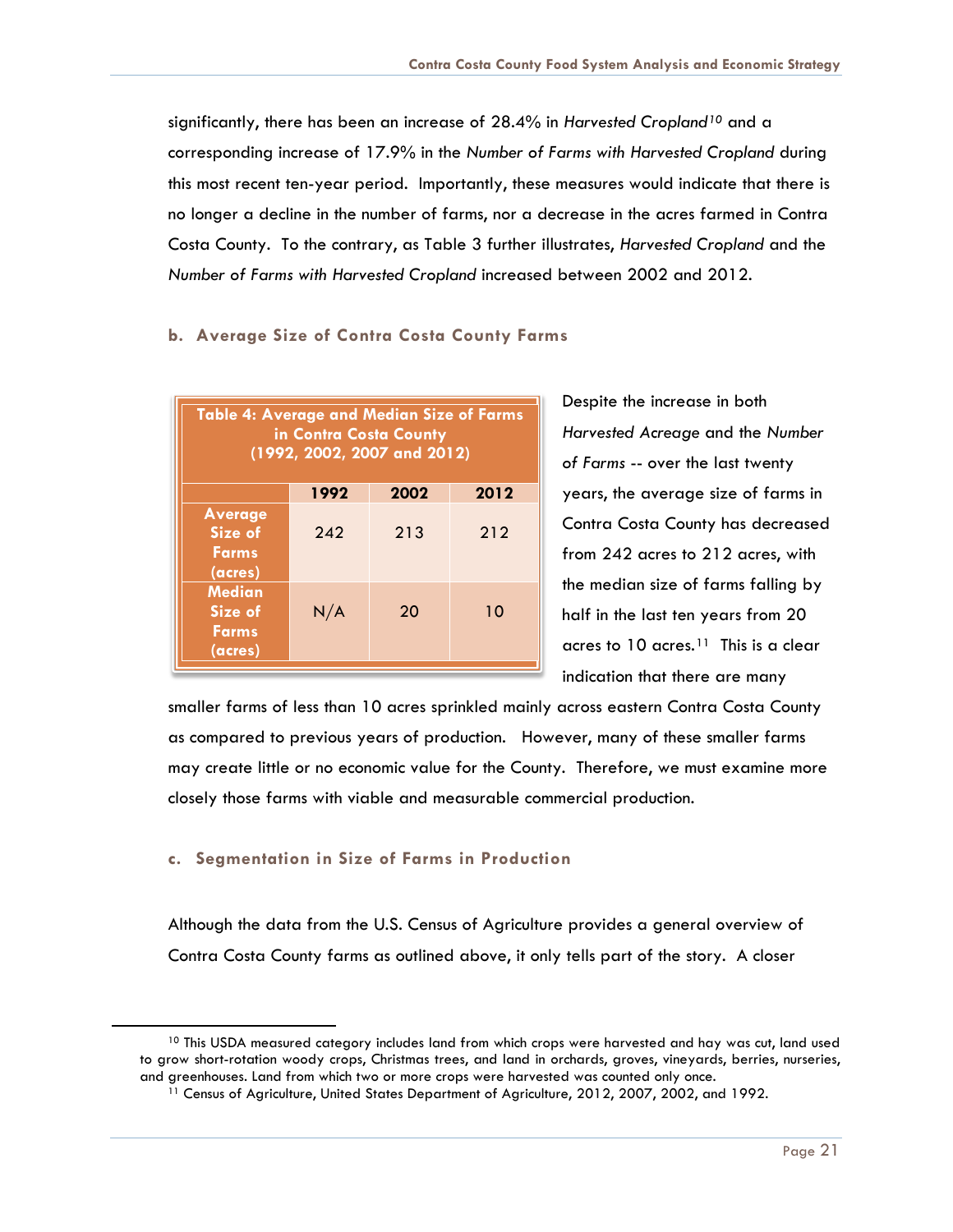significantly, there has been an increase of 28.4% in *Harvested Cropland*[10] and a corresponding increase of 17.9% in the *Number of Farms with Harvested Cropland* during this most recent ten-year period. Importantly, these measures would indicate that there is no longer a decline in the number of farms, nor a decrease in the acres farmed in Contra Costa County. To the contrary, as Table 3 further illustrates, *Harvested Cropland* and the *Number of Farms with Harvested Cropland* increased between 2002 and 2012.

### b. Average Size of Contra Costa County Farms

**Table 4: Average and Median Size of Farms in Contra Costa County (1992, 2002, 2007 and 2012)**

| | 1992 | 2002 | 2012 |
|---|---|---|---|
| **Average Size of Farms (acres)** | 242 | 213 | 212 |
| **Median Size of Farms (acres)** | N/A | 20 | 10 |

Despite the increase in both *Harvested Acreage* and the *Number of Farms* -- over the last twenty years, the average size of farms in Contra Costa County has decreased from 242 acres to 212 acres, with the median size of farms falling by half in the last ten years from 20 acres to 10 acres.[11] This is a clear indication that there are many smaller farms of less than 10 acres sprinkled mainly across eastern Contra Costa County as compared to previous years of production. However, many of these smaller farms may create little or no economic value for the County. Therefore, we must examine more closely those farms with viable and measurable commercial production.

### c. Segmentation in Size of Farms in Production

Although the data from the U.S. Census of Agriculture provides a general overview of Contra Costa County farms as outlined above, it only tells part of the story. A closer

---

[10] This USDA measured category includes land from which crops were harvested and hay was cut, land used to grow short-rotation woody crops, Christmas trees, and land in orchards, groves, vineyards, berries, nurseries, and greenhouses. Land from which two or more crops were harvested was counted only once.

[11] Census of Agriculture, United States Department of Agriculture, 2012, 2007, 2002, and 1992.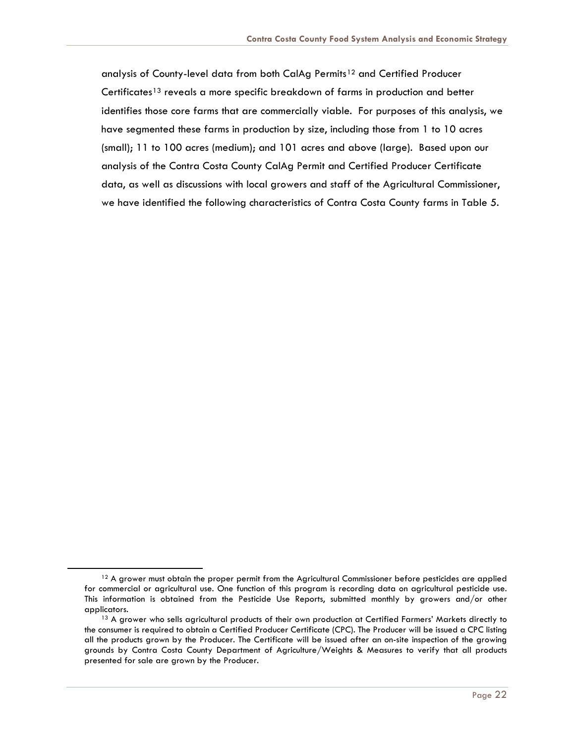analysis of County-level data from both CalAg Permits[12] and Certified Producer Certificates[13] reveals a more specific breakdown of farms in production and better identifies those core farms that are commercially viable. For purposes of this analysis, we have segmented these farms in production by size, including those from 1 to 10 acres (small); 11 to 100 acres (medium); and 101 acres and above (large). Based upon our analysis of the Contra Costa County CalAg Permit and Certified Producer Certificate data, as well as discussions with local growers and staff of the Agricultural Commissioner, we have identified the following characteristics of Contra Costa County farms in Table 5.

---

[12] A grower must obtain the proper permit from the Agricultural Commissioner before pesticides are applied for commercial or agricultural use. One function of this program is recording data on agricultural pesticide use. This information is obtained from the Pesticide Use Reports, submitted monthly by growers and/or other applicators.

[13] A grower who sells agricultural products of their own production at Certified Farmers' Markets directly to the consumer is required to obtain a Certified Producer Certificate (CPC). The Producer will be issued a CPC listing all the products grown by the Producer. The Certificate will be issued after an on-site inspection of the growing grounds by Contra Costa County Department of Agriculture/Weights & Measures to verify that all products presented for sale are grown by the Producer.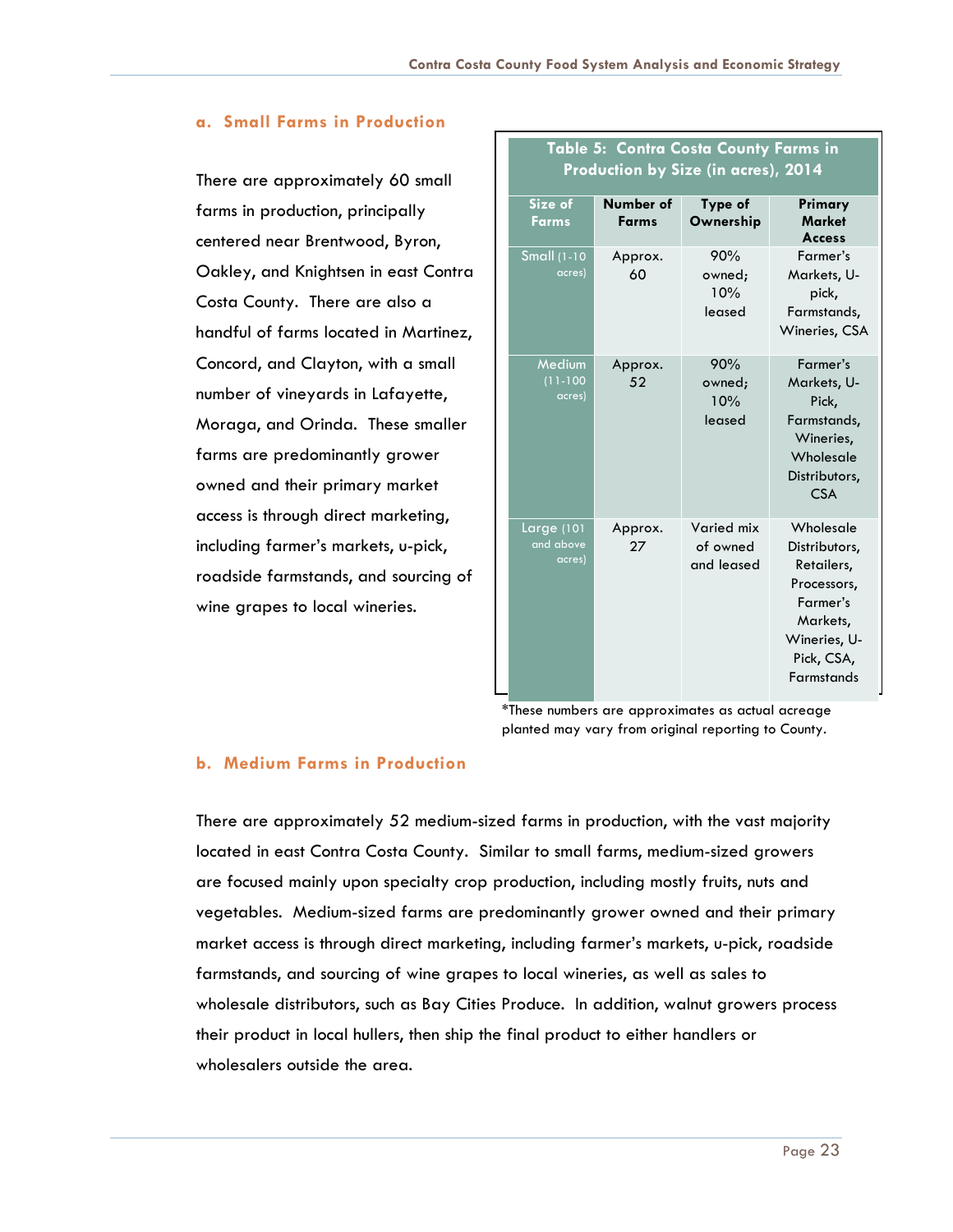### a. Small Farms in Production

There are approximately 60 small farms in production, principally centered near Brentwood, Byron, Oakley, and Knightsen in east Contra Costa County. There are also a handful of farms located in Martinez, Concord, and Clayton, with a small number of vineyards in Lafayette, Moraga, and Orinda. These smaller farms are predominantly grower owned and their primary market access is through direct marketing, including farmer's markets, u-pick, roadside farmstands, and sourcing of wine grapes to local wineries.

**Table 5: Contra Costa County Farms in Production by Size (in acres), 2014**

| Size of Farms | Number of Farms | Type of Ownership | Primary Market Access |
|---|---|---|---|
| Small (1-10 acres) | Approx. 60 | 90% owned; 10% leased | Farmer's Markets, U-pick, Farmstands, Wineries, CSA |
| Medium (11-100 acres) | Approx. 52 | 90% owned; 10% leased | Farmer's Markets, U-Pick, Farmstands, Wineries, Wholesale Distributors, CSA |
| Large (101 and above acres) | Approx. 27 | Varied mix of owned and leased | Wholesale Distributors, Retailers, Processors, Farmer's Markets, Wineries, U-Pick, CSA, Farmstands |

*These numbers are approximates as actual acreage planted may vary from original reporting to County.

### b. Medium Farms in Production

There are approximately 52 medium-sized farms in production, with the vast majority located in east Contra Costa County. Similar to small farms, medium-sized growers are focused mainly upon specialty crop production, including mostly fruits, nuts and vegetables. Medium-sized farms are predominantly grower owned and their primary market access is through direct marketing, including farmer's markets, u-pick, roadside farmstands, and sourcing of wine grapes to local wineries, as well as sales to wholesale distributors, such as Bay Cities Produce. In addition, walnut growers process their product in local hullers, then ship the final product to either handlers or wholesalers outside the area.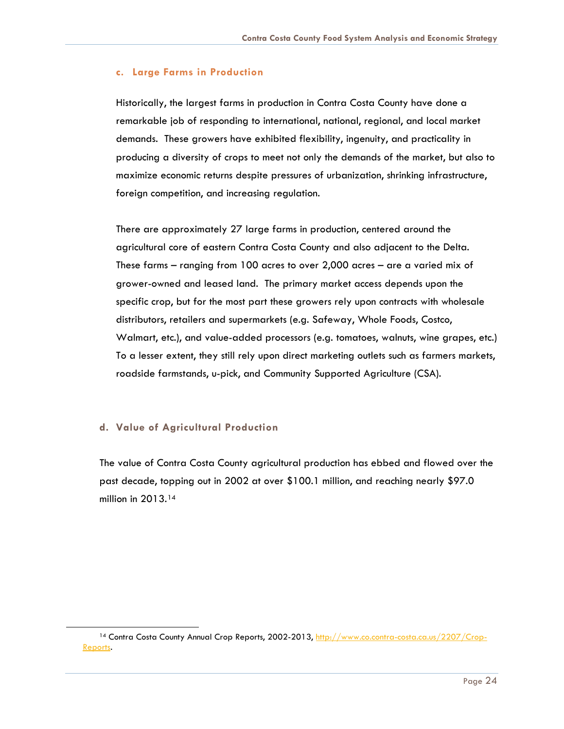### c. Large Farms in Production

Historically, the largest farms in production in Contra Costa County have done a remarkable job of responding to international, national, regional, and local market demands. These growers have exhibited flexibility, ingenuity, and practicality in producing a diversity of crops to meet not only the demands of the market, but also to maximize economic returns despite pressures of urbanization, shrinking infrastructure, foreign competition, and increasing regulation.

There are approximately 27 large farms in production, centered around the agricultural core of eastern Contra Costa County and also adjacent to the Delta. These farms – ranging from 100 acres to over 2,000 acres – are a varied mix of grower-owned and leased land. The primary market access depends upon the specific crop, but for the most part these growers rely upon contracts with wholesale distributors, retailers and supermarkets (e.g. Safeway, Whole Foods, Costco, Walmart, etc.), and value-added processors (e.g. tomatoes, walnuts, wine grapes, etc.) To a lesser extent, they still rely upon direct marketing outlets such as farmers markets, roadside farmstands, u-pick, and Community Supported Agriculture (CSA).

### d. Value of Agricultural Production

The value of Contra Costa County agricultural production has ebbed and flowed over the past decade, topping out in 2002 at over $100.1 million, and reaching nearly $97.0 million in 2013.[14]

---

[14] Contra Costa County Annual Crop Reports, 2002-2013, http://www.co.contra-costa.ca.us/2207/Crop-Reports.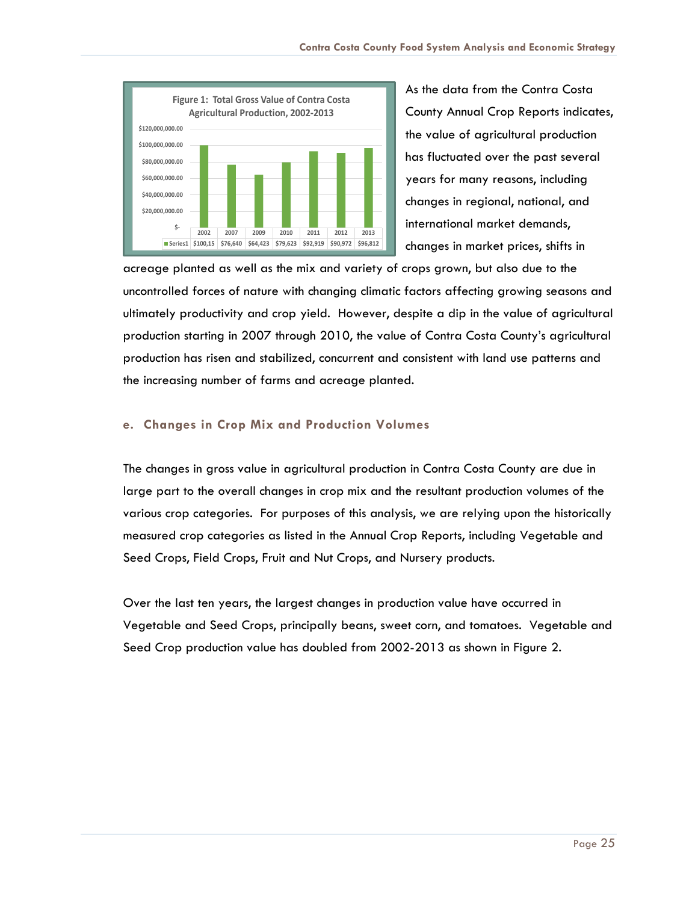**Figure 1: Total Gross Value of Contra Costa Agricultural Production, 2002-2013**

| | 2002 | 2007 | 2009 | 2010 | 2011 | 2012 | 2013 |
|---|---|---|---|---|---|---|---|
| Series1 | $100,15 | $76,640 | $64,423 | $79,623 | $92,919 | $90,972 | $96,812 |

As the data from the Contra Costa County Annual Crop Reports indicates, the value of agricultural production has fluctuated over the past several years for many reasons, including changes in regional, national, and international market demands, changes in market prices, shifts in acreage planted as well as the mix and variety of crops grown, but also due to the uncontrolled forces of nature with changing climatic factors affecting growing seasons and ultimately productivity and crop yield. However, despite a dip in the value of agricultural production starting in 2007 through 2010, the value of Contra Costa County's agricultural production has risen and stabilized, concurrent and consistent with land use patterns and the increasing number of farms and acreage planted.

### e. Changes in Crop Mix and Production Volumes

The changes in gross value in agricultural production in Contra Costa County are due in large part to the overall changes in crop mix and the resultant production volumes of the various crop categories. For purposes of this analysis, we are relying upon the historically measured crop categories as listed in the Annual Crop Reports, including Vegetable and Seed Crops, Field Crops, Fruit and Nut Crops, and Nursery products.

Over the last ten years, the largest changes in production value have occurred in Vegetable and Seed Crops, principally beans, sweet corn, and tomatoes. Vegetable and Seed Crop production value has doubled from 2002-2013 as shown in Figure 2.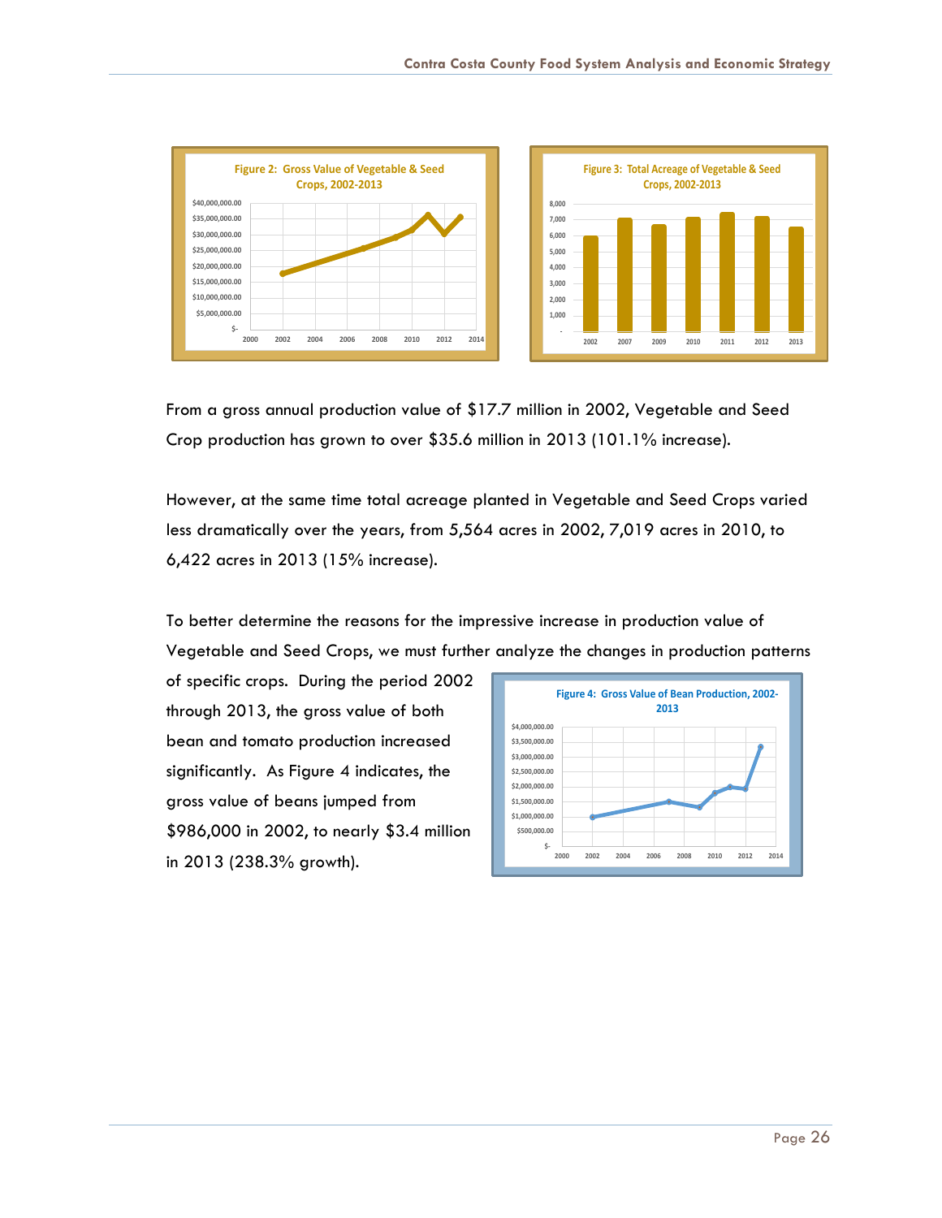Figure 2: Gross Value of Vegetable & Seed Crops, 2002-2013

Figure 3: Total Acreage of Vegetable & Seed Crops, 2002-2013

From a gross annual production value of $17.7 million in 2002, Vegetable and Seed Crop production has grown to over $35.6 million in 2013 (101.1% increase).

However, at the same time total acreage planted in Vegetable and Seed Crops varied less dramatically over the years, from 5,564 acres in 2002, 7,019 acres in 2010, to 6,422 acres in 2013 (15% increase).

To better determine the reasons for the impressive increase in production value of Vegetable and Seed Crops, we must further analyze the changes in production patterns of specific crops. During the period 2002 through 2013, the gross value of both bean and tomato production increased significantly. As Figure 4 indicates, the gross value of beans jumped from $986,000 in 2002, to nearly $3.4 million in 2013 (238.3% growth).

Figure 4: Gross Value of Bean Production, 2002-2013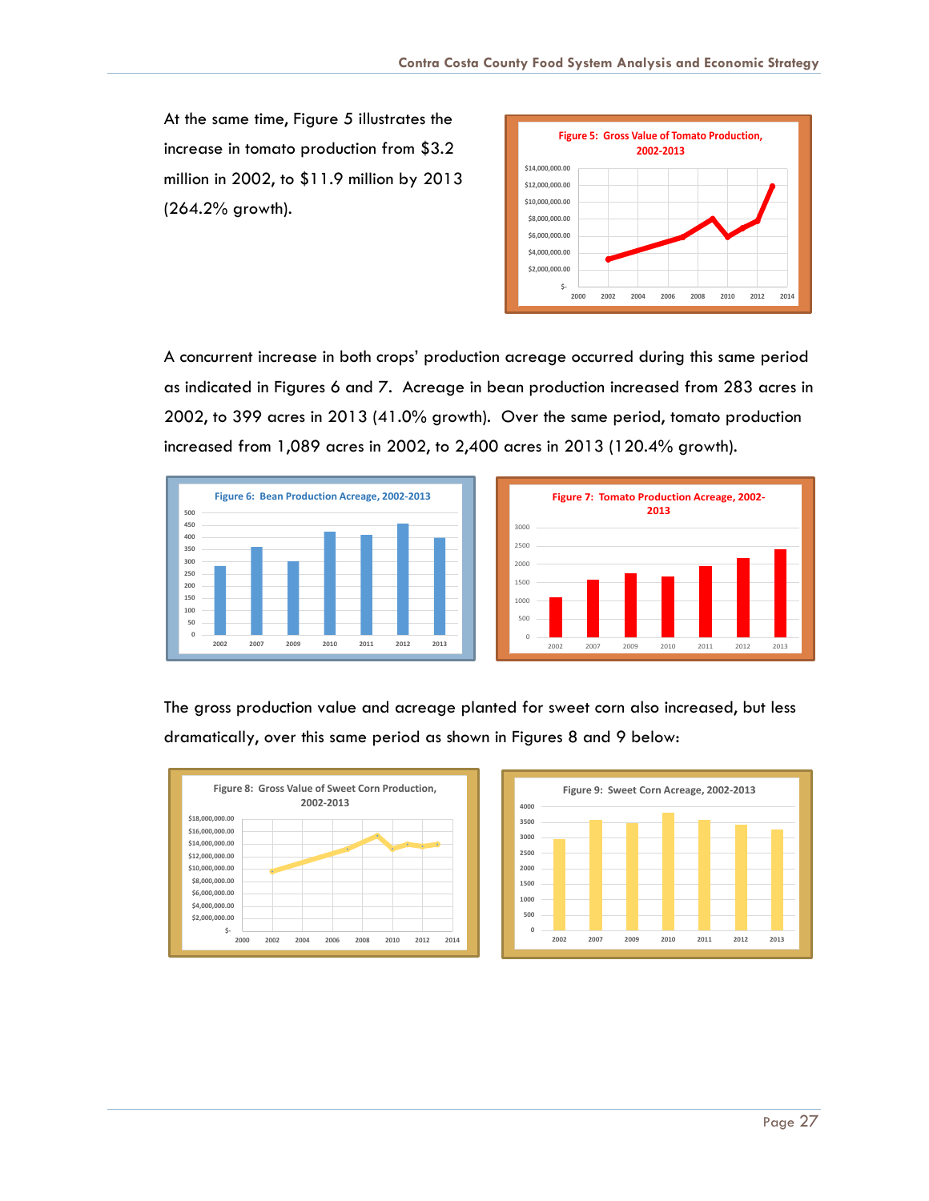At the same time, Figure 5 illustrates the increase in tomato production from $3.2 million in 2002, to $11.9 million by 2013 (264.2% growth).

Figure 5: Gross Value of Tomato Production, 2002-2013

A concurrent increase in both crops' production acreage occurred during this same period as indicated in Figures 6 and 7. Acreage in bean production increased from 283 acres in 2002, to 399 acres in 2013 (41.0% growth). Over the same period, tomato production increased from 1,089 acres in 2002, to 2,400 acres in 2013 (120.4% growth).

Figure 6: Bean Production Acreage, 2002-2013

Figure 7: Tomato Production Acreage, 2002-2013

The gross production value and acreage planted for sweet corn also increased, but less dramatically, over this same period as shown in Figures 8 and 9 below:

Figure 8: Gross Value of Sweet Corn Production, 2002-2013

Figure 9: Sweet Corn Acreage, 2002-2013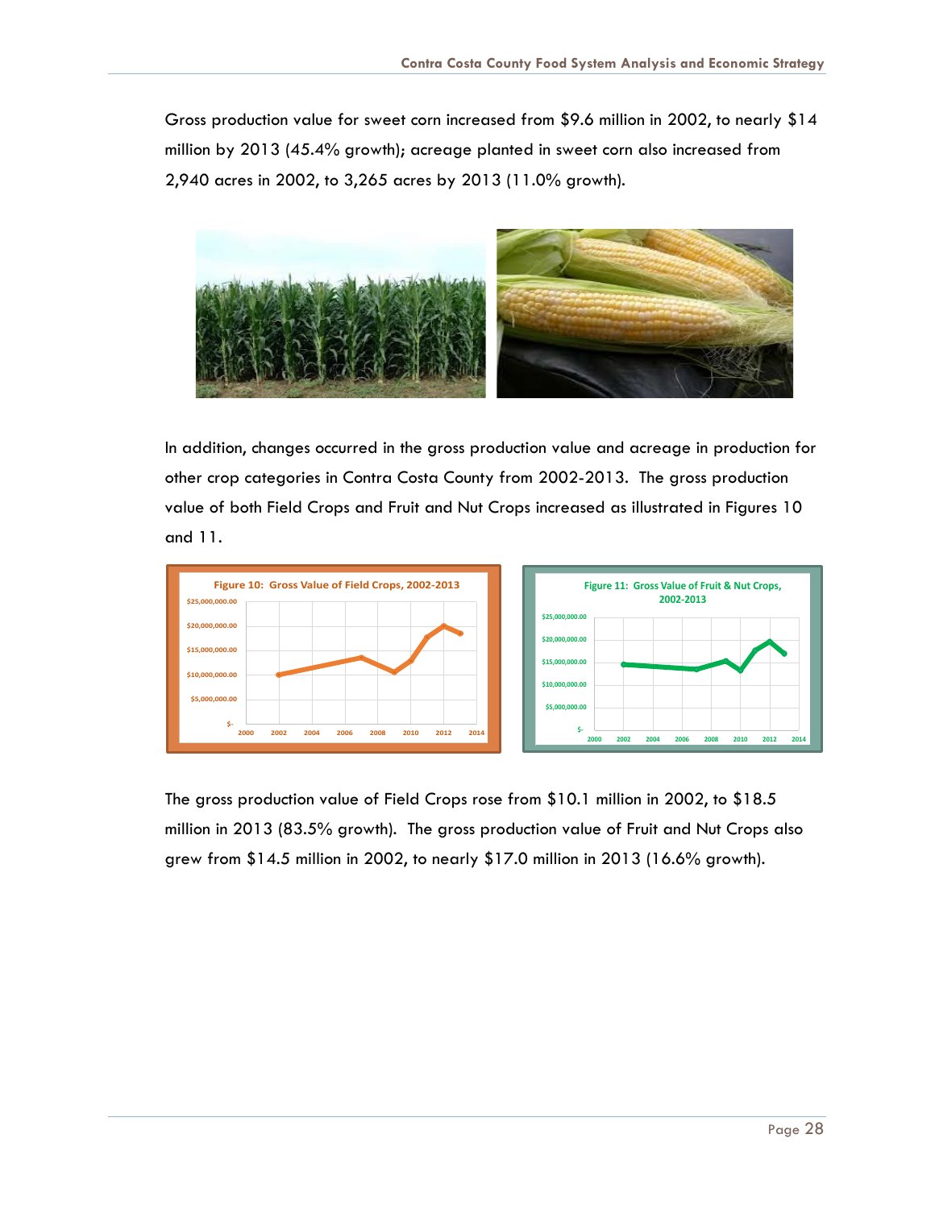Gross production value for sweet corn increased from $9.6 million in 2002, to nearly $14 million by 2013 (45.4% growth); acreage planted in sweet corn also increased from 2,940 acres in 2002, to 3,265 acres by 2013 (11.0% growth).

In addition, changes occurred in the gross production value and acreage in production for other crop categories in Contra Costa County from 2002-2013. The gross production value of both Field Crops and Fruit and Nut Crops increased as illustrated in Figures 10 and 11.

Figure 10: Gross Value of Field Crops, 2002-2013

Figure 11: Gross Value of Fruit & Nut Crops, 2002-2013

The gross production value of Field Crops rose from $10.1 million in 2002, to $18.5 million in 2013 (83.5% growth). The gross production value of Fruit and Nut Crops also grew from $14.5 million in 2002, to nearly $17.0 million in 2013 (16.6% growth).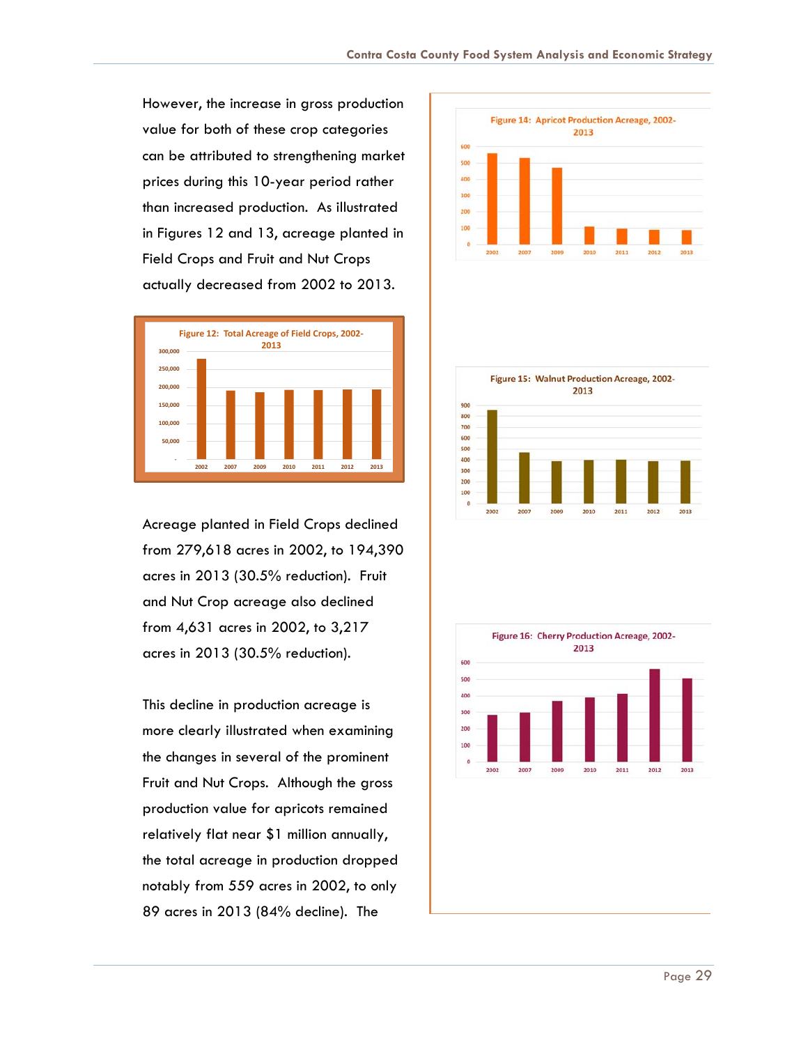However, the increase in gross production value for both of these crop categories can be attributed to strengthening market prices during this 10-year period rather than increased production. As illustrated in Figures 12 and 13, acreage planted in Field Crops and Fruit and Nut Crops actually decreased from 2002 to 2013.

Figure 12: Total Acreage of Field Crops, 2002-2013

Acreage planted in Field Crops declined from 279,618 acres in 2002, to 194,390 acres in 2013 (30.5% reduction). Fruit and Nut Crop acreage also declined from 4,631 acres in 2002, to 3,217 acres in 2013 (30.5% reduction).

This decline in production acreage is more clearly illustrated when examining the changes in several of the prominent Fruit and Nut Crops. Although the gross production value for apricots remained relatively flat near $1 million annually, the total acreage in production dropped notably from 559 acres in 2002, to only 89 acres in 2013 (84% decline). The

Figure 14: Apricot Production Acreage, 2002-2013

Figure 15: Walnut Production Acreage, 2002-2013

Figure 16: Cherry Production Acreage, 2002-2013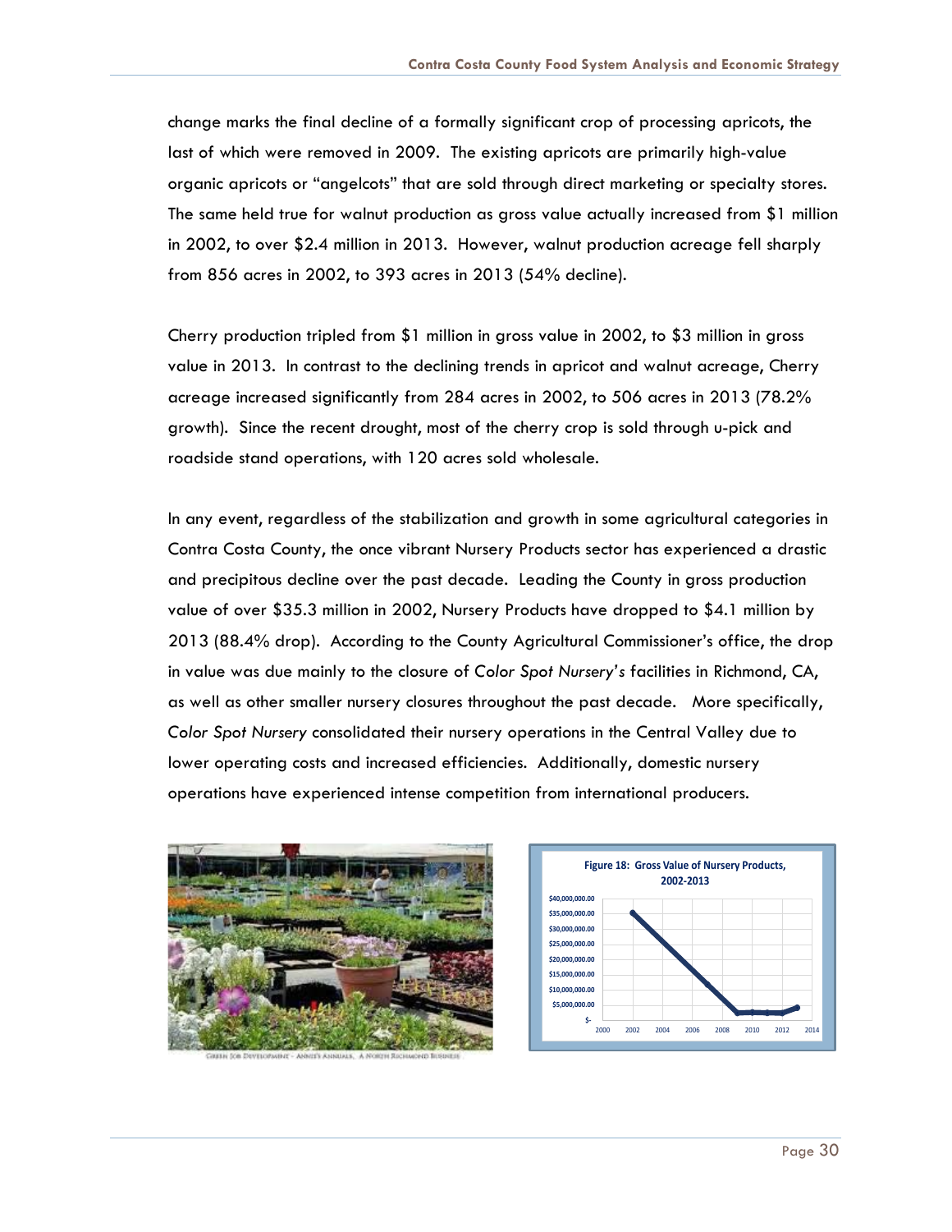change marks the final decline of a formally significant crop of processing apricots, the last of which were removed in 2009. The existing apricots are primarily high-value organic apricots or "angelcots" that are sold through direct marketing or specialty stores. The same held true for walnut production as gross value actually increased from $1 million in 2002, to over $2.4 million in 2013. However, walnut production acreage fell sharply from 856 acres in 2002, to 393 acres in 2013 (54% decline).

Cherry production tripled from $1 million in gross value in 2002, to $3 million in gross value in 2013. In contrast to the declining trends in apricot and walnut acreage, Cherry acreage increased significantly from 284 acres in 2002, to 506 acres in 2013 (78.2% growth). Since the recent drought, most of the cherry crop is sold through u-pick and roadside stand operations, with 120 acres sold wholesale.

In any event, regardless of the stabilization and growth in some agricultural categories in Contra Costa County, the once vibrant Nursery Products sector has experienced a drastic and precipitous decline over the past decade. Leading the County in gross production value of over $35.3 million in 2002, Nursery Products have dropped to $4.1 million by 2013 (88.4% drop). According to the County Agricultural Commissioner's office, the drop in value was due mainly to the closure of *Color Spot Nursery's* facilities in Richmond, CA, as well as other smaller nursery closures throughout the past decade. More specifically, *Color Spot Nursery* consolidated their nursery operations in the Central Valley due to lower operating costs and increased efficiencies. Additionally, domestic nursery operations have experienced intense competition from international producers.

Green Job Development - Annie's Annuals, A North Richmond Business

**Figure 18: Gross Value of Nursery Products, 2002-2013**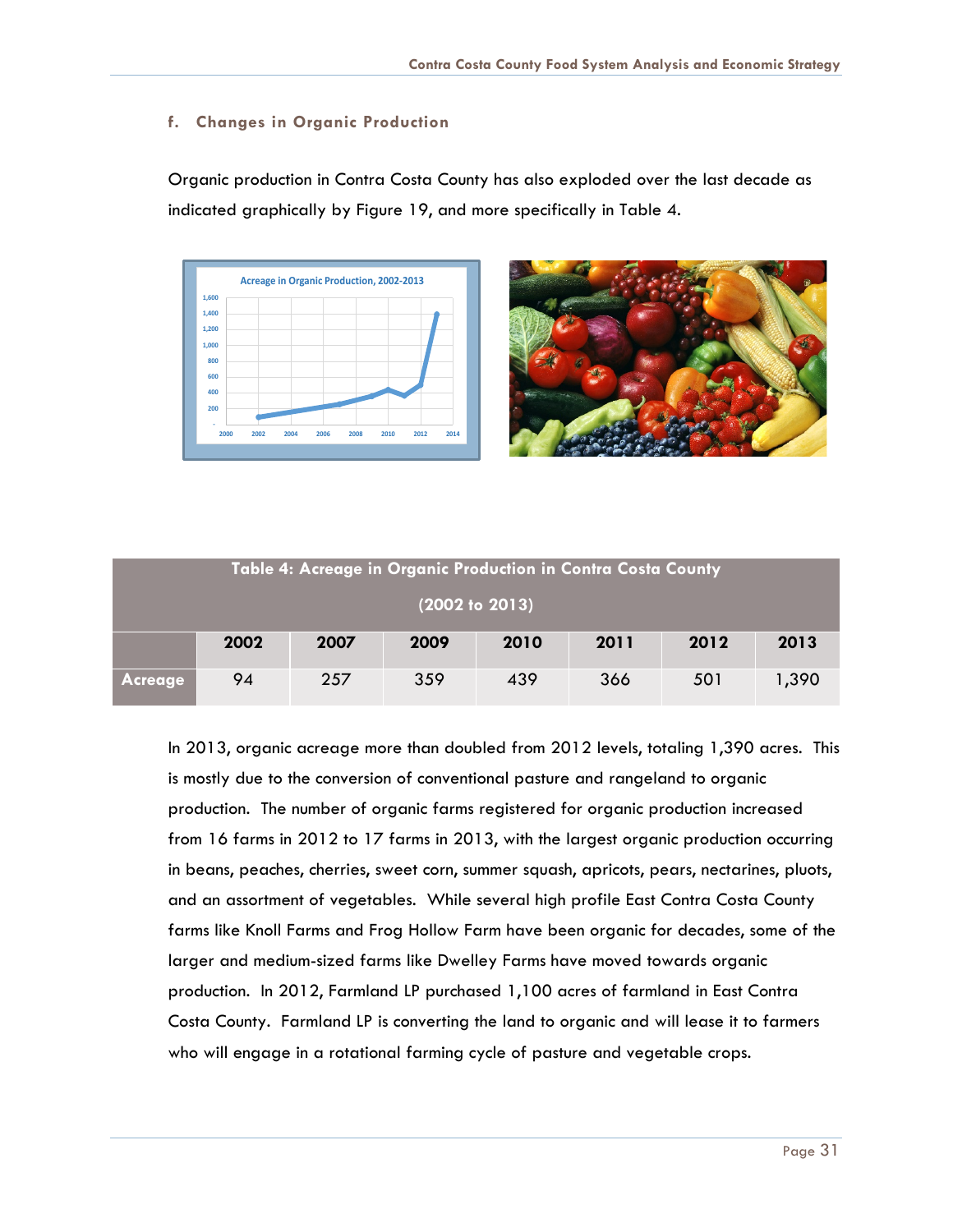### f. Changes in Organic Production

Organic production in Contra Costa County has also exploded over the last decade as indicated graphically by Figure 19, and more specifically in Table 4.

| Table 4: Acreage in Organic Production in Contra Costa County (2002 to 2013) | | | | | | | |
|---|---|---|---|---|---|---|---|
| | 2002 | 2007 | 2009 | 2010 | 2011 | 2012 | 2013 |
| Acreage | 94 | 257 | 359 | 439 | 366 | 501 | 1,390 |

In 2013, organic acreage more than doubled from 2012 levels, totaling 1,390 acres. This is mostly due to the conversion of conventional pasture and rangeland to organic production. The number of organic farms registered for organic production increased from 16 farms in 2012 to 17 farms in 2013, with the largest organic production occurring in beans, peaches, cherries, sweet corn, summer squash, apricots, pears, nectarines, pluots, and an assortment of vegetables. While several high profile East Contra Costa County farms like Knoll Farms and Frog Hollow Farm have been organic for decades, some of the larger and medium-sized farms like Dwelley Farms have moved towards organic production. In 2012, Farmland LP purchased 1,100 acres of farmland in East Contra Costa County. Farmland LP is converting the land to organic and will lease it to farmers who will engage in a rotational farming cycle of pasture and vegetable crops.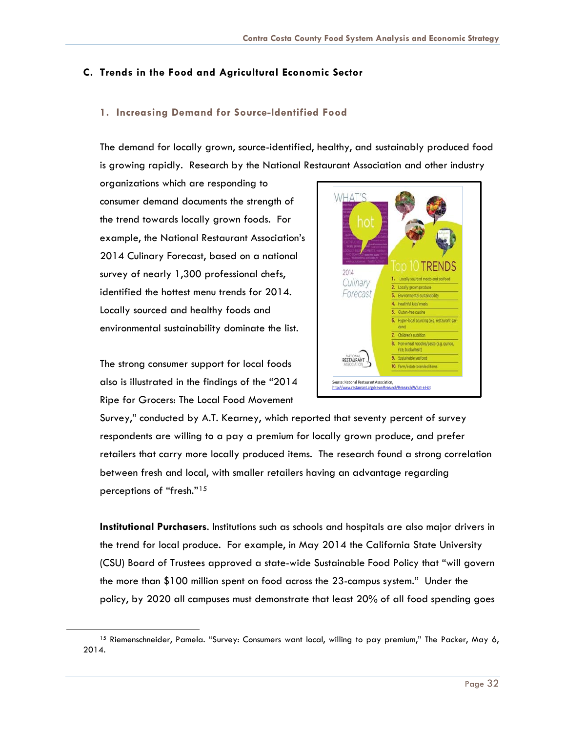## C. Trends in the Food and Agricultural Economic Sector

### 1. Increasing Demand for Source-Identified Food

The demand for locally grown, source-identified, healthy, and sustainably produced food is growing rapidly. Research by the National Restaurant Association and other industry organizations which are responding to consumer demand documents the strength of the trend towards locally grown foods. For example, the National Restaurant Association's 2014 Culinary Forecast, based on a national survey of nearly 1,300 professional chefs, identified the hottest menu trends for 2014. Locally sourced and healthy foods and environmental sustainability dominate the list.

What's hot – 2014 Culinary Forecast – Top 10 Trends

1. Locally sourced meats and seafood
2. Locally grown produce
3. Environmental sustainability
4. Healthful kids' meals
5. Gluten-free cuisine
6. Hyper-local sourcing (e.g. restaurant gardens)
7. Children's nutrition
8. Non-wheat noodles/pasta (e.g. quinoa, rice, buckwheat)
9. Sustainable seafood
10. Farm/estate branded items

Source: National Restaurant Association, http://www.restaurant.org/News-Research/Research/What-s-Hot

The strong consumer support for local foods also is illustrated in the findings of the "2014 Ripe for Grocers: The Local Food Movement Survey," conducted by A.T. Kearney, which reported that seventy percent of survey respondents are willing to a pay a premium for locally grown produce, and prefer retailers that carry more locally produced items. The research found a strong correlation between fresh and local, with smaller retailers having an advantage regarding perceptions of "fresh."[15]

**Institutional Purchasers**. Institutions such as schools and hospitals are also major drivers in the trend for local produce. For example, in May 2014 the California State University (CSU) Board of Trustees approved a state-wide Sustainable Food Policy that "will govern the more than $100 million spent on food across the 23-campus system." Under the policy, by 2020 all campuses must demonstrate that least 20% of all food spending goes

---

[15] Riemenschneider, Pamela. "Survey: Consumers want local, willing to pay premium," The Packer, May 6, 2014.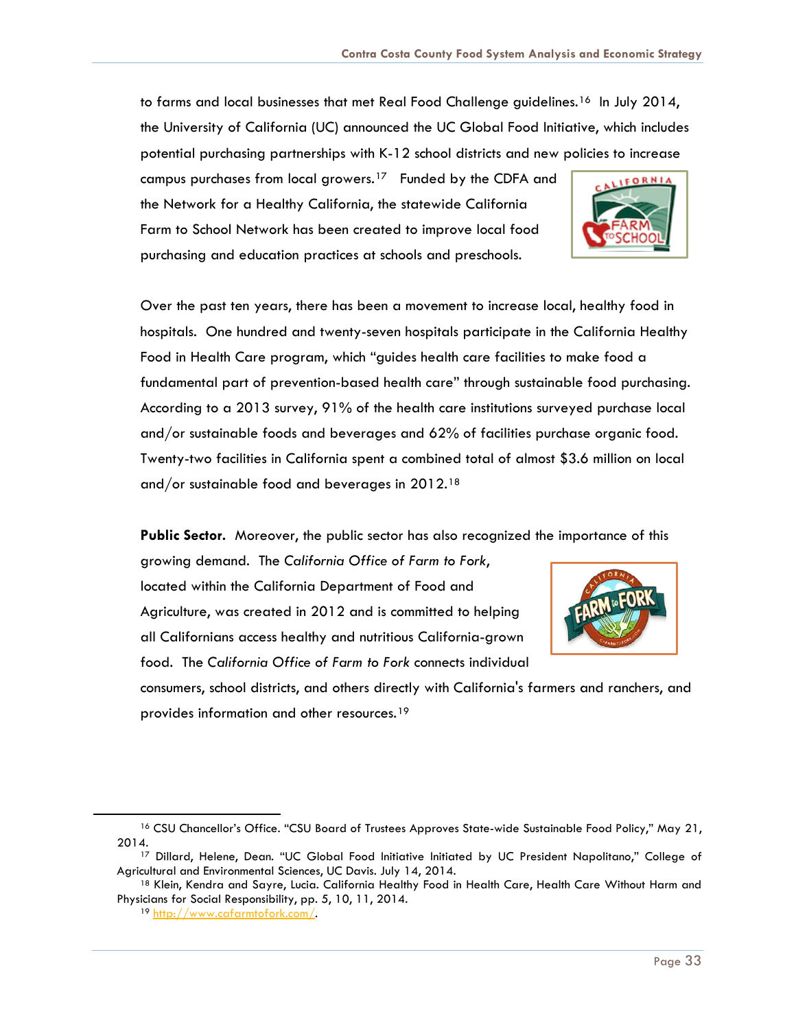to farms and local businesses that met Real Food Challenge guidelines.[16] In July 2014, the University of California (UC) announced the UC Global Food Initiative, which includes potential purchasing partnerships with K-12 school districts and new policies to increase campus purchases from local growers.[17] Funded by the CDFA and the Network for a Healthy California, the statewide California Farm to School Network has been created to improve local food purchasing and education practices at schools and preschools.

Over the past ten years, there has been a movement to increase local, healthy food in hospitals. One hundred and twenty-seven hospitals participate in the California Healthy Food in Health Care program, which "guides health care facilities to make food a fundamental part of prevention-based health care" through sustainable food purchasing. According to a 2013 survey, 91% of the health care institutions surveyed purchase local and/or sustainable foods and beverages and 62% of facilities purchase organic food. Twenty-two facilities in California spent a combined total of almost $3.6 million on local and/or sustainable food and beverages in 2012.[18]

**Public Sector.** Moreover, the public sector has also recognized the importance of this growing demand. The *California Office of Farm to Fork*, located within the California Department of Food and Agriculture, was created in 2012 and is committed to helping all Californians access healthy and nutritious California-grown food. The *California Office of Farm to Fork* connects individual consumers, school districts, and others directly with California's farmers and ranchers, and provides information and other resources.[19]

---

[16] CSU Chancellor's Office. "CSU Board of Trustees Approves State-wide Sustainable Food Policy," May 21, 2014.

[17] Dillard, Helene, Dean. "UC Global Food Initiative Initiated by UC President Napolitano," College of Agricultural and Environmental Sciences, UC Davis. July 14, 2014.

[18] Klein, Kendra and Sayre, Lucia. California Healthy Food in Health Care, Health Care Without Harm and Physicians for Social Responsibility, pp. 5, 10, 11, 2014.

[19] http://www.cafarmtofork.com/.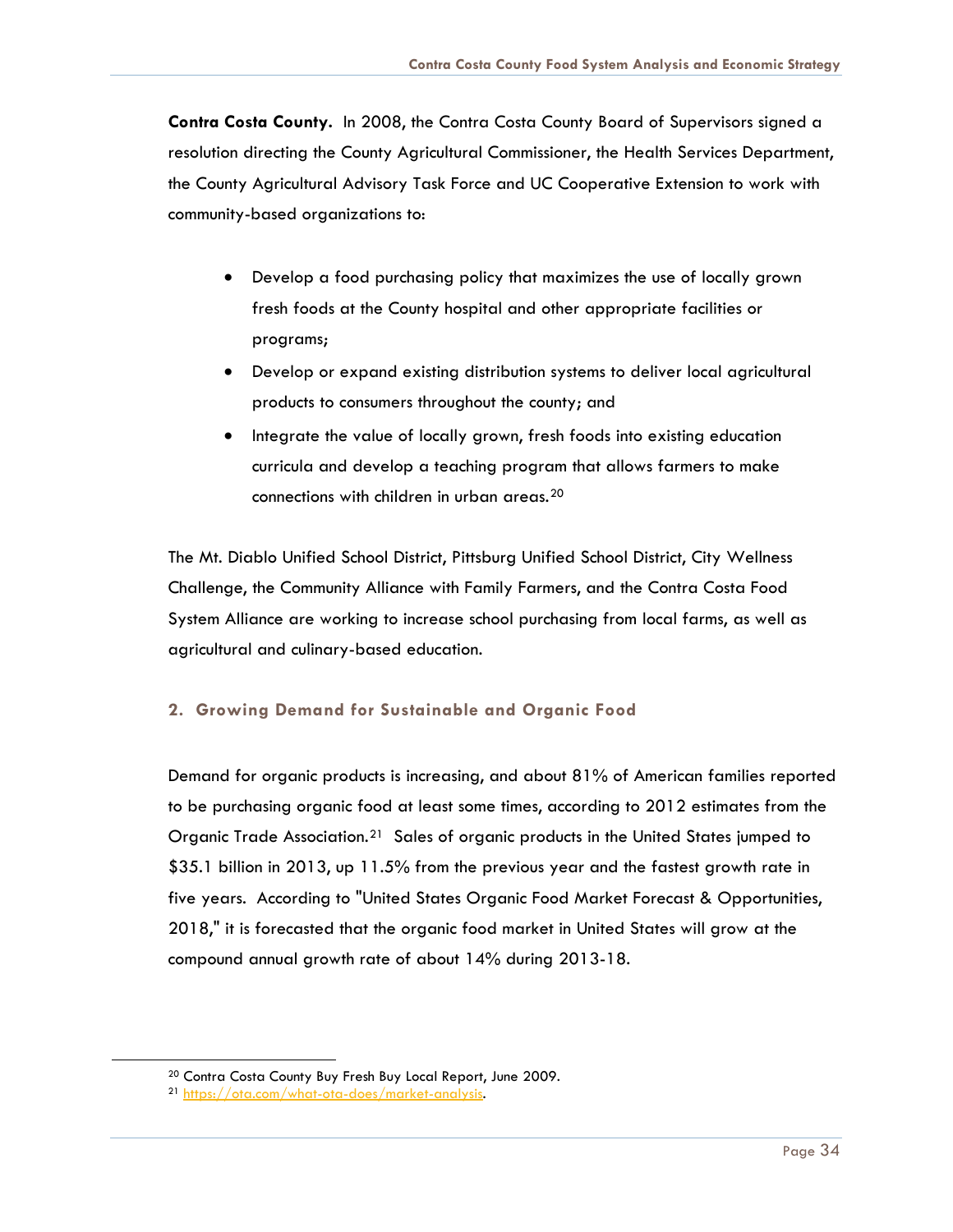**Contra Costa County.** In 2008, the Contra Costa County Board of Supervisors signed a resolution directing the County Agricultural Commissioner, the Health Services Department, the County Agricultural Advisory Task Force and UC Cooperative Extension to work with community-based organizations to:

- Develop a food purchasing policy that maximizes the use of locally grown fresh foods at the County hospital and other appropriate facilities or programs;
- Develop or expand existing distribution systems to deliver local agricultural products to consumers throughout the county; and
- Integrate the value of locally grown, fresh foods into existing education curricula and develop a teaching program that allows farmers to make connections with children in urban areas.[20]

The Mt. Diablo Unified School District, Pittsburg Unified School District, City Wellness Challenge, the Community Alliance with Family Farmers, and the Contra Costa Food System Alliance are working to increase school purchasing from local farms, as well as agricultural and culinary-based education.

### 2. Growing Demand for Sustainable and Organic Food

Demand for organic products is increasing, and about 81% of American families reported to be purchasing organic food at least some times, according to 2012 estimates from the Organic Trade Association.[21] Sales of organic products in the United States jumped to $35.1 billion in 2013, up 11.5% from the previous year and the fastest growth rate in five years. According to "United States Organic Food Market Forecast & Opportunities, 2018," it is forecasted that the organic food market in United States will grow at the compound annual growth rate of about 14% during 2013-18.

---

[20] Contra Costa County Buy Fresh Buy Local Report, June 2009.

[21] https://ota.com/what-ota-does/market-analysis.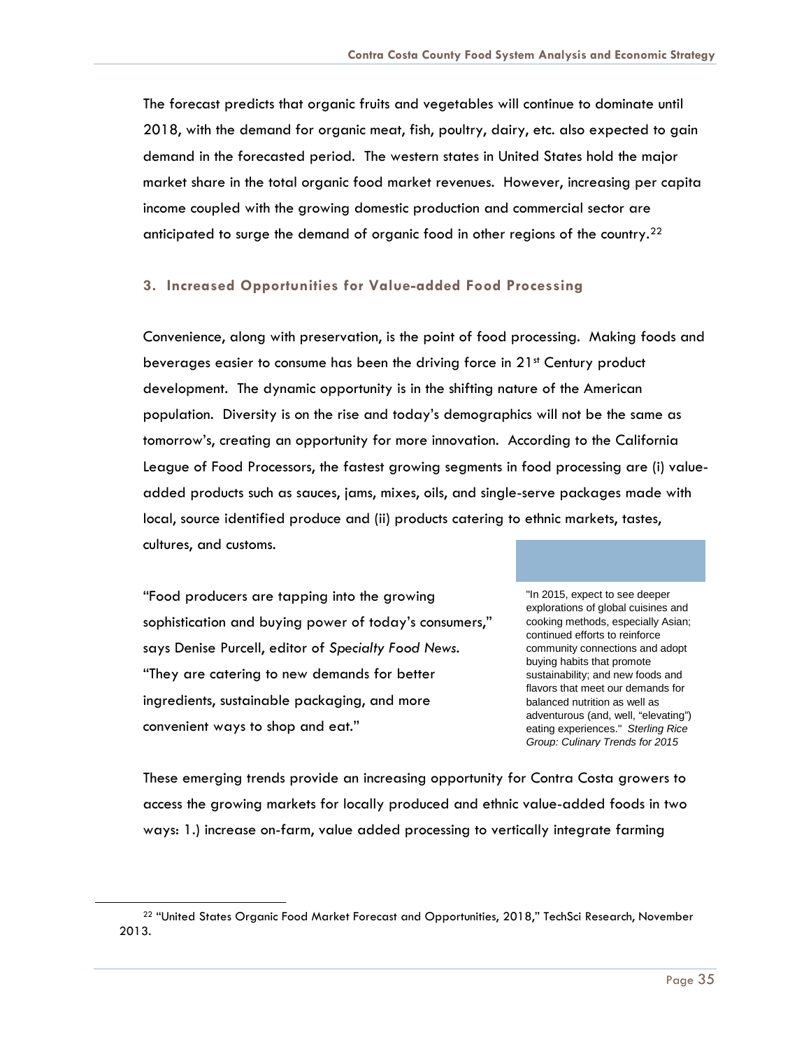The forecast predicts that organic fruits and vegetables will continue to dominate until 2018, with the demand for organic meat, fish, poultry, dairy, etc. also expected to gain demand in the forecasted period. The western states in United States hold the major market share in the total organic food market revenues. However, increasing per capita income coupled with the growing domestic production and commercial sector are anticipated to surge the demand of organic food in other regions of the country.[22]

### 3. Increased Opportunities for Value-added Food Processing

Convenience, along with preservation, is the point of food processing. Making foods and beverages easier to consume has been the driving force in 21st Century product development. The dynamic opportunity is in the shifting nature of the American population. Diversity is on the rise and today's demographics will not be the same as tomorrow's, creating an opportunity for more innovation. According to the California League of Food Processors, the fastest growing segments in food processing are (i) value-added products such as sauces, jams, mixes, oils, and single-serve packages made with local, source identified produce and (ii) products catering to ethnic markets, tastes, cultures, and customs.

"Food producers are tapping into the growing sophistication and buying power of today's consumers," says Denise Purcell, editor of *Specialty Food News*. "They are catering to new demands for better ingredients, sustainable packaging, and more convenient ways to shop and eat."

> "In 2015, expect to see deeper explorations of global cuisines and cooking methods, especially Asian; continued efforts to reinforce community connections and adopt buying habits that promote sustainability; and new foods and flavors that meet our demands for balanced nutrition as well as adventurous (and, well, "elevating") eating experiences." *Sterling Rice Group: Culinary Trends for 2015*

These emerging trends provide an increasing opportunity for Contra Costa growers to access the growing markets for locally produced and ethnic value-added foods in two ways: 1.) increase on-farm, value added processing to vertically integrate farming

[22] "United States Organic Food Market Forecast and Opportunities, 2018," TechSci Research, November 2013.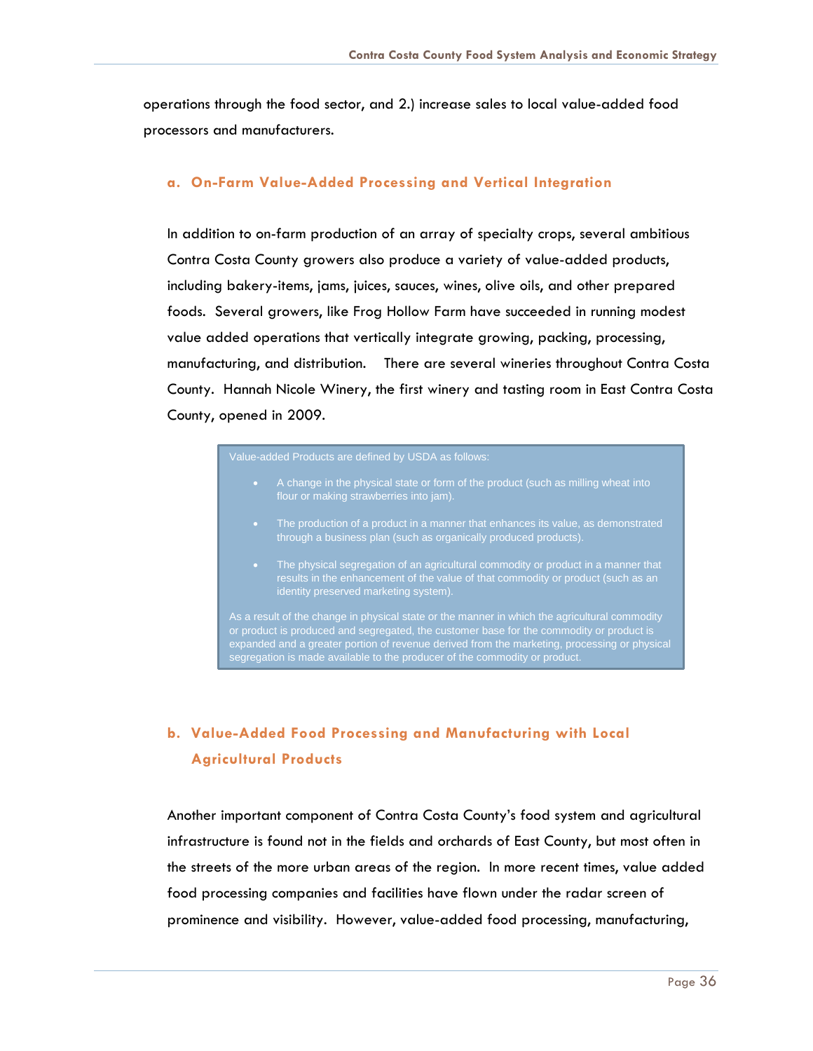operations through the food sector, and 2.) increase sales to local value-added food processors and manufacturers.

### a. On-Farm Value-Added Processing and Vertical Integration

In addition to on-farm production of an array of specialty crops, several ambitious Contra Costa County growers also produce a variety of value-added products, including bakery-items, jams, juices, sauces, wines, olive oils, and other prepared foods. Several growers, like Frog Hollow Farm have succeeded in running modest value added operations that vertically integrate growing, packing, processing, manufacturing, and distribution. There are several wineries throughout Contra Costa County. Hannah Nicole Winery, the first winery and tasting room in East Contra Costa County, opened in 2009.

> Value-added Products are defined by USDA as follows:
>
> - A change in the physical state or form of the product (such as milling wheat into flour or making strawberries into jam).
> - The production of a product in a manner that enhances its value, as demonstrated through a business plan (such as organically produced products).
> - The physical segregation of an agricultural commodity or product in a manner that results in the enhancement of the value of that commodity or product (such as an identity preserved marketing system).
>
> As a result of the change in physical state or the manner in which the agricultural commodity or product is produced and segregated, the customer base for the commodity or product is expanded and a greater portion of revenue derived from the marketing, processing or physical segregation is made available to the producer of the commodity or product.

### b. Value-Added Food Processing and Manufacturing with Local Agricultural Products

Another important component of Contra Costa County's food system and agricultural infrastructure is found not in the fields and orchards of East County, but most often in the streets of the more urban areas of the region. In more recent times, value added food processing companies and facilities have flown under the radar screen of prominence and visibility. However, value-added food processing, manufacturing,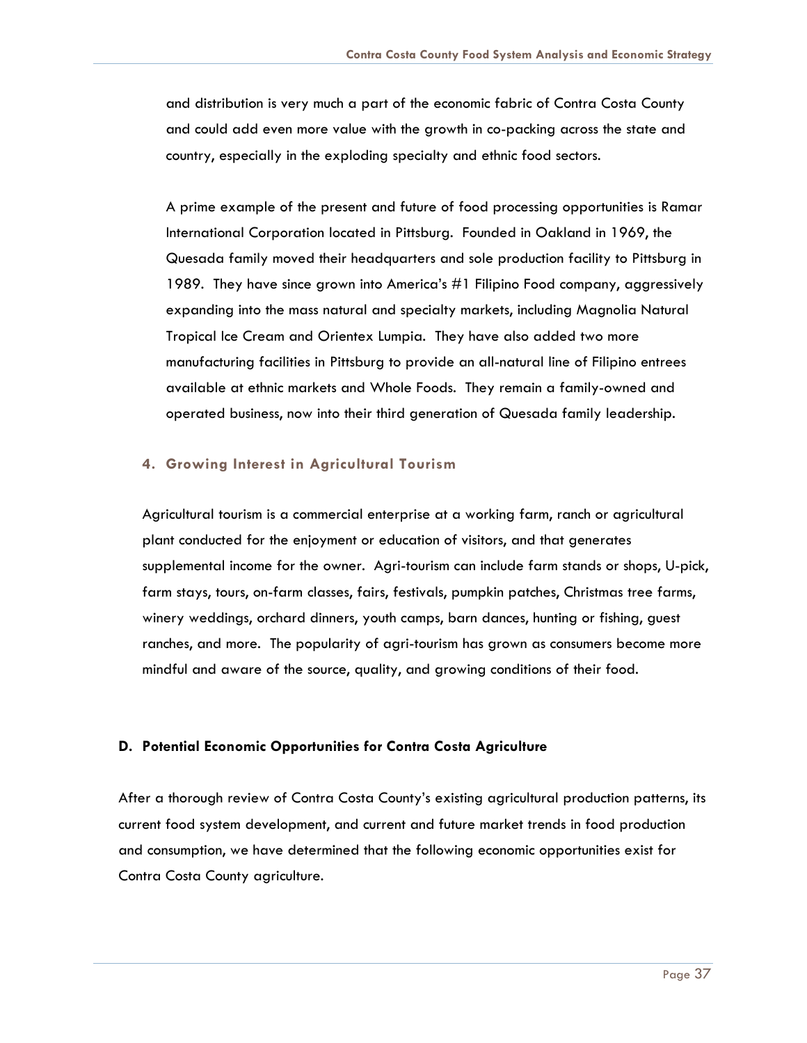and distribution is very much a part of the economic fabric of Contra Costa County and could add even more value with the growth in co-packing across the state and country, especially in the exploding specialty and ethnic food sectors.

A prime example of the present and future of food processing opportunities is Ramar International Corporation located in Pittsburg. Founded in Oakland in 1969, the Quesada family moved their headquarters and sole production facility to Pittsburg in 1989. They have since grown into America's #1 Filipino Food company, aggressively expanding into the mass natural and specialty markets, including Magnolia Natural Tropical Ice Cream and Orientex Lumpia. They have also added two more manufacturing facilities in Pittsburg to provide an all-natural line of Filipino entrees available at ethnic markets and Whole Foods. They remain a family-owned and operated business, now into their third generation of Quesada family leadership.

#### 4. Growing Interest in Agricultural Tourism

Agricultural tourism is a commercial enterprise at a working farm, ranch or agricultural plant conducted for the enjoyment or education of visitors, and that generates supplemental income for the owner. Agri-tourism can include farm stands or shops, U-pick, farm stays, tours, on-farm classes, fairs, festivals, pumpkin patches, Christmas tree farms, winery weddings, orchard dinners, youth camps, barn dances, hunting or fishing, guest ranches, and more. The popularity of agri-tourism has grown as consumers become more mindful and aware of the source, quality, and growing conditions of their food.

### D. Potential Economic Opportunities for Contra Costa Agriculture

After a thorough review of Contra Costa County's existing agricultural production patterns, its current food system development, and current and future market trends in food production and consumption, we have determined that the following economic opportunities exist for Contra Costa County agriculture.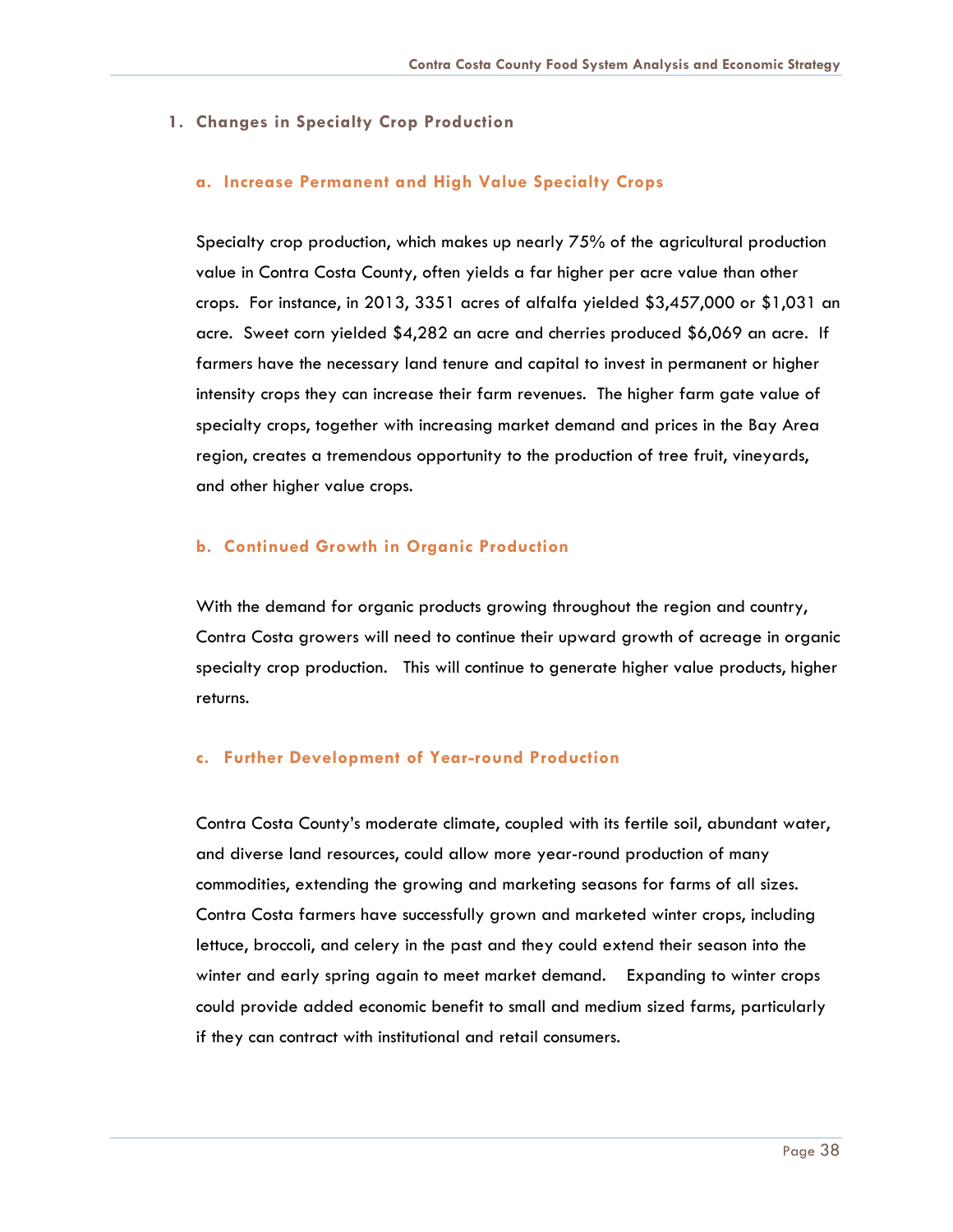## 1. Changes in Specialty Crop Production

### a. Increase Permanent and High Value Specialty Crops

Specialty crop production, which makes up nearly 75% of the agricultural production value in Contra Costa County, often yields a far higher per acre value than other crops. For instance, in 2013, 3351 acres of alfalfa yielded $3,457,000 or $1,031 an acre. Sweet corn yielded $4,282 an acre and cherries produced $6,069 an acre. If farmers have the necessary land tenure and capital to invest in permanent or higher intensity crops they can increase their farm revenues. The higher farm gate value of specialty crops, together with increasing market demand and prices in the Bay Area region, creates a tremendous opportunity to the production of tree fruit, vineyards, and other higher value crops.

### b. Continued Growth in Organic Production

With the demand for organic products growing throughout the region and country, Contra Costa growers will need to continue their upward growth of acreage in organic specialty crop production. This will continue to generate higher value products, higher returns.

### c. Further Development of Year-round Production

Contra Costa County's moderate climate, coupled with its fertile soil, abundant water, and diverse land resources, could allow more year-round production of many commodities, extending the growing and marketing seasons for farms of all sizes. Contra Costa farmers have successfully grown and marketed winter crops, including lettuce, broccoli, and celery in the past and they could extend their season into the winter and early spring again to meet market demand. Expanding to winter crops could provide added economic benefit to small and medium sized farms, particularly if they can contract with institutional and retail consumers.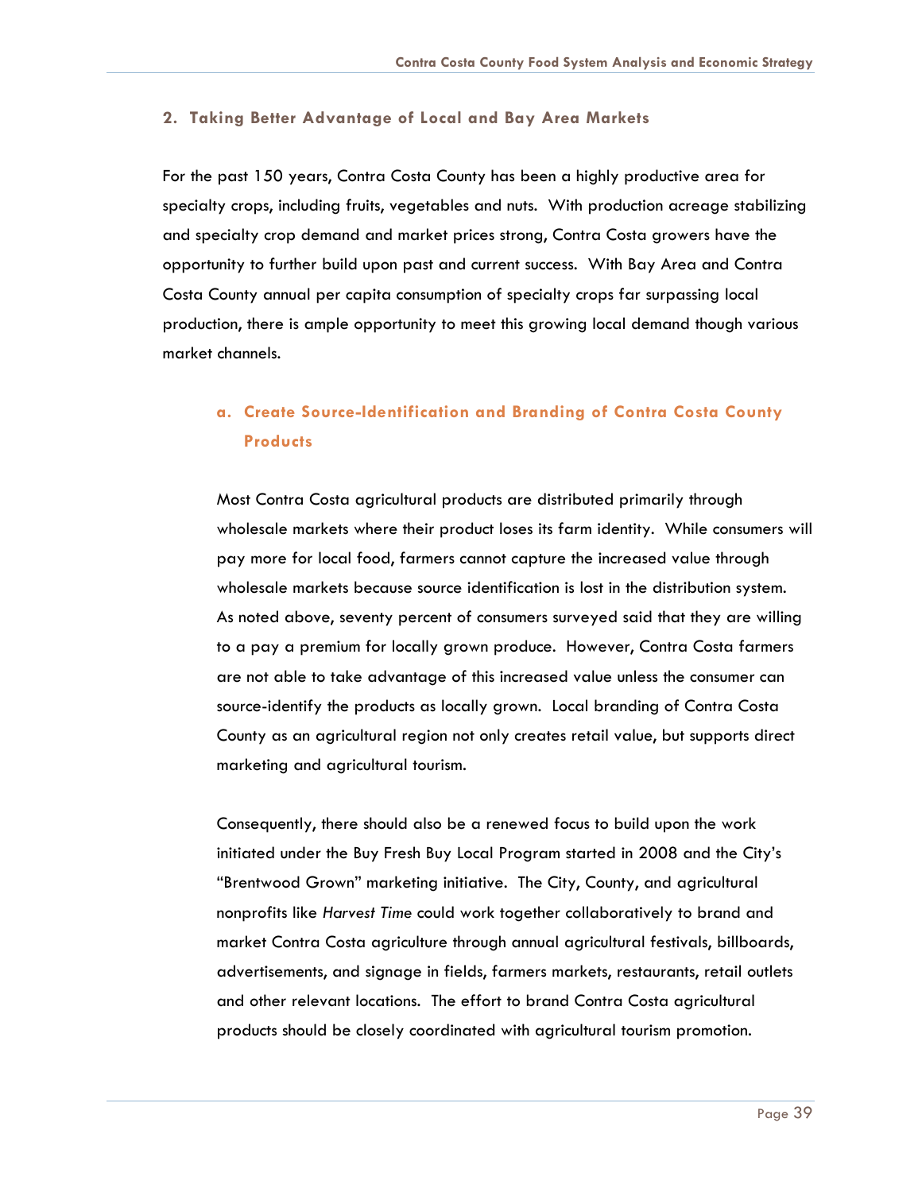### 2. Taking Better Advantage of Local and Bay Area Markets

For the past 150 years, Contra Costa County has been a highly productive area for specialty crops, including fruits, vegetables and nuts. With production acreage stabilizing and specialty crop demand and market prices strong, Contra Costa growers have the opportunity to further build upon past and current success. With Bay Area and Contra Costa County annual per capita consumption of specialty crops far surpassing local production, there is ample opportunity to meet this growing local demand though various market channels.

#### a. Create Source-Identification and Branding of Contra Costa County Products

Most Contra Costa agricultural products are distributed primarily through wholesale markets where their product loses its farm identity. While consumers will pay more for local food, farmers cannot capture the increased value through wholesale markets because source identification is lost in the distribution system. As noted above, seventy percent of consumers surveyed said that they are willing to a pay a premium for locally grown produce. However, Contra Costa farmers are not able to take advantage of this increased value unless the consumer can source-identify the products as locally grown. Local branding of Contra Costa County as an agricultural region not only creates retail value, but supports direct marketing and agricultural tourism.

Consequently, there should also be a renewed focus to build upon the work initiated under the Buy Fresh Buy Local Program started in 2008 and the City's "Brentwood Grown" marketing initiative. The City, County, and agricultural nonprofits like *Harvest Time* could work together collaboratively to brand and market Contra Costa agriculture through annual agricultural festivals, billboards, advertisements, and signage in fields, farmers markets, restaurants, retail outlets and other relevant locations. The effort to brand Contra Costa agricultural products should be closely coordinated with agricultural tourism promotion.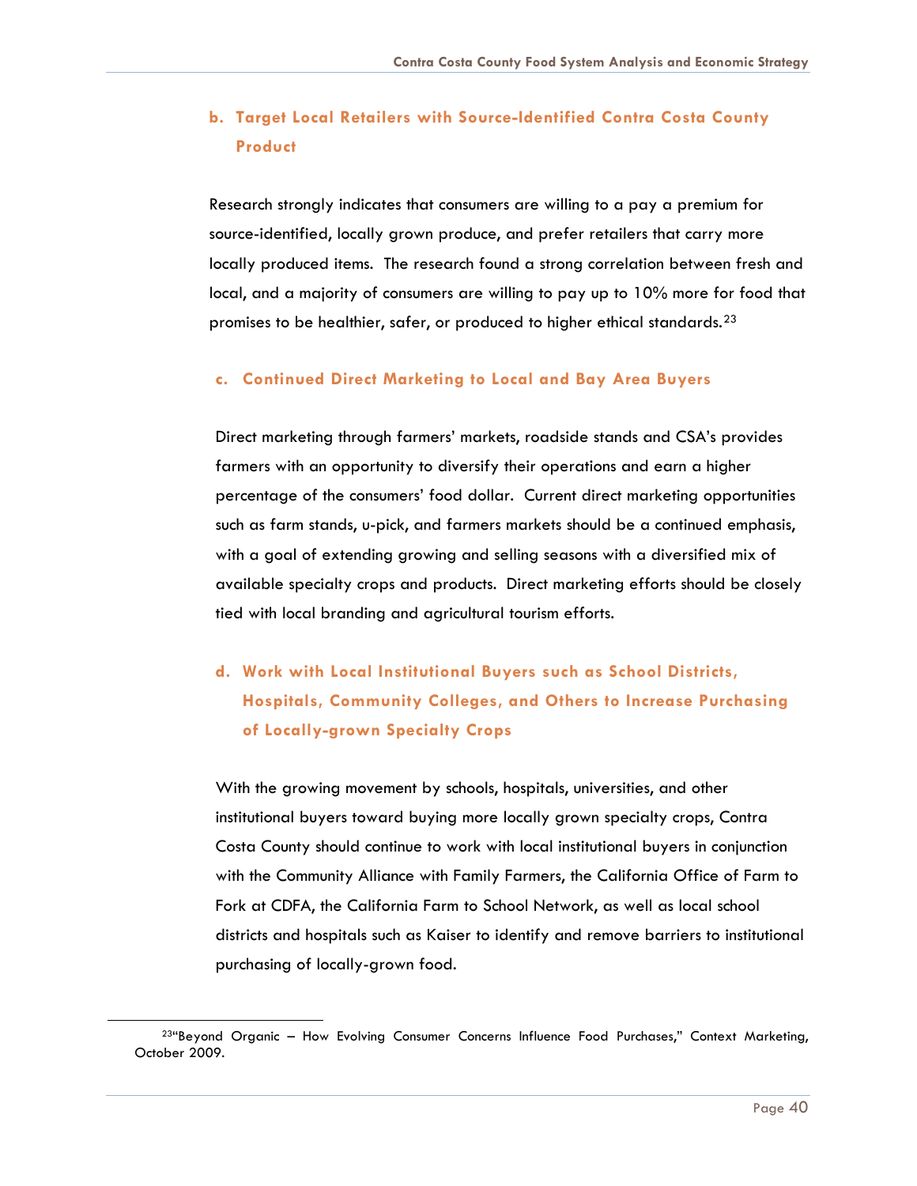### b. Target Local Retailers with Source-Identified Contra Costa County Product

Research strongly indicates that consumers are willing to a pay a premium for source-identified, locally grown produce, and prefer retailers that carry more locally produced items. The research found a strong correlation between fresh and local, and a majority of consumers are willing to pay up to 10% more for food that promises to be healthier, safer, or produced to higher ethical standards.[23]

### c. Continued Direct Marketing to Local and Bay Area Buyers

Direct marketing through farmers' markets, roadside stands and CSA's provides farmers with an opportunity to diversify their operations and earn a higher percentage of the consumers' food dollar. Current direct marketing opportunities such as farm stands, u-pick, and farmers markets should be a continued emphasis, with a goal of extending growing and selling seasons with a diversified mix of available specialty crops and products. Direct marketing efforts should be closely tied with local branding and agricultural tourism efforts.

### d. Work with Local Institutional Buyers such as School Districts, Hospitals, Community Colleges, and Others to Increase Purchasing of Locally-grown Specialty Crops

With the growing movement by schools, hospitals, universities, and other institutional buyers toward buying more locally grown specialty crops, Contra Costa County should continue to work with local institutional buyers in conjunction with the Community Alliance with Family Farmers, the California Office of Farm to Fork at CDFA, the California Farm to School Network, as well as local school districts and hospitals such as Kaiser to identify and remove barriers to institutional purchasing of locally-grown food.

---

[23] "Beyond Organic – How Evolving Consumer Concerns Influence Food Purchases," Context Marketing, October 2009.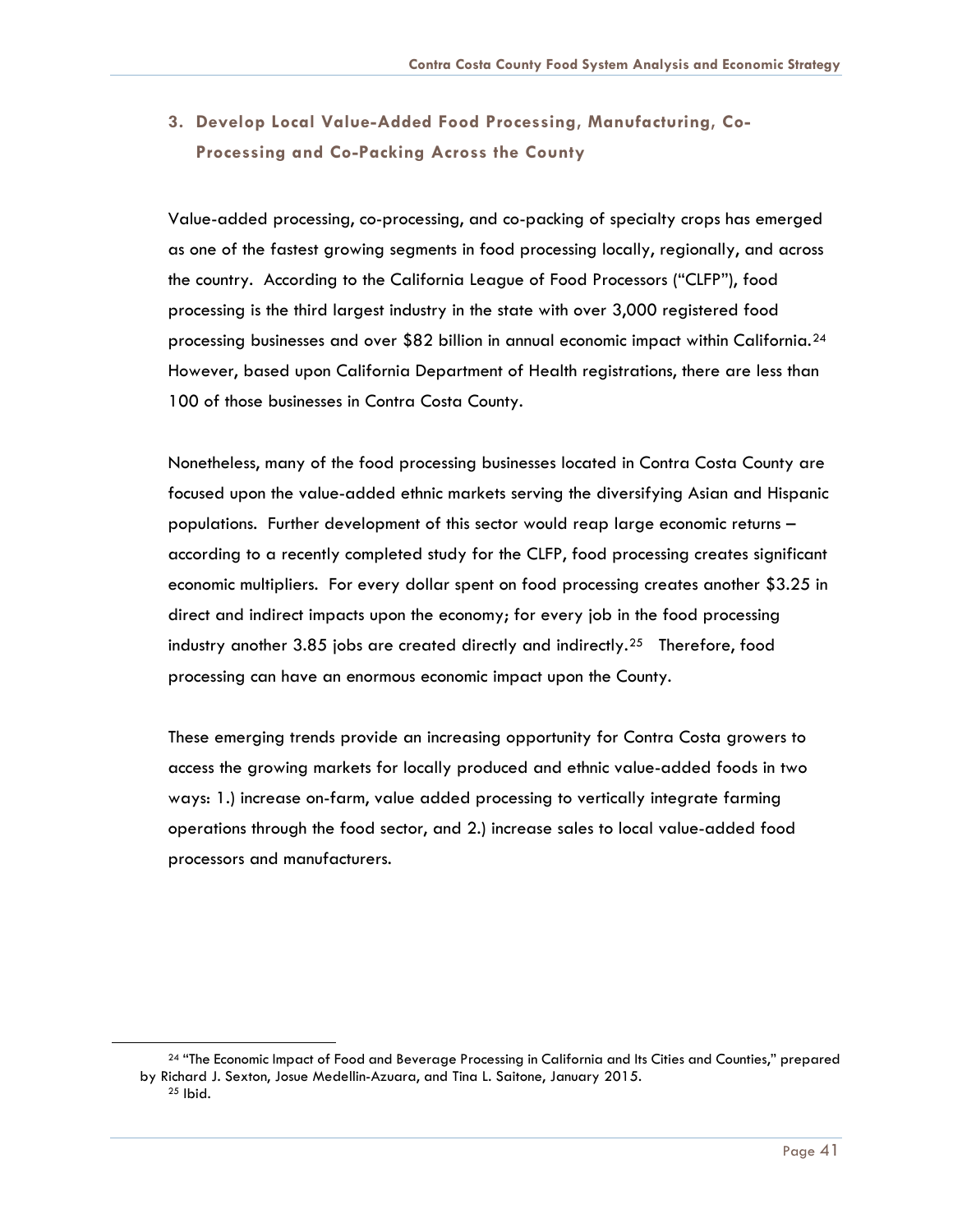### 3. Develop Local Value-Added Food Processing, Manufacturing, Co-Processing and Co-Packing Across the County

Value-added processing, co-processing, and co-packing of specialty crops has emerged as one of the fastest growing segments in food processing locally, regionally, and across the country. According to the California League of Food Processors ("CLFP"), food processing is the third largest industry in the state with over 3,000 registered food processing businesses and over $82 billion in annual economic impact within California.[24] However, based upon California Department of Health registrations, there are less than 100 of those businesses in Contra Costa County.

Nonetheless, many of the food processing businesses located in Contra Costa County are focused upon the value-added ethnic markets serving the diversifying Asian and Hispanic populations. Further development of this sector would reap large economic returns – according to a recently completed study for the CLFP, food processing creates significant economic multipliers. For every dollar spent on food processing creates another $3.25 in direct and indirect impacts upon the economy; for every job in the food processing industry another 3.85 jobs are created directly and indirectly.[25] Therefore, food processing can have an enormous economic impact upon the County.

These emerging trends provide an increasing opportunity for Contra Costa growers to access the growing markets for locally produced and ethnic value-added foods in two ways: 1.) increase on-farm, value added processing to vertically integrate farming operations through the food sector, and 2.) increase sales to local value-added food processors and manufacturers.

---

[24] "The Economic Impact of Food and Beverage Processing in California and Its Cities and Counties," prepared by Richard J. Sexton, Josue Medellin-Azuara, and Tina L. Saitone, January 2015.

[25] Ibid.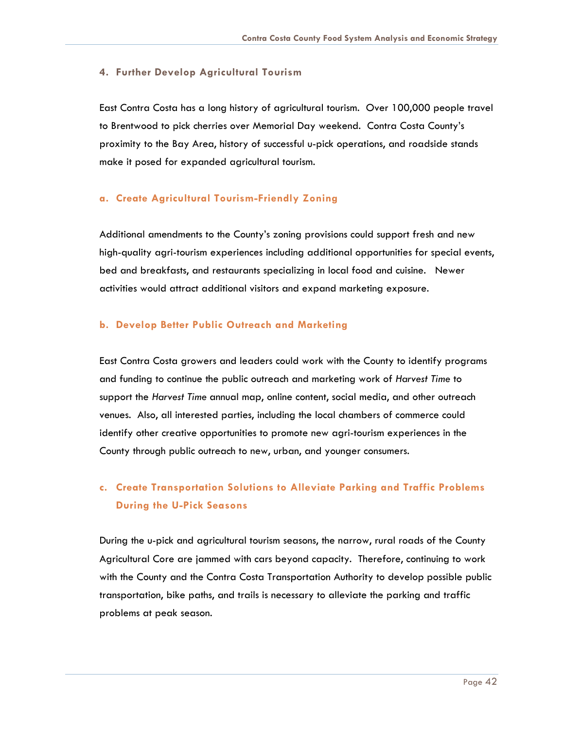### 4. Further Develop Agricultural Tourism

East Contra Costa has a long history of agricultural tourism. Over 100,000 people travel to Brentwood to pick cherries over Memorial Day weekend. Contra Costa County's proximity to the Bay Area, history of successful u-pick operations, and roadside stands make it posed for expanded agricultural tourism.

#### a. Create Agricultural Tourism-Friendly Zoning

Additional amendments to the County's zoning provisions could support fresh and new high-quality agri-tourism experiences including additional opportunities for special events, bed and breakfasts, and restaurants specializing in local food and cuisine. Newer activities would attract additional visitors and expand marketing exposure.

#### b. Develop Better Public Outreach and Marketing

East Contra Costa growers and leaders could work with the County to identify programs and funding to continue the public outreach and marketing work of *Harvest Time* to support the *Harvest Time* annual map, online content, social media, and other outreach venues. Also, all interested parties, including the local chambers of commerce could identify other creative opportunities to promote new agri-tourism experiences in the County through public outreach to new, urban, and younger consumers.

#### c. Create Transportation Solutions to Alleviate Parking and Traffic Problems During the U-Pick Seasons

During the u-pick and agricultural tourism seasons, the narrow, rural roads of the County Agricultural Core are jammed with cars beyond capacity. Therefore, continuing to work with the County and the Contra Costa Transportation Authority to develop possible public transportation, bike paths, and trails is necessary to alleviate the parking and traffic problems at peak season.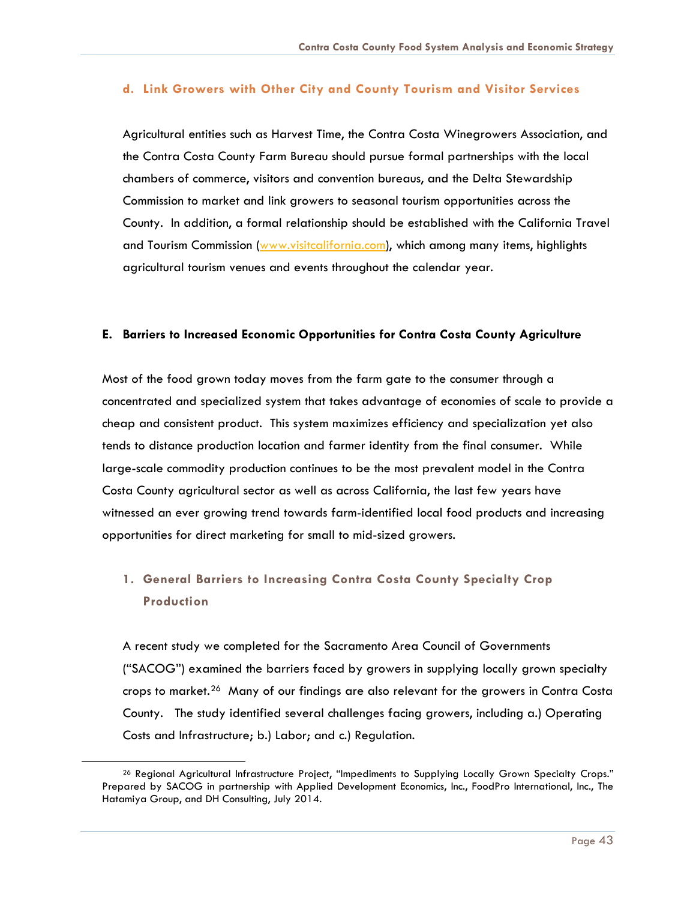#### d. Link Growers with Other City and County Tourism and Visitor Services

Agricultural entities such as Harvest Time, the Contra Costa Winegrowers Association, and the Contra Costa County Farm Bureau should pursue formal partnerships with the local chambers of commerce, visitors and convention bureaus, and the Delta Stewardship Commission to market and link growers to seasonal tourism opportunities across the County. In addition, a formal relationship should be established with the California Travel and Tourism Commission (www.visitcalifornia.com), which among many items, highlights agricultural tourism venues and events throughout the calendar year.

## E. Barriers to Increased Economic Opportunities for Contra Costa County Agriculture

Most of the food grown today moves from the farm gate to the consumer through a concentrated and specialized system that takes advantage of economies of scale to provide a cheap and consistent product. This system maximizes efficiency and specialization yet also tends to distance production location and farmer identity from the final consumer. While large-scale commodity production continues to be the most prevalent model in the Contra Costa County agricultural sector as well as across California, the last few years have witnessed an ever growing trend towards farm-identified local food products and increasing opportunities for direct marketing for small to mid-sized growers.

### 1. General Barriers to Increasing Contra Costa County Specialty Crop Production

A recent study we completed for the Sacramento Area Council of Governments ("SACOG") examined the barriers faced by growers in supplying locally grown specialty crops to market.[26] Many of our findings are also relevant for the growers in Contra Costa County. The study identified several challenges facing growers, including a.) Operating Costs and Infrastructure; b.) Labor; and c.) Regulation.

[26] Regional Agricultural Infrastructure Project, "Impediments to Supplying Locally Grown Specialty Crops." Prepared by SACOG in partnership with Applied Development Economics, Inc., FoodPro International, Inc., The Hatamiya Group, and DH Consulting, July 2014.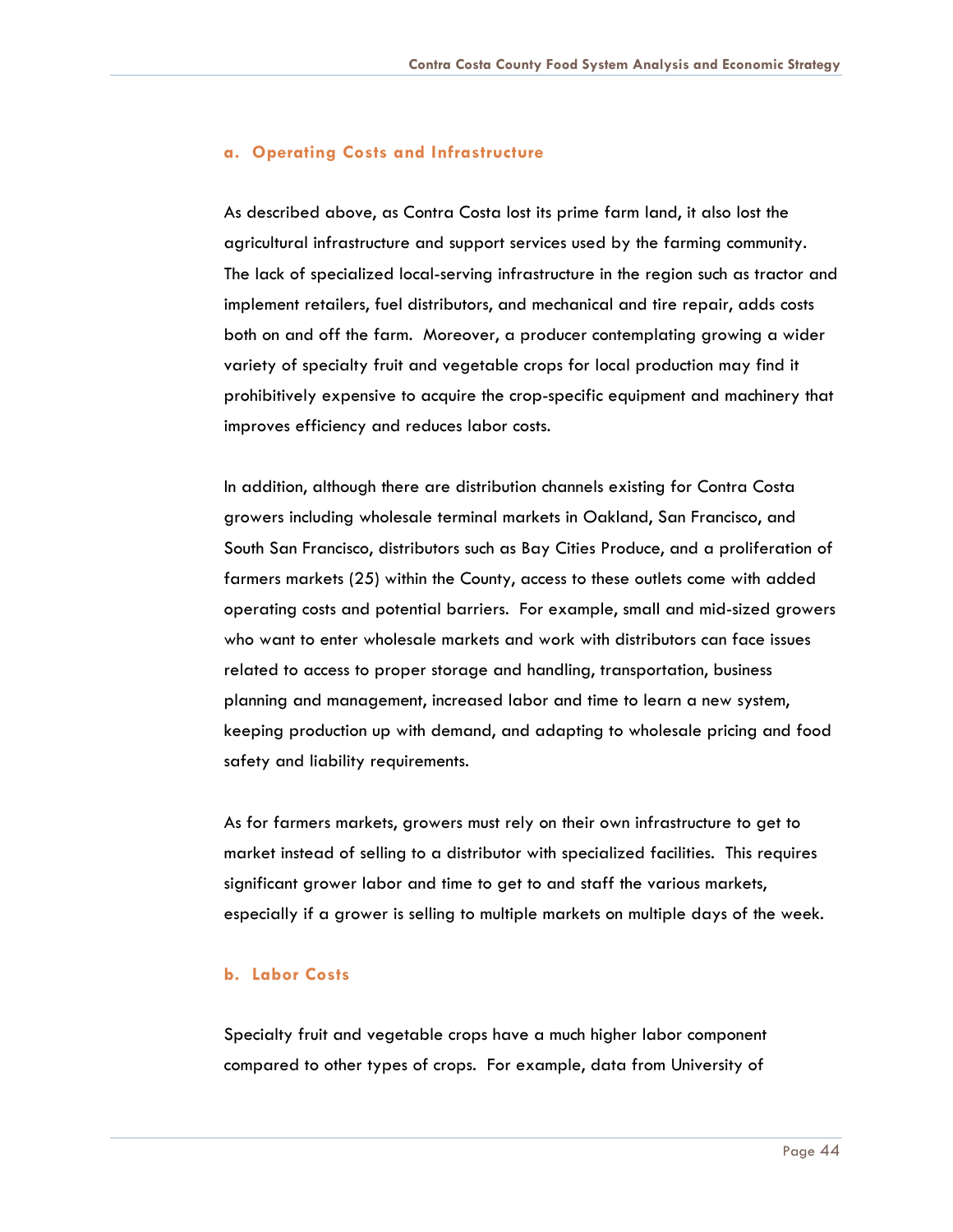### a. Operating Costs and Infrastructure

As described above, as Contra Costa lost its prime farm land, it also lost the agricultural infrastructure and support services used by the farming community. The lack of specialized local-serving infrastructure in the region such as tractor and implement retailers, fuel distributors, and mechanical and tire repair, adds costs both on and off the farm. Moreover, a producer contemplating growing a wider variety of specialty fruit and vegetable crops for local production may find it prohibitively expensive to acquire the crop-specific equipment and machinery that improves efficiency and reduces labor costs.

In addition, although there are distribution channels existing for Contra Costa growers including wholesale terminal markets in Oakland, San Francisco, and South San Francisco, distributors such as Bay Cities Produce, and a proliferation of farmers markets (25) within the County, access to these outlets come with added operating costs and potential barriers. For example, small and mid-sized growers who want to enter wholesale markets and work with distributors can face issues related to access to proper storage and handling, transportation, business planning and management, increased labor and time to learn a new system, keeping production up with demand, and adapting to wholesale pricing and food safety and liability requirements.

As for farmers markets, growers must rely on their own infrastructure to get to market instead of selling to a distributor with specialized facilities. This requires significant grower labor and time to get to and staff the various markets, especially if a grower is selling to multiple markets on multiple days of the week.

### b. Labor Costs

Specialty fruit and vegetable crops have a much higher labor component compared to other types of crops. For example, data from University of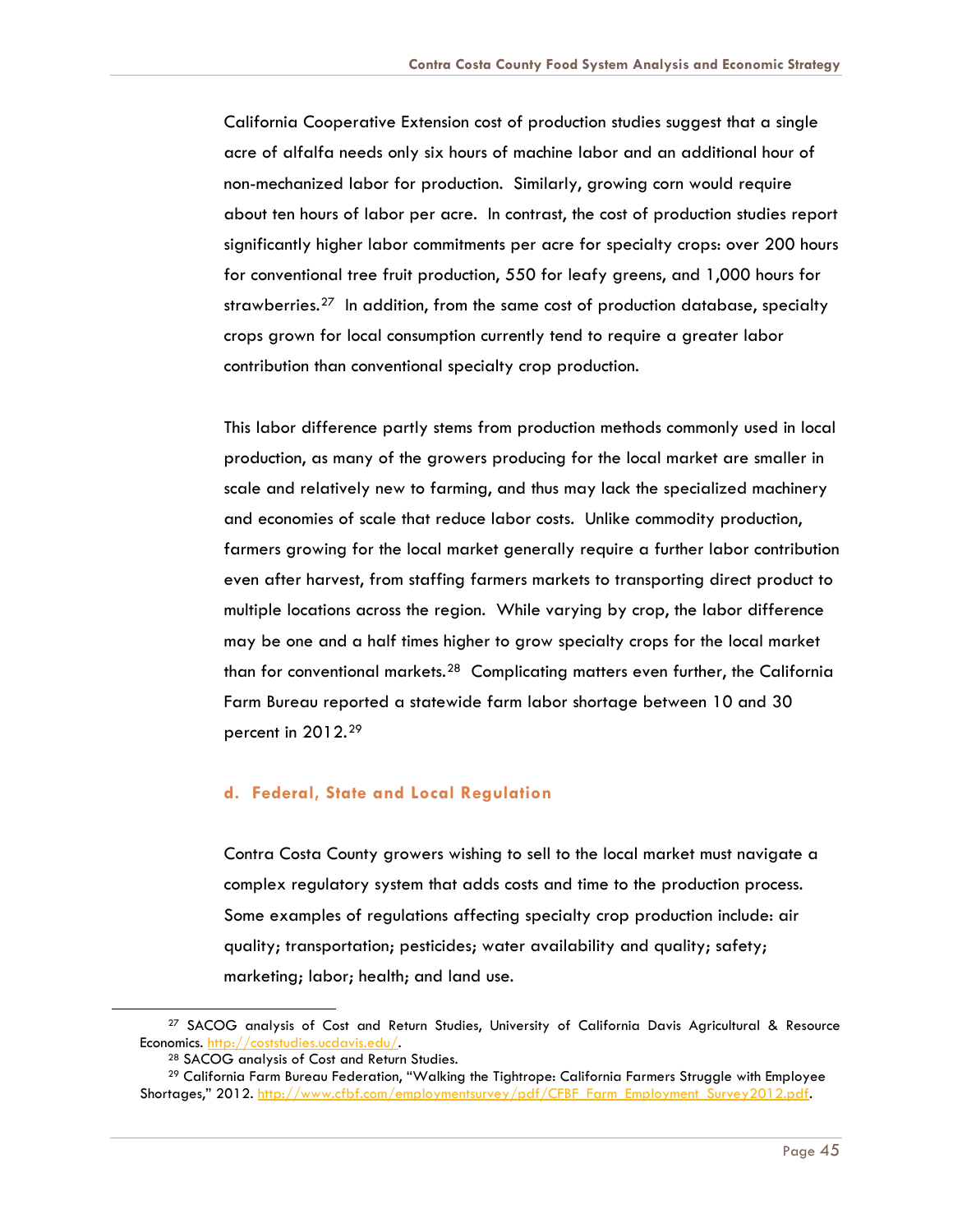California Cooperative Extension cost of production studies suggest that a single acre of alfalfa needs only six hours of machine labor and an additional hour of non-mechanized labor for production. Similarly, growing corn would require about ten hours of labor per acre. In contrast, the cost of production studies report significantly higher labor commitments per acre for specialty crops: over 200 hours for conventional tree fruit production, 550 for leafy greens, and 1,000 hours for strawberries.[27] In addition, from the same cost of production database, specialty crops grown for local consumption currently tend to require a greater labor contribution than conventional specialty crop production.

This labor difference partly stems from production methods commonly used in local production, as many of the growers producing for the local market are smaller in scale and relatively new to farming, and thus may lack the specialized machinery and economies of scale that reduce labor costs. Unlike commodity production, farmers growing for the local market generally require a further labor contribution even after harvest, from staffing farmers markets to transporting direct product to multiple locations across the region. While varying by crop, the labor difference may be one and a half times higher to grow specialty crops for the local market than for conventional markets.[28] Complicating matters even further, the California Farm Bureau reported a statewide farm labor shortage between 10 and 30 percent in 2012.[29]

### d. Federal, State and Local Regulation

Contra Costa County growers wishing to sell to the local market must navigate a complex regulatory system that adds costs and time to the production process. Some examples of regulations affecting specialty crop production include: air quality; transportation; pesticides; water availability and quality; safety; marketing; labor; health; and land use.

---

[27] SACOG analysis of Cost and Return Studies, University of California Davis Agricultural & Resource Economics. http://coststudies.ucdavis.edu/.

[28] SACOG analysis of Cost and Return Studies.

[29] California Farm Bureau Federation, "Walking the Tightrope: California Farmers Struggle with Employee Shortages," 2012. http://www.cfbf.com/employmentsurvey/pdf/CFBF_Farm_Employment_Survey2012.pdf.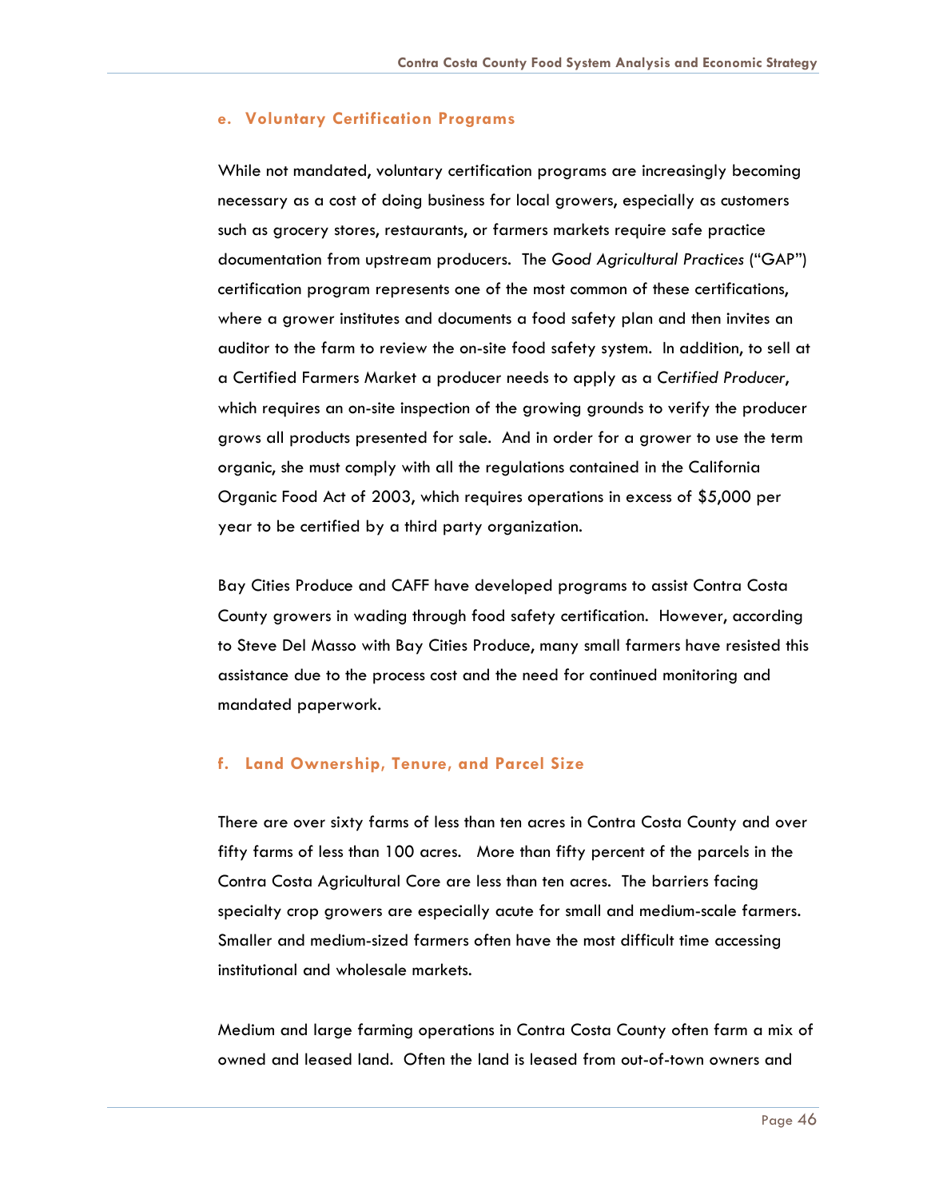#### e. Voluntary Certification Programs

While not mandated, voluntary certification programs are increasingly becoming necessary as a cost of doing business for local growers, especially as customers such as grocery stores, restaurants, or farmers markets require safe practice documentation from upstream producers. The *Good Agricultural Practices* ("GAP") certification program represents one of the most common of these certifications, where a grower institutes and documents a food safety plan and then invites an auditor to the farm to review the on-site food safety system. In addition, to sell at a Certified Farmers Market a producer needs to apply as a *Certified Producer*, which requires an on-site inspection of the growing grounds to verify the producer grows all products presented for sale. And in order for a grower to use the term organic, she must comply with all the regulations contained in the California Organic Food Act of 2003, which requires operations in excess of $5,000 per year to be certified by a third party organization.

Bay Cities Produce and CAFF have developed programs to assist Contra Costa County growers in wading through food safety certification. However, according to Steve Del Masso with Bay Cities Produce, many small farmers have resisted this assistance due to the process cost and the need for continued monitoring and mandated paperwork.

#### f. Land Ownership, Tenure, and Parcel Size

There are over sixty farms of less than ten acres in Contra Costa County and over fifty farms of less than 100 acres. More than fifty percent of the parcels in the Contra Costa Agricultural Core are less than ten acres. The barriers facing specialty crop growers are especially acute for small and medium-scale farmers. Smaller and medium-sized farmers often have the most difficult time accessing institutional and wholesale markets.

Medium and large farming operations in Contra Costa County often farm a mix of owned and leased land. Often the land is leased from out-of-town owners and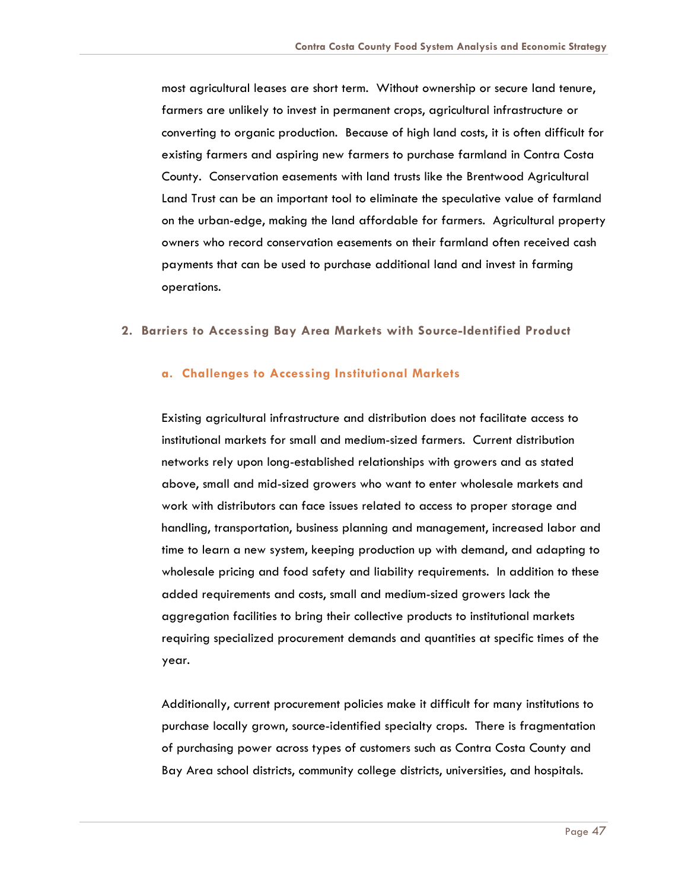most agricultural leases are short term. Without ownership or secure land tenure, farmers are unlikely to invest in permanent crops, agricultural infrastructure or converting to organic production. Because of high land costs, it is often difficult for existing farmers and aspiring new farmers to purchase farmland in Contra Costa County. Conservation easements with land trusts like the Brentwood Agricultural Land Trust can be an important tool to eliminate the speculative value of farmland on the urban-edge, making the land affordable for farmers. Agricultural property owners who record conservation easements on their farmland often received cash payments that can be used to purchase additional land and invest in farming operations.

## 2. Barriers to Accessing Bay Area Markets with Source-Identified Product

### a. Challenges to Accessing Institutional Markets

Existing agricultural infrastructure and distribution does not facilitate access to institutional markets for small and medium-sized farmers. Current distribution networks rely upon long-established relationships with growers and as stated above, small and mid-sized growers who want to enter wholesale markets and work with distributors can face issues related to access to proper storage and handling, transportation, business planning and management, increased labor and time to learn a new system, keeping production up with demand, and adapting to wholesale pricing and food safety and liability requirements. In addition to these added requirements and costs, small and medium-sized growers lack the aggregation facilities to bring their collective products to institutional markets requiring specialized procurement demands and quantities at specific times of the year.

Additionally, current procurement policies make it difficult for many institutions to purchase locally grown, source-identified specialty crops. There is fragmentation of purchasing power across types of customers such as Contra Costa County and Bay Area school districts, community college districts, universities, and hospitals.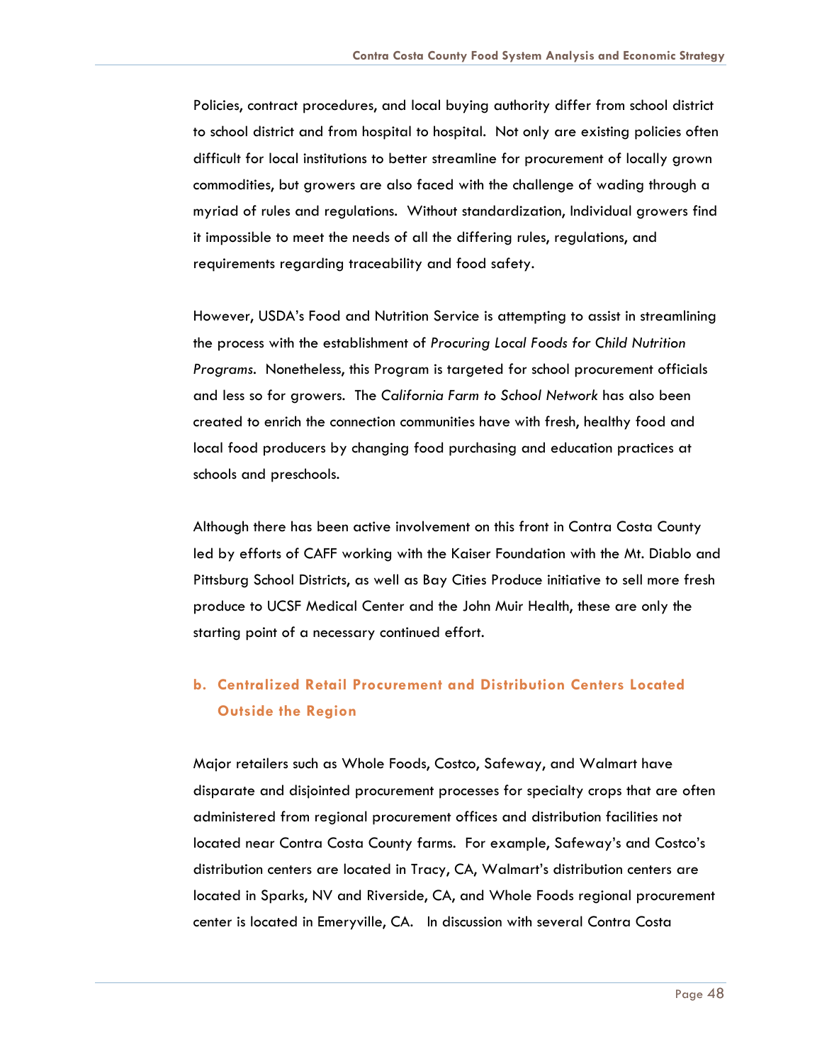Policies, contract procedures, and local buying authority differ from school district to school district and from hospital to hospital. Not only are existing policies often difficult for local institutions to better streamline for procurement of locally grown commodities, but growers are also faced with the challenge of wading through a myriad of rules and regulations. Without standardization, Individual growers find it impossible to meet the needs of all the differing rules, regulations, and requirements regarding traceability and food safety.

However, USDA's Food and Nutrition Service is attempting to assist in streamlining the process with the establishment of *Procuring Local Foods for Child Nutrition Programs*. Nonetheless, this Program is targeted for school procurement officials and less so for growers. The *California Farm to School Network* has also been created to enrich the connection communities have with fresh, healthy food and local food producers by changing food purchasing and education practices at schools and preschools.

Although there has been active involvement on this front in Contra Costa County led by efforts of CAFF working with the Kaiser Foundation with the Mt. Diablo and Pittsburg School Districts, as well as Bay Cities Produce initiative to sell more fresh produce to UCSF Medical Center and the John Muir Health, these are only the starting point of a necessary continued effort.

### b. Centralized Retail Procurement and Distribution Centers Located Outside the Region

Major retailers such as Whole Foods, Costco, Safeway, and Walmart have disparate and disjointed procurement processes for specialty crops that are often administered from regional procurement offices and distribution facilities not located near Contra Costa County farms. For example, Safeway's and Costco's distribution centers are located in Tracy, CA, Walmart's distribution centers are located in Sparks, NV and Riverside, CA, and Whole Foods regional procurement center is located in Emeryville, CA. In discussion with several Contra Costa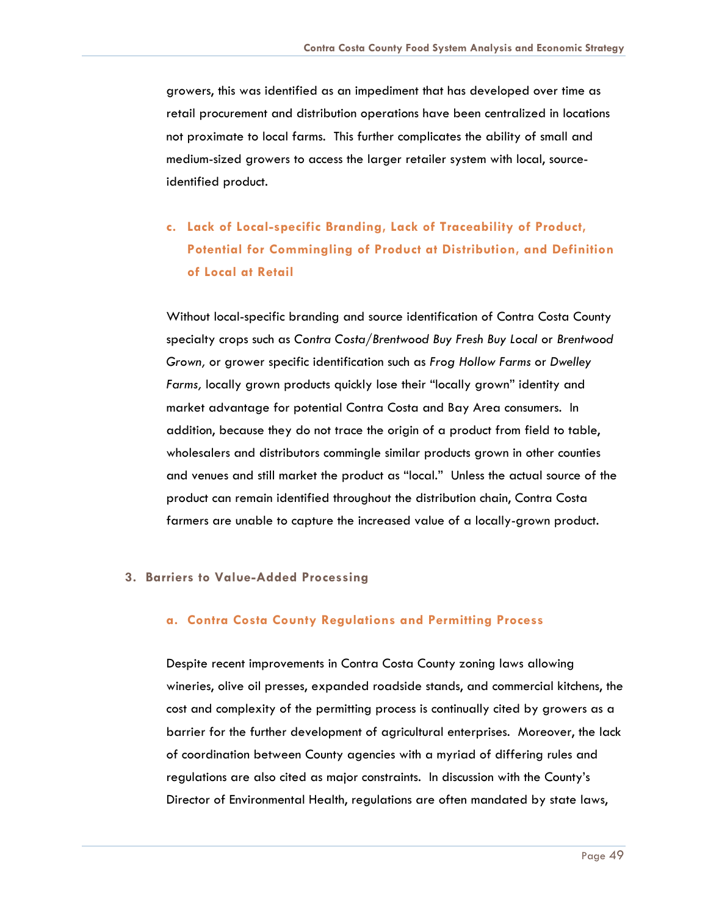growers, this was identified as an impediment that has developed over time as retail procurement and distribution operations have been centralized in locations not proximate to local farms. This further complicates the ability of small and medium-sized growers to access the larger retailer system with local, source-identified product.

#### c. Lack of Local-specific Branding, Lack of Traceability of Product, Potential for Commingling of Product at Distribution, and Definition of Local at Retail

Without local-specific branding and source identification of Contra Costa County specialty crops such as *Contra Costa/Brentwood Buy Fresh Buy Local* or *Brentwood Grown,* or grower specific identification such as *Frog Hollow Farms* or *Dwelley Farms,* locally grown products quickly lose their "locally grown" identity and market advantage for potential Contra Costa and Bay Area consumers. In addition, because they do not trace the origin of a product from field to table, wholesalers and distributors commingle similar products grown in other counties and venues and still market the product as "local." Unless the actual source of the product can remain identified throughout the distribution chain, Contra Costa farmers are unable to capture the increased value of a locally-grown product.

### 3. Barriers to Value-Added Processing

#### a. Contra Costa County Regulations and Permitting Process

Despite recent improvements in Contra Costa County zoning laws allowing wineries, olive oil presses, expanded roadside stands, and commercial kitchens, the cost and complexity of the permitting process is continually cited by growers as a barrier for the further development of agricultural enterprises. Moreover, the lack of coordination between County agencies with a myriad of differing rules and regulations are also cited as major constraints. In discussion with the County's Director of Environmental Health, regulations are often mandated by state laws,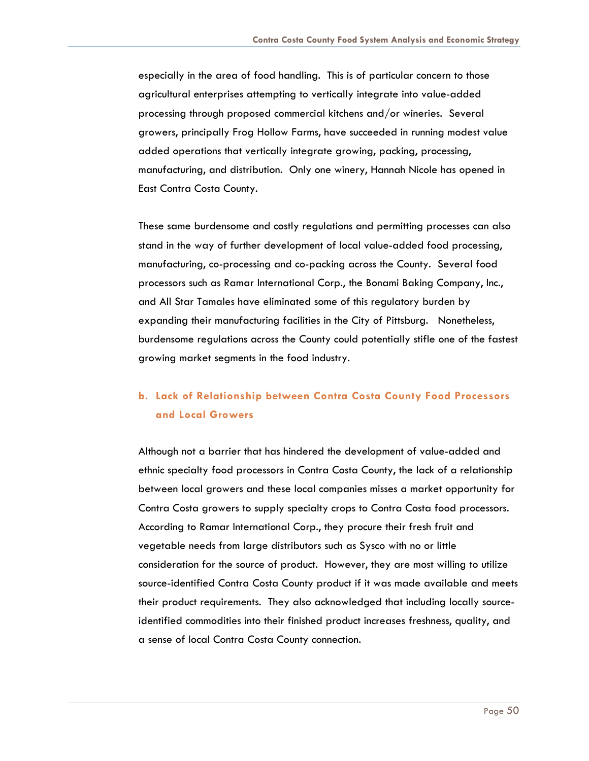especially in the area of food handling. This is of particular concern to those agricultural enterprises attempting to vertically integrate into value-added processing through proposed commercial kitchens and/or wineries. Several growers, principally Frog Hollow Farms, have succeeded in running modest value added operations that vertically integrate growing, packing, processing, manufacturing, and distribution. Only one winery, Hannah Nicole has opened in East Contra Costa County.

These same burdensome and costly regulations and permitting processes can also stand in the way of further development of local value-added food processing, manufacturing, co-processing and co-packing across the County. Several food processors such as Ramar International Corp., the Bonami Baking Company, Inc., and All Star Tamales have eliminated some of this regulatory burden by expanding their manufacturing facilities in the City of Pittsburg. Nonetheless, burdensome regulations across the County could potentially stifle one of the fastest growing market segments in the food industry.

### b. Lack of Relationship between Contra Costa County Food Processors and Local Growers

Although not a barrier that has hindered the development of value-added and ethnic specialty food processors in Contra Costa County, the lack of a relationship between local growers and these local companies misses a market opportunity for Contra Costa growers to supply specialty crops to Contra Costa food processors. According to Ramar International Corp., they procure their fresh fruit and vegetable needs from large distributors such as Sysco with no or little consideration for the source of product. However, they are most willing to utilize source-identified Contra Costa County product if it was made available and meets their product requirements. They also acknowledged that including locally source-identified commodities into their finished product increases freshness, quality, and a sense of local Contra Costa County connection.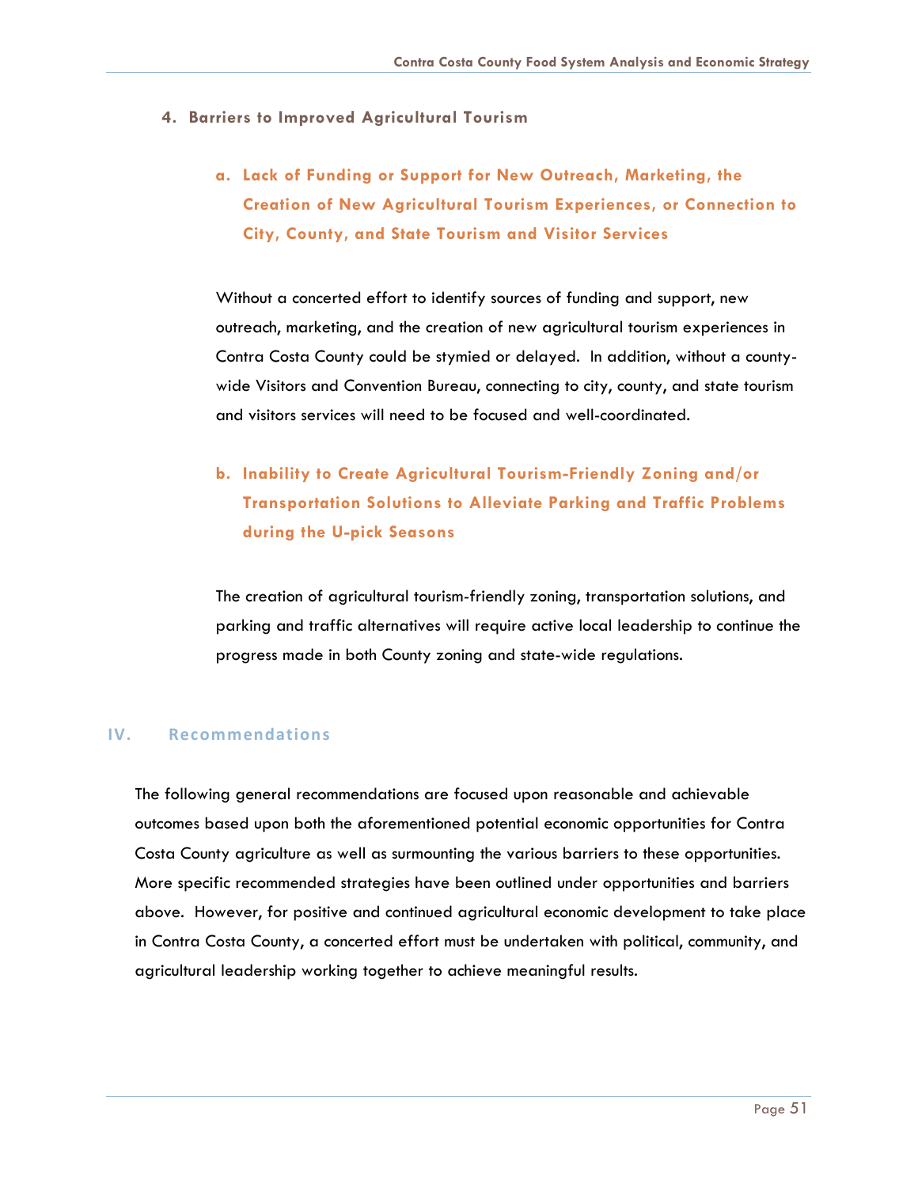### 4. Barriers to Improved Agricultural Tourism

#### a. Lack of Funding or Support for New Outreach, Marketing, the Creation of New Agricultural Tourism Experiences, or Connection to City, County, and State Tourism and Visitor Services

Without a concerted effort to identify sources of funding and support, new outreach, marketing, and the creation of new agricultural tourism experiences in Contra Costa County could be stymied or delayed. In addition, without a county-wide Visitors and Convention Bureau, connecting to city, county, and state tourism and visitors services will need to be focused and well-coordinated.

#### b. Inability to Create Agricultural Tourism-Friendly Zoning and/or Transportation Solutions to Alleviate Parking and Traffic Problems during the U-pick Seasons

The creation of agricultural tourism-friendly zoning, transportation solutions, and parking and traffic alternatives will require active local leadership to continue the progress made in both County zoning and state-wide regulations.

## IV. Recommendations

The following general recommendations are focused upon reasonable and achievable outcomes based upon both the aforementioned potential economic opportunities for Contra Costa County agriculture as well as surmounting the various barriers to these opportunities. More specific recommended strategies have been outlined under opportunities and barriers above. However, for positive and continued agricultural economic development to take place in Contra Costa County, a concerted effort must be undertaken with political, community, and agricultural leadership working together to achieve meaningful results.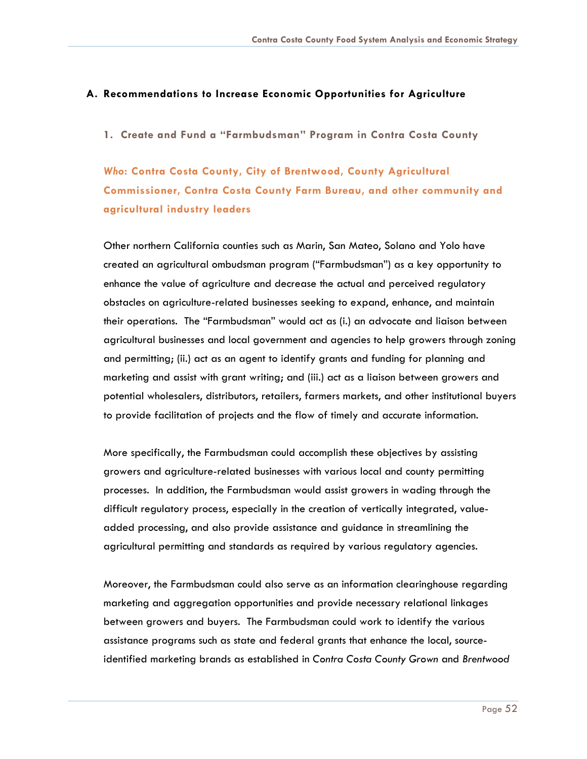## A. Recommendations to Increase Economic Opportunities for Agriculture

### 1. Create and Fund a "Farmbudsman" Program in Contra Costa County

***Who*: Contra Costa County, City of Brentwood, County Agricultural Commissioner, Contra Costa County Farm Bureau, and other community and agricultural industry leaders**

Other northern California counties such as Marin, San Mateo, Solano and Yolo have created an agricultural ombudsman program ("Farmbudsman") as a key opportunity to enhance the value of agriculture and decrease the actual and perceived regulatory obstacles on agriculture-related businesses seeking to expand, enhance, and maintain their operations. The "Farmbudsman" would act as (i.) an advocate and liaison between agricultural businesses and local government and agencies to help growers through zoning and permitting; (ii.) act as an agent to identify grants and funding for planning and marketing and assist with grant writing; and (iii.) act as a liaison between growers and potential wholesalers, distributors, retailers, farmers markets, and other institutional buyers to provide facilitation of projects and the flow of timely and accurate information.

More specifically, the Farmbudsman could accomplish these objectives by assisting growers and agriculture-related businesses with various local and county permitting processes. In addition, the Farmbudsman would assist growers in wading through the difficult regulatory process, especially in the creation of vertically integrated, value-added processing, and also provide assistance and guidance in streamlining the agricultural permitting and standards as required by various regulatory agencies.

Moreover, the Farmbudsman could also serve as an information clearinghouse regarding marketing and aggregation opportunities and provide necessary relational linkages between growers and buyers. The Farmbudsman could work to identify the various assistance programs such as state and federal grants that enhance the local, source-identified marketing brands as established in *Contra Costa County Grown* and *Brentwood*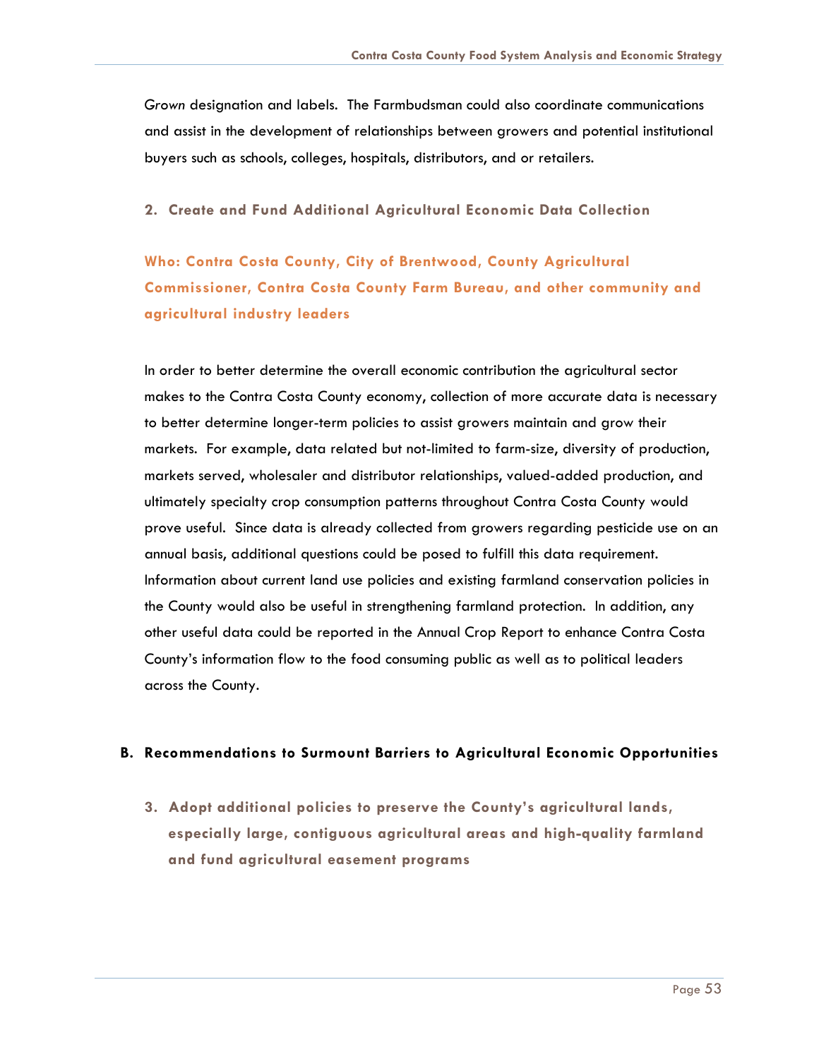*Grown* designation and labels. The Farmbudsman could also coordinate communications and assist in the development of relationships between growers and potential institutional buyers such as schools, colleges, hospitals, distributors, and or retailers.

### 2. Create and Fund Additional Agricultural Economic Data Collection

**Who: Contra Costa County, City of Brentwood, County Agricultural Commissioner, Contra Costa County Farm Bureau, and other community and agricultural industry leaders**

In order to better determine the overall economic contribution the agricultural sector makes to the Contra Costa County economy, collection of more accurate data is necessary to better determine longer-term policies to assist growers maintain and grow their markets. For example, data related but not-limited to farm-size, diversity of production, markets served, wholesaler and distributor relationships, valued-added production, and ultimately specialty crop consumption patterns throughout Contra Costa County would prove useful. Since data is already collected from growers regarding pesticide use on an annual basis, additional questions could be posed to fulfill this data requirement. Information about current land use policies and existing farmland conservation policies in the County would also be useful in strengthening farmland protection. In addition, any other useful data could be reported in the Annual Crop Report to enhance Contra Costa County's information flow to the food consuming public as well as to political leaders across the County.

## B. Recommendations to Surmount Barriers to Agricultural Economic Opportunities

### 3. Adopt additional policies to preserve the County's agricultural lands, especially large, contiguous agricultural areas and high-quality farmland and fund agricultural easement programs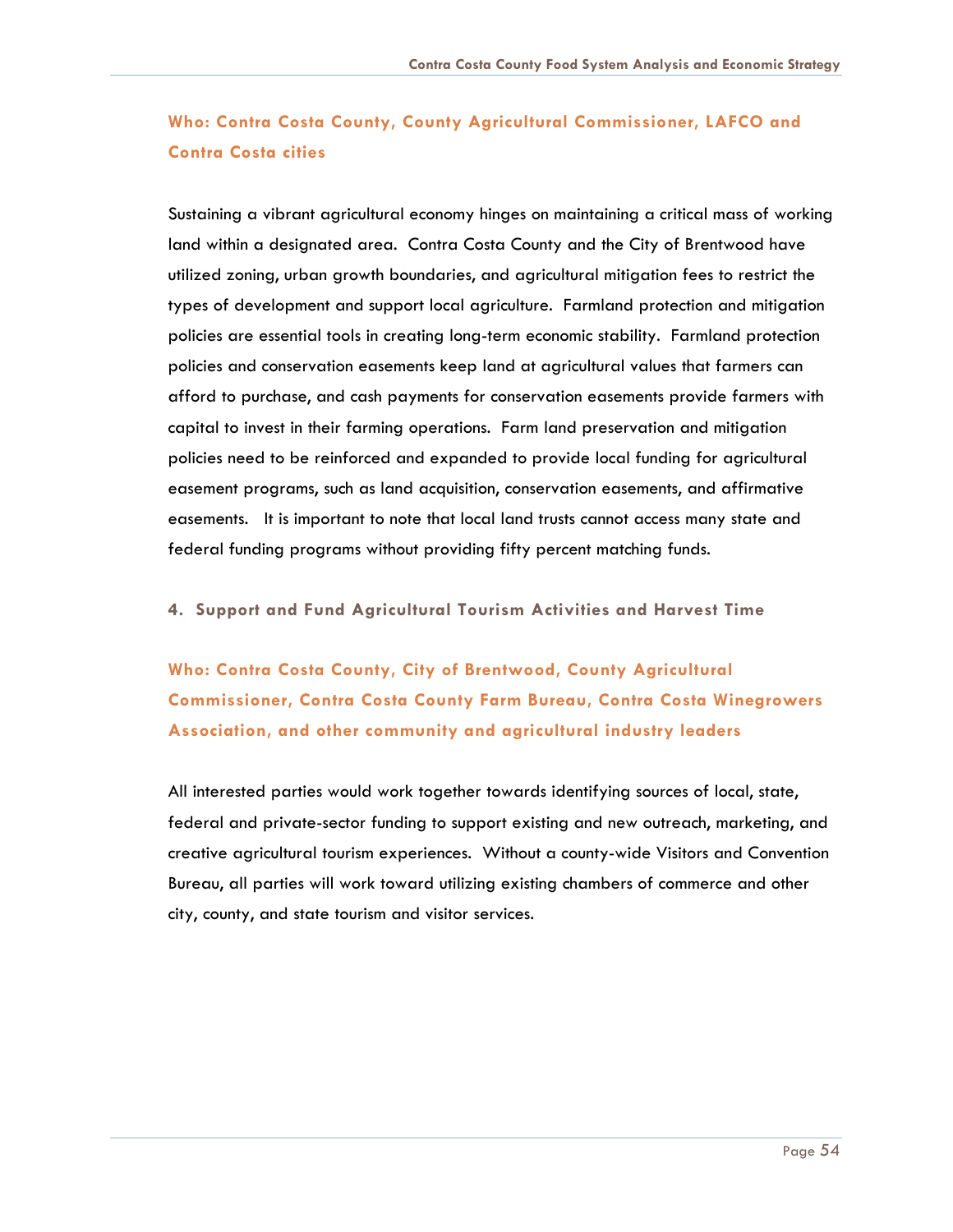### Who: Contra Costa County, County Agricultural Commissioner, LAFCO and Contra Costa cities

Sustaining a vibrant agricultural economy hinges on maintaining a critical mass of working land within a designated area. Contra Costa County and the City of Brentwood have utilized zoning, urban growth boundaries, and agricultural mitigation fees to restrict the types of development and support local agriculture. Farmland protection and mitigation policies are essential tools in creating long-term economic stability. Farmland protection policies and conservation easements keep land at agricultural values that farmers can afford to purchase, and cash payments for conservation easements provide farmers with capital to invest in their farming operations. Farm land preservation and mitigation policies need to be reinforced and expanded to provide local funding for agricultural easement programs, such as land acquisition, conservation easements, and affirmative easements. It is important to note that local land trusts cannot access many state and federal funding programs without providing fifty percent matching funds.

#### 4. Support and Fund Agricultural Tourism Activities and Harvest Time

### Who: Contra Costa County, City of Brentwood, County Agricultural Commissioner, Contra Costa County Farm Bureau, Contra Costa Winegrowers Association, and other community and agricultural industry leaders

All interested parties would work together towards identifying sources of local, state, federal and private-sector funding to support existing and new outreach, marketing, and creative agricultural tourism experiences. Without a county-wide Visitors and Convention Bureau, all parties will work toward utilizing existing chambers of commerce and other city, county, and state tourism and visitor services.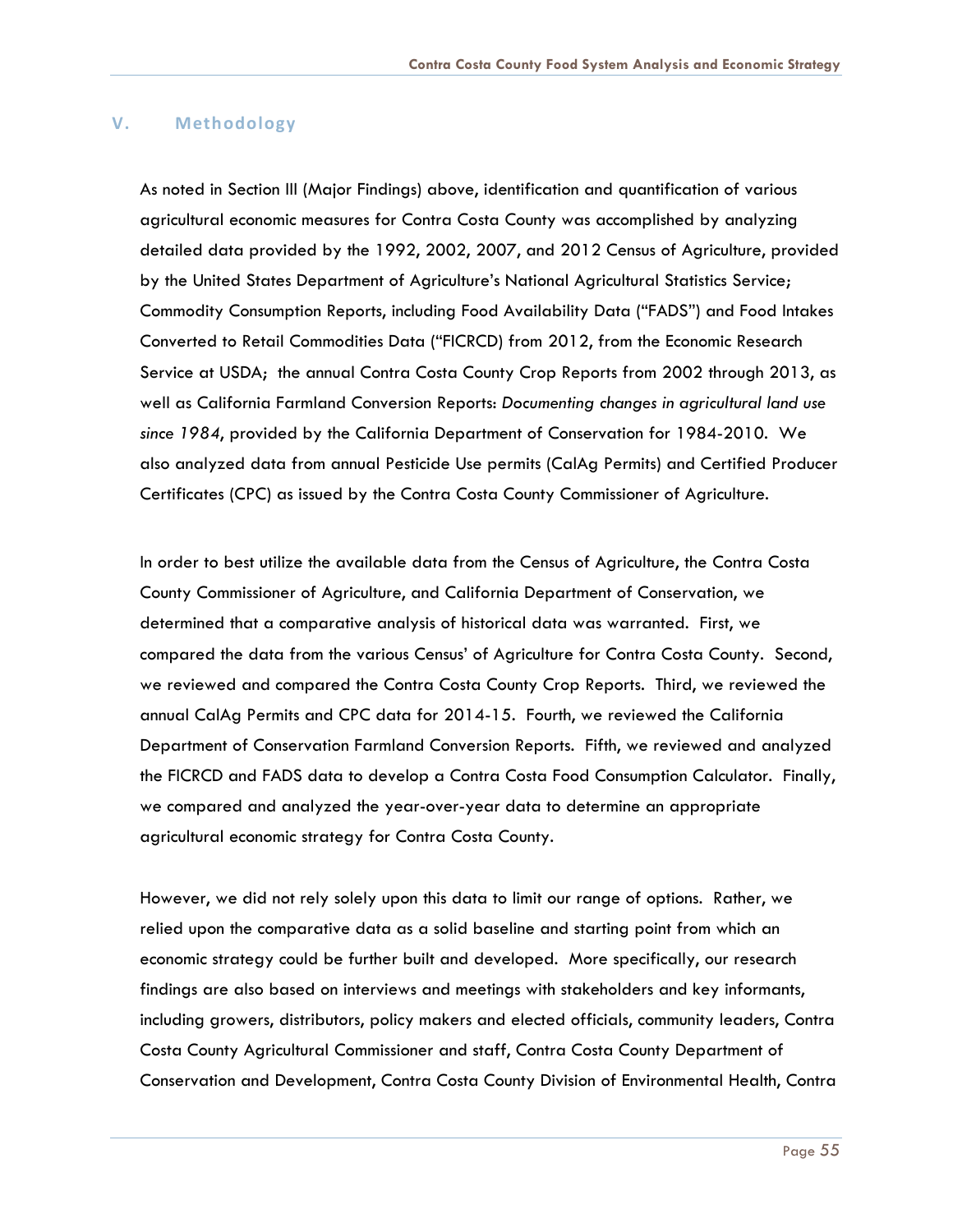## V. Methodology

As noted in Section III (Major Findings) above, identification and quantification of various agricultural economic measures for Contra Costa County was accomplished by analyzing detailed data provided by the 1992, 2002, 2007, and 2012 Census of Agriculture, provided by the United States Department of Agriculture's National Agricultural Statistics Service; Commodity Consumption Reports, including Food Availability Data ("FADS") and Food Intakes Converted to Retail Commodities Data ("FICRCD) from 2012, from the Economic Research Service at USDA; the annual Contra Costa County Crop Reports from 2002 through 2013, as well as California Farmland Conversion Reports: *Documenting changes in agricultural land use since 1984*, provided by the California Department of Conservation for 1984-2010. We also analyzed data from annual Pesticide Use permits (CalAg Permits) and Certified Producer Certificates (CPC) as issued by the Contra Costa County Commissioner of Agriculture.

In order to best utilize the available data from the Census of Agriculture, the Contra Costa County Commissioner of Agriculture, and California Department of Conservation, we determined that a comparative analysis of historical data was warranted. First, we compared the data from the various Census' of Agriculture for Contra Costa County. Second, we reviewed and compared the Contra Costa County Crop Reports. Third, we reviewed the annual CalAg Permits and CPC data for 2014-15. Fourth, we reviewed the California Department of Conservation Farmland Conversion Reports. Fifth, we reviewed and analyzed the FICRCD and FADS data to develop a Contra Costa Food Consumption Calculator. Finally, we compared and analyzed the year-over-year data to determine an appropriate agricultural economic strategy for Contra Costa County.

However, we did not rely solely upon this data to limit our range of options. Rather, we relied upon the comparative data as a solid baseline and starting point from which an economic strategy could be further built and developed. More specifically, our research findings are also based on interviews and meetings with stakeholders and key informants, including growers, distributors, policy makers and elected officials, community leaders, Contra Costa County Agricultural Commissioner and staff, Contra Costa County Department of Conservation and Development, Contra Costa County Division of Environmental Health, Contra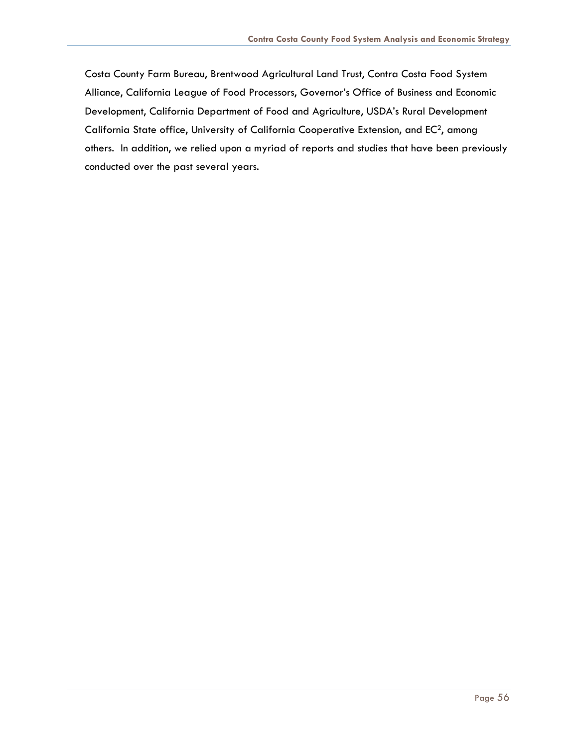Costa County Farm Bureau, Brentwood Agricultural Land Trust, Contra Costa Food System Alliance, California League of Food Processors, Governor's Office of Business and Economic Development, California Department of Food and Agriculture, USDA's Rural Development California State office, University of California Cooperative Extension, and $EC^2$, among others. In addition, we relied upon a myriad of reports and studies that have been previously conducted over the past several years.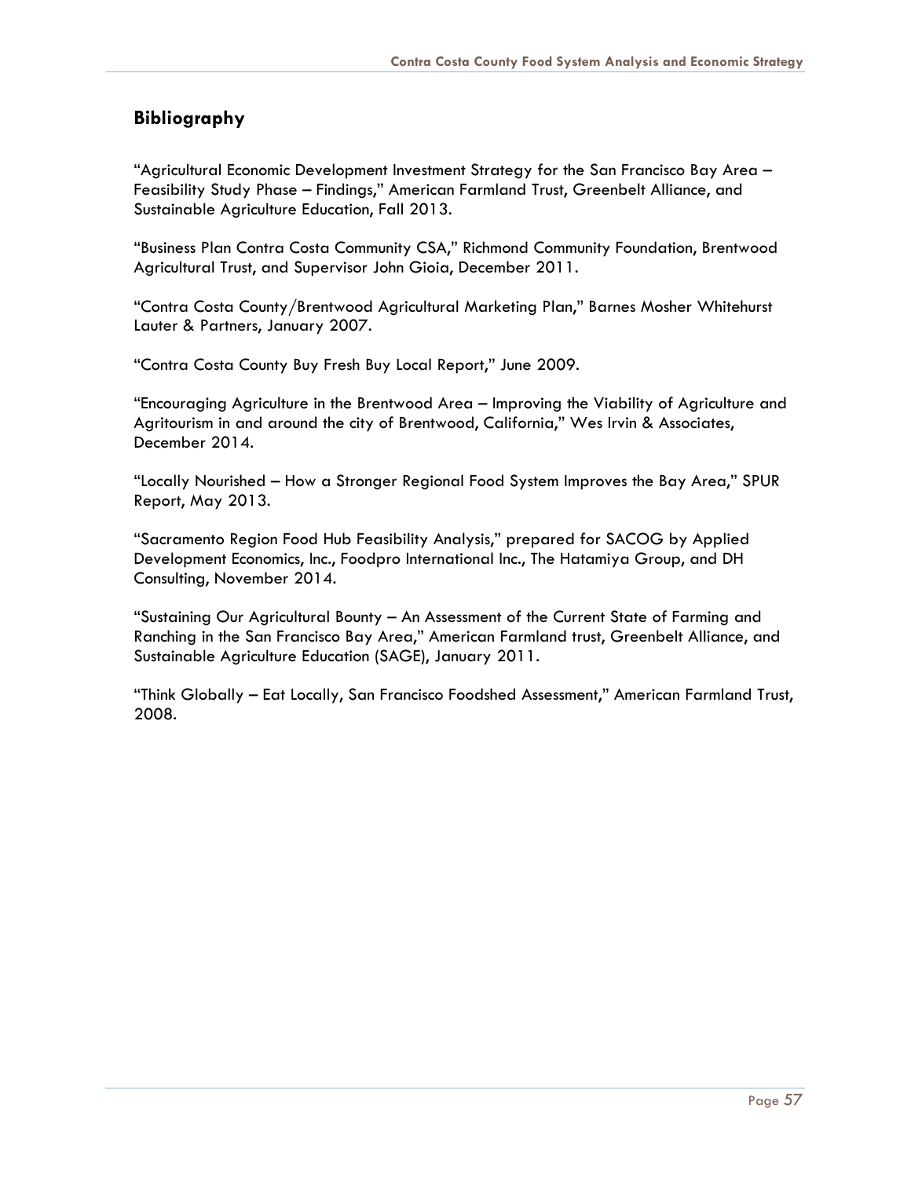## Bibliography

"Agricultural Economic Development Investment Strategy for the San Francisco Bay Area – Feasibility Study Phase – Findings," American Farmland Trust, Greenbelt Alliance, and Sustainable Agriculture Education, Fall 2013.

"Business Plan Contra Costa Community CSA," Richmond Community Foundation, Brentwood Agricultural Trust, and Supervisor John Gioia, December 2011.

"Contra Costa County/Brentwood Agricultural Marketing Plan," Barnes Mosher Whitehurst Lauter & Partners, January 2007.

"Contra Costa County Buy Fresh Buy Local Report," June 2009.

"Encouraging Agriculture in the Brentwood Area – Improving the Viability of Agriculture and Agritourism in and around the city of Brentwood, California," Wes Irvin & Associates, December 2014.

"Locally Nourished – How a Stronger Regional Food System Improves the Bay Area," SPUR Report, May 2013.

"Sacramento Region Food Hub Feasibility Analysis," prepared for SACOG by Applied Development Economics, Inc., Foodpro International Inc., The Hatamiya Group, and DH Consulting, November 2014.

"Sustaining Our Agricultural Bounty – An Assessment of the Current State of Farming and Ranching in the San Francisco Bay Area," American Farmland trust, Greenbelt Alliance, and Sustainable Agriculture Education (SAGE), January 2011.

"Think Globally – Eat Locally, San Francisco Foodshed Assessment," American Farmland Trust, 2008.